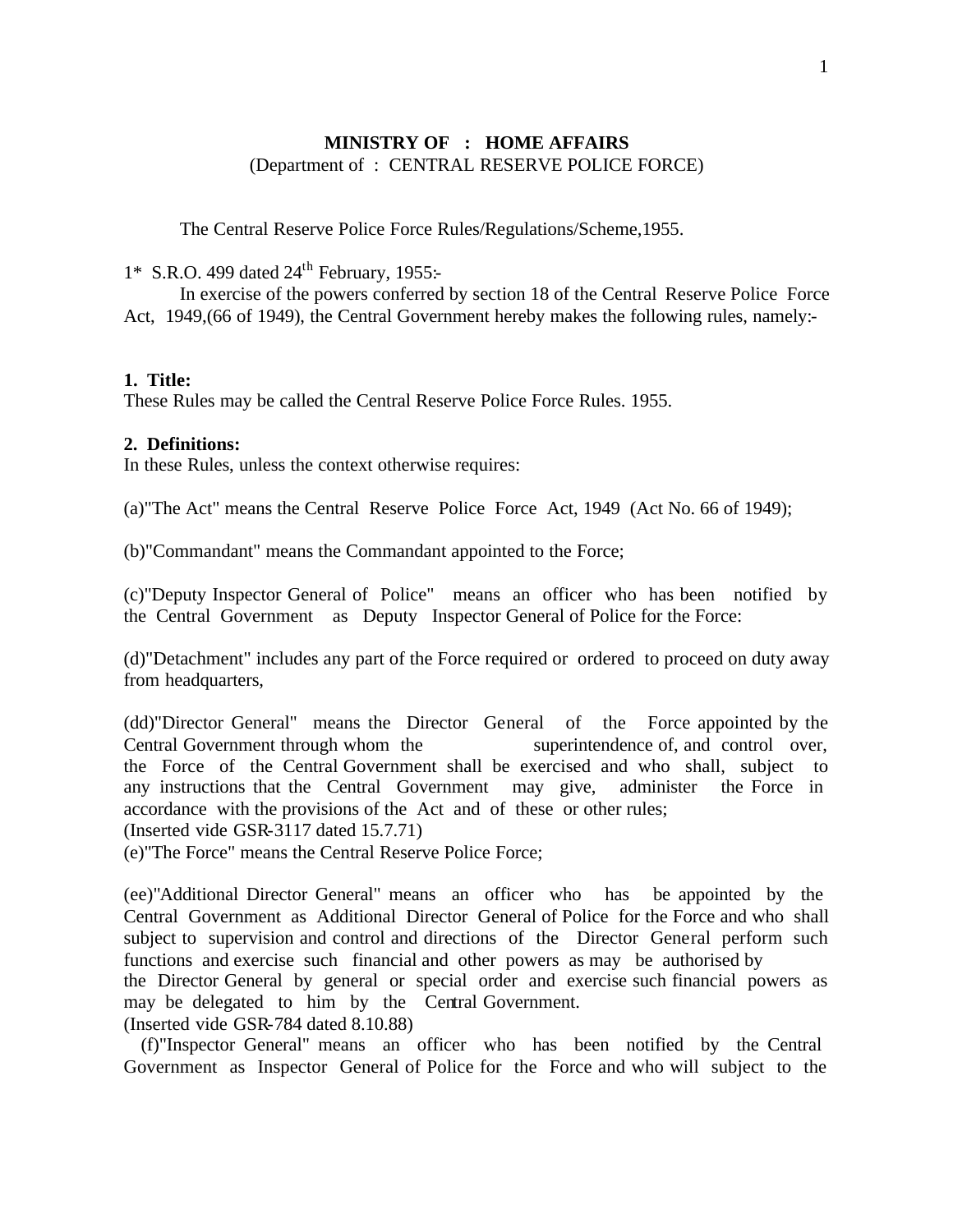**MINISTRY OF : HOME AFFAIRS**
(Department of : CENTRAL RESERVE POLICE FORCE)

The Central Reserve Police Force Rules/Regulations/Scheme,1955.

1* S.R.O. 499 dated 24th February, 1955:-

In exercise of the powers conferred by section 18 of the Central Reserve Police Force Act, 1949,(66 of 1949), the Central Government hereby makes the following rules, namely:-

**1. Title:**
These Rules may be called the Central Reserve Police Force Rules. 1955.

**2. Definitions:**
In these Rules, unless the context otherwise requires:

(a)"The Act" means the Central Reserve Police Force Act, 1949 (Act No. 66 of 1949);

(b)"Commandant" means the Commandant appointed to the Force;

(c)"Deputy Inspector General of Police" means an officer who has been notified by the Central Government as Deputy Inspector General of Police for the Force:

(d)"Detachment" includes any part of the Force required or ordered to proceed on duty away from headquarters,

(dd)"Director General" means the Director General of the Force appointed by the Central Government through whom the superintendence of, and control over, the Force of the Central Government shall be exercised and who shall, subject to any instructions that the Central Government may give, administer the Force in accordance with the provisions of the Act and of these or other rules;
(Inserted vide GSR-3117 dated 15.7.71)

(e)"The Force" means the Central Reserve Police Force;

(ee)"Additional Director General" means an officer who has be appointed by the Central Government as Additional Director General of Police for the Force and who shall subject to supervision and control and directions of the Director General perform such functions and exercise such financial and other powers as may be authorised by the Director General by general or special order and exercise such financial powers as may be delegated to him by the Central Government.
(Inserted vide GSR-784 dated 8.10.88)

(f)"Inspector General" means an officer who has been notified by the Central Government as Inspector General of Police for the Force and who will subject to the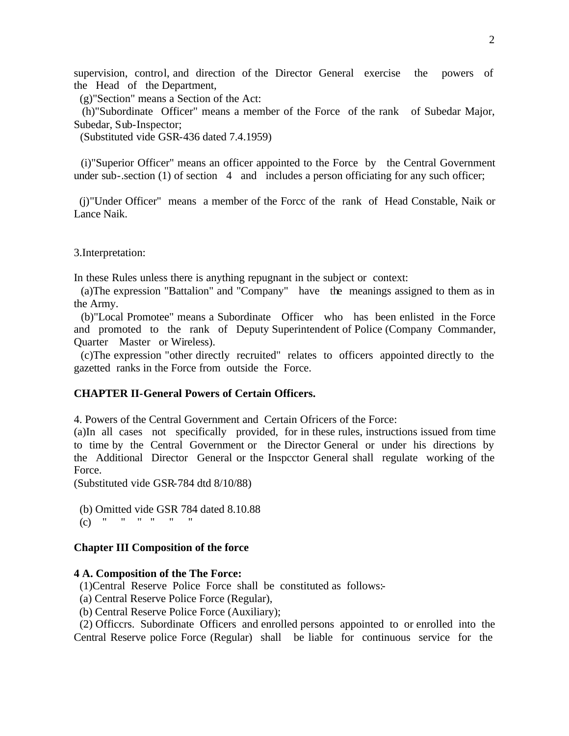supervision, control, and direction of the Director General exercise the powers of the Head of the Department,

(g)"Section" means a Section of the Act:

(h)"Subordinate Officer" means a member of the Force of the rank of Subedar Major, Subedar, Sub-Inspector;

(Substituted vide GSR-436 dated 7.4.1959)

(i)"Superior Officer" means an officer appointed to the Force by the Central Government under sub-.section (1) of section 4 and includes a person officiating for any such officer;

(j)"Under Officer" means a member of the Forcc of the rank of Head Constable, Naik or Lance Naik.

3.Interpretation:

In these Rules unless there is anything repugnant in the subject or context:

(a)The expression "Battalion" and "Company" have the meanings assigned to them as in the Army.

(b)"Local Promotee" means a Subordinate Officer who has been enlisted in the Force and promoted to the rank of Deputy Superintendent of Police (Company Commander, Quarter Master or Wireless).

(c)The expression "other directly recruited" relates to officers appointed directly to the gazetted ranks in the Force from outside the Force.

**CHAPTER II-General Powers of Certain Officers.**

4. Powers of the Central Government and Certain Ofricers of the Force:

(a)In all cases not specifically provided, for in these rules, instructions issued from time to time by the Central Government or the Director General or under his directions by the Additional Director General or the Inspcctor General shall regulate working of the Force.

(Substituted vide GSR-784 dtd 8/10/88)

(b) Omitted vide GSR 784 dated 8.10.88

(c) " " " " " "

**Chapter III Composition of the force**

**4 A. Composition of the The Force:**

(1)Central Reserve Police Force shall be constituted as follows:-

(a) Central Reserve Police Force (Regular),

(b) Central Reserve Police Force (Auxiliary);

(2) Officcrs. Subordinate Officers and enrolled persons appointed to or enrolled into the Central Reserve police Force (Regular) shall be liable for continuous service for the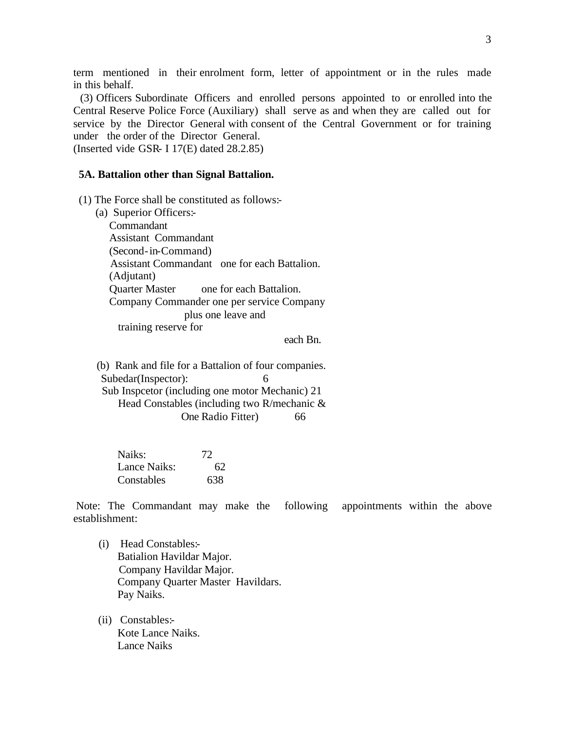term mentioned in their enrolment form, letter of appointment or in the rules made in this behalf.

(3) Officers Subordinate Officers and enrolled persons appointed to or enrolled into the Central Reserve Police Force (Auxiliary) shall serve as and when they are called out for service by the Director General with consent of the Central Government or for training under the order of the Director General.
(Inserted vide GSR- I 17(E) dated 28.2.85)

**5A. Battalion other than Signal Battalion.**

(1) The Force shall be constituted as follows:-

(a) Superior Officers:-

Commandant
Assistant Commandant
(Second-in-Command)
Assistant Commandant one for each Battalion.
(Adjutant)
Quarter Master one for each Battalion.
Company Commander one per service Company plus one leave and training reserve for each Bn.

(b) Rank and file for a Battalion of four companies.

| | |
|---|---|
| Subedar(Inspector): | 6 |
| Sub Inspcetor (including one motor Mechanic) | 21 |
| Head Constables (including two R/mechanic & One Radio Fitter) | 66 |
| Naiks: | 72 |
| Lance Naiks: | 62 |
| Constables | 638 |

Note: The Commandant may make the following appointments within the above establishment:

(i) Head Constables:-
Batialion Havildar Major.
Company Havildar Major.
Company Quarter Master Havildars.
Pay Naiks.

(ii) Constables:-
Kote Lance Naiks.
Lance Naiks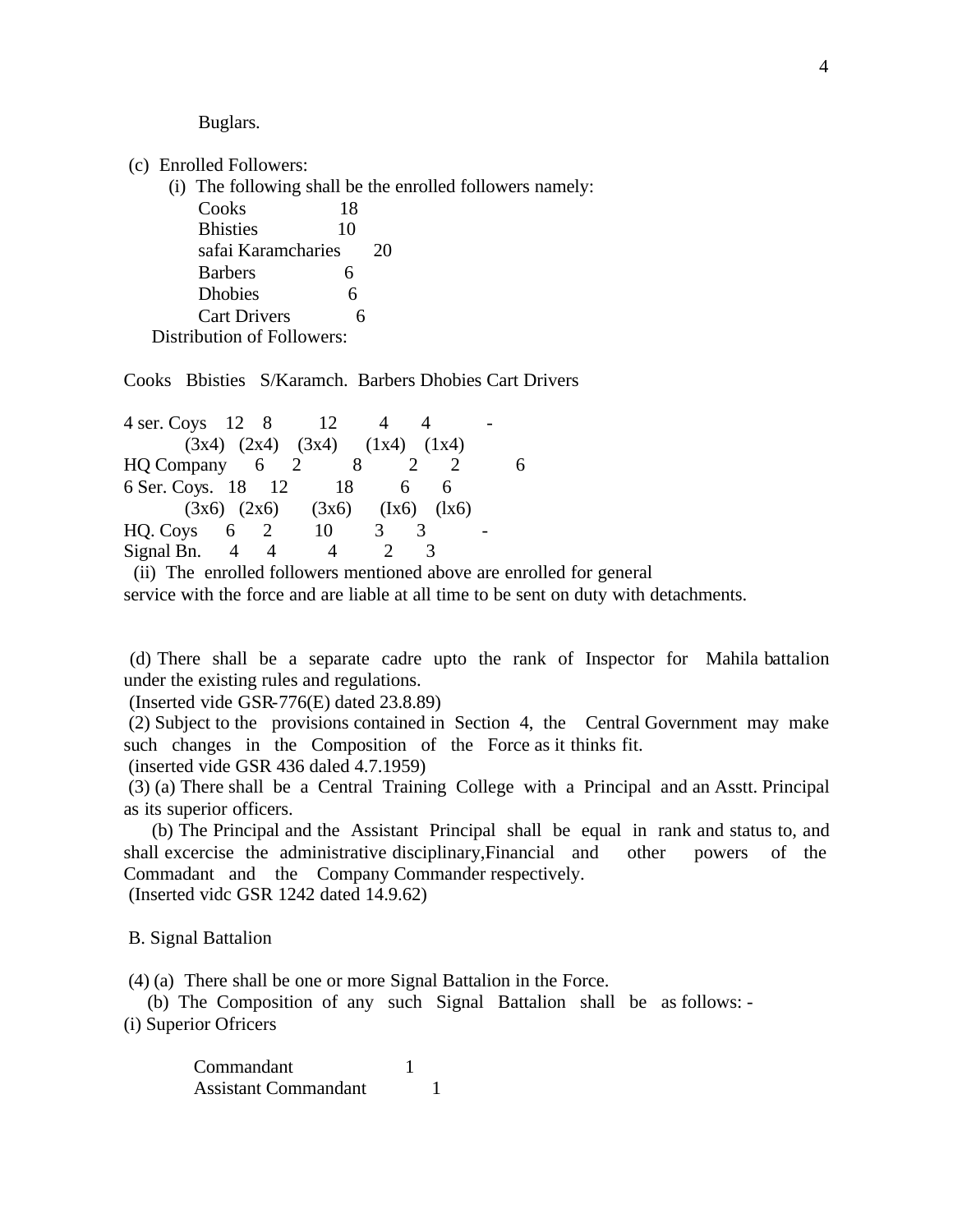Buglars.

(c) Enrolled Followers:

(i) The following shall be the enrolled followers namely:

| | |
|---|---|
| Cooks | 18 |
| Bhisties | 10 |
| safai Karamcharies | 20 |
| Barbers | 6 |
| Dhobies | 6 |
| Cart Drivers | 6 |

Distribution of Followers:

| | Cooks | Bbisties | S/Karamch. | Barbers | Dhobies | Cart Drivers |
|---|---|---|---|---|---|---|
| 4 ser. Coys | 12 (3x4) | 8 (2x4) | 12 (3x4) | 4 (1x4) | 4 (1x4) | - |
| HQ Company | 6 | 2 | 8 | 2 | 2 | 6 |
| 6 Ser. Coys. | 18 (3x6) | 12 (2x6) | 18 (3x6) | 6 (Ix6) | 6 (lx6) | |
| HQ. Coys | 6 | 2 | 10 | 3 | 3 | - |
| Signal Bn. | 4 | 4 | 4 | 2 | 3 | |

(ii) The enrolled followers mentioned above are enrolled for general service with the force and are liable at all time to be sent on duty with detachments.

(d) There shall be a separate cadre upto the rank of Inspector for Mahila battalion under the existing rules and regulations.
(Inserted vide GSR-776(E) dated 23.8.89)

(2) Subject to the provisions contained in Section 4, the Central Government may make such changes in the Composition of the Force as it thinks fit.
(inserted vide GSR 436 daled 4.7.1959)

(3) (a) There shall be a Central Training College with a Principal and an Asstt. Principal as its superior officers.

(b) The Principal and the Assistant Principal shall be equal in rank and status to, and shall excercise the administrative disciplinary,Financial and other powers of the Commadant and the Company Commander respectively.
(Inserted vidc GSR 1242 dated 14.9.62)

B. Signal Battalion

(4) (a) There shall be one or more Signal Battalion in the Force.

(b) The Composition of any such Signal Battalion shall be as follows: -

(i) Superior Ofricers

| | |
|---|---|
| Commandant | 1 |
| Assistant Commandant | 1 |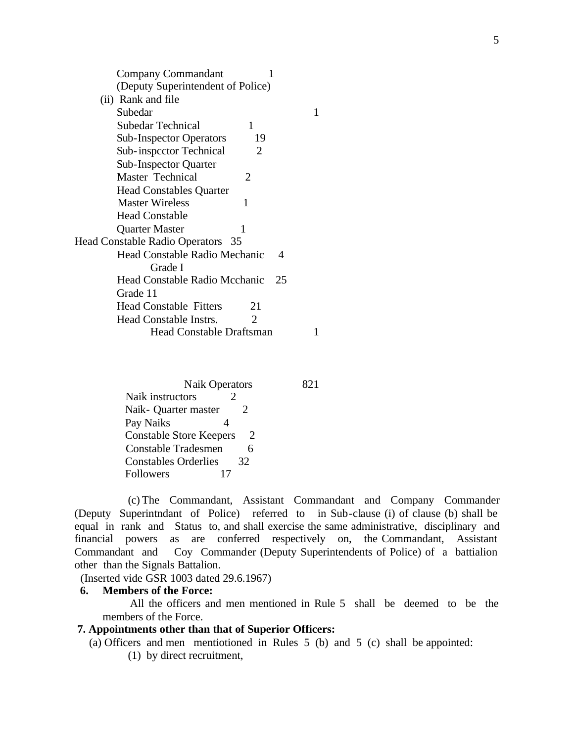Company Commandant 1
(Deputy Superintendent of Police)

(ii) Rank and file

| | |
|---|---|
| Subedar | 1 |
| Subedar Technical | 1 |
| Sub-Inspector Operators | 19 |
| Sub-inspcctor Technical | 2 |
| Sub-Inspector Quarter Master Technical | 2 |
| Head Constables Quarter Master Wireless | 1 |
| Head Constable Quarter Master | 1 |
| Head Constable Radio Operators | 35 |
| Head Constable Radio Mechanic Grade I | 4 |
| Head Constable Radio Mcchanic Grade 11 | 25 |
| Head Constable Fitters | 21 |
| Head Constable Instrs. | 2 |
| Head Constable Draftsman | 1 |
| Naik Operators | 821 |
| Naik instructors | 2 |
| Naik- Quarter master | 2 |
| Pay Naiks | 4 |
| Constable Store Keepers | 2 |
| Constable Tradesmen | 6 |
| Constables Orderlies | 32 |
| Followers | 17 |

(c) The Commandant, Assistant Commandant and Company Commander (Deputy Superintndant of Police) referred to in Sub-clause (i) of clause (b) shall be equal in rank and Status to, and shall exercise the same administrative, disciplinary and financial powers as are conferred respectively on, the Commandant, Assistant Commandant and Coy Commander (Deputy Superintendents of Police) of a battialion other than the Signals Battalion.

(Inserted vide GSR 1003 dated 29.6.1967)

**6. Members of the Force:**

All the officers and men mentioned in Rule 5 shall be deemed to be the members of the Force.

**7. Appointments other than that of Superior Officers:**

(a) Officers and men mentiotioned in Rules 5 (b) and 5 (c) shall be appointed:

(1) by direct recruitment,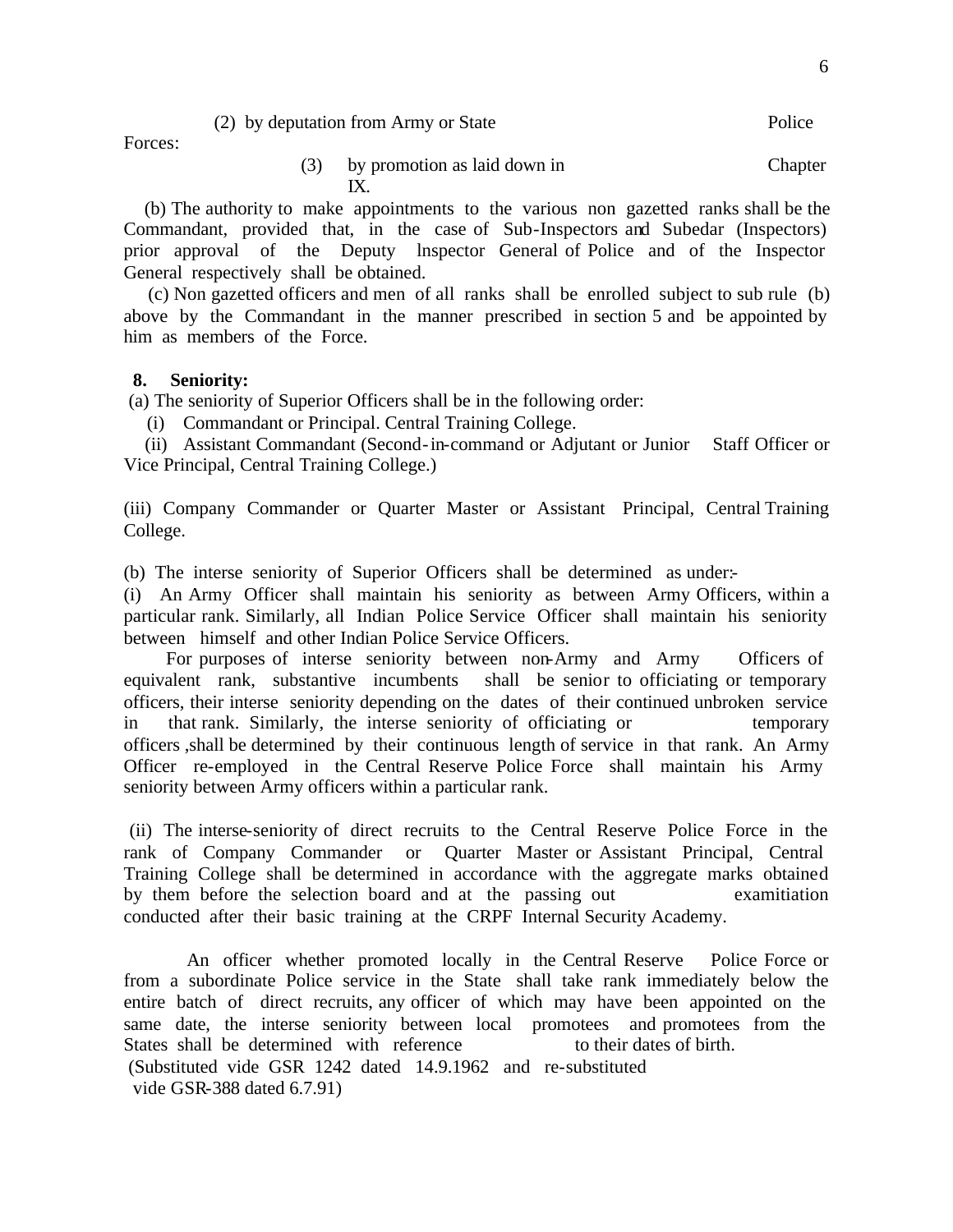(2) by deputation from Army or State Police Forces:

(3) by promotion as laid down in Chapter IX.

(b) The authority to make appointments to the various non gazetted ranks shall be the Commandant, provided that, in the case of Sub-Inspectors and Subedar (Inspectors) prior approval of the Deputy lnspector General of Police and of the Inspector General respectively shall be obtained.

(c) Non gazetted officers and men of all ranks shall be enrolled subject to sub rule (b) above by the Commandant in the manner prescribed in section 5 and be appointed by him as members of the Force.

**8. Seniority:**

(a) The seniority of Superior Officers shall be in the following order:

(i) Commandant or Principal. Central Training College.

(ii) Assistant Commandant (Second-in-command or Adjutant or Junior Staff Officer or Vice Principal, Central Training College.)

(iii) Company Commander or Quarter Master or Assistant Principal, Central Training College.

(b) The interse seniority of Superior Officers shall be determined as under:-

(i) An Army Officer shall maintain his seniority as between Army Officers, within a particular rank. Similarly, all Indian Police Service Officer shall maintain his seniority between himself and other Indian Police Service Officers.

For purposes of interse seniority between non-Army and Army Officers of equivalent rank, substantive incumbents shall be senior to officiating or temporary officers, their interse seniority depending on the dates of their continued unbroken service in that rank. Similarly, the interse seniority of officiating or temporary officers ,shall be determined by their continuous length of service in that rank. An Army Officer re-employed in the Central Reserve Police Force shall maintain his Army seniority between Army officers within a particular rank.

(ii) The interse-seniority of direct recruits to the Central Reserve Police Force in the rank of Company Commander or Quarter Master or Assistant Principal, Central Training College shall be determined in accordance with the aggregate marks obtained by them before the selection board and at the passing out examitiation conducted after their basic training at the CRPF Internal Security Academy.

An officer whether promoted locally in the Central Reserve Police Force or from a subordinate Police service in the State shall take rank immediately below the entire batch of direct recruits, any officer of which may have been appointed on the same date, the interse seniority between local promotees and promotees from the States shall be determined with reference to their dates of birth.

(Substituted vide GSR 1242 dated 14.9.1962 and re-substituted vide GSR-388 dated 6.7.91)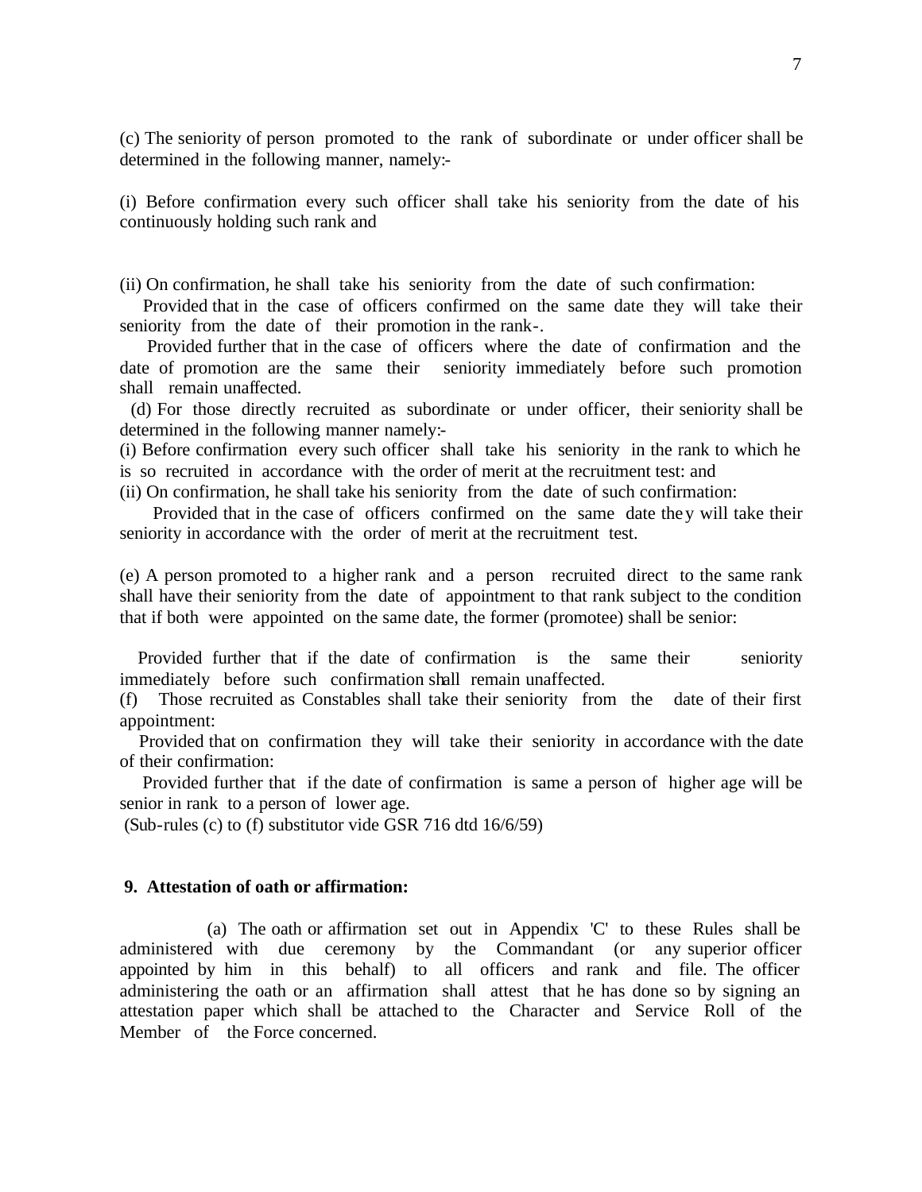(c) The seniority of person promoted to the rank of subordinate or under officer shall be determined in the following manner, namely:-

(i) Before confirmation every such officer shall take his seniority from the date of his continuously holding such rank and

(ii) On confirmation, he shall take his seniority from the date of such confirmation:

Provided that in the case of officers confirmed on the same date they will take their seniority from the date of their promotion in the rank-.

Provided further that in the case of officers where the date of confirmation and the date of promotion are the same their seniority immediately before such promotion shall remain unaffected.

(d) For those directly recruited as subordinate or under officer, their seniority shall be determined in the following manner namely:-

(i) Before confirmation every such officer shall take his seniority in the rank to which he is so recruited in accordance with the order of merit at the recruitment test: and

(ii) On confirmation, he shall take his seniority from the date of such confirmation:

Provided that in the case of officers confirmed on the same date they will take their seniority in accordance with the order of merit at the recruitment test.

(e) A person promoted to a higher rank and a person recruited direct to the same rank shall have their seniority from the date of appointment to that rank subject to the condition that if both were appointed on the same date, the former (promotee) shall be senior:

Provided further that if the date of confirmation is the same their seniority immediately before such confirmation shall remain unaffected.

(f) Those recruited as Constables shall take their seniority from the date of their first appointment:

Provided that on confirmation they will take their seniority in accordance with the date of their confirmation:

Provided further that if the date of confirmation is same a person of higher age will be senior in rank to a person of lower age.

(Sub-rules (c) to (f) substitutor vide GSR 716 dtd 16/6/59)

**9. Attestation of oath or affirmation:**

(a) The oath or affirmation set out in Appendix 'C' to these Rules shall be administered with due ceremony by the Commandant (or any superior officer appointed by him in this behalf) to all officers and rank and file. The officer administering the oath or an affirmation shall attest that he has done so by signing an attestation paper which shall be attached to the Character and Service Roll of the Member of the Force concerned.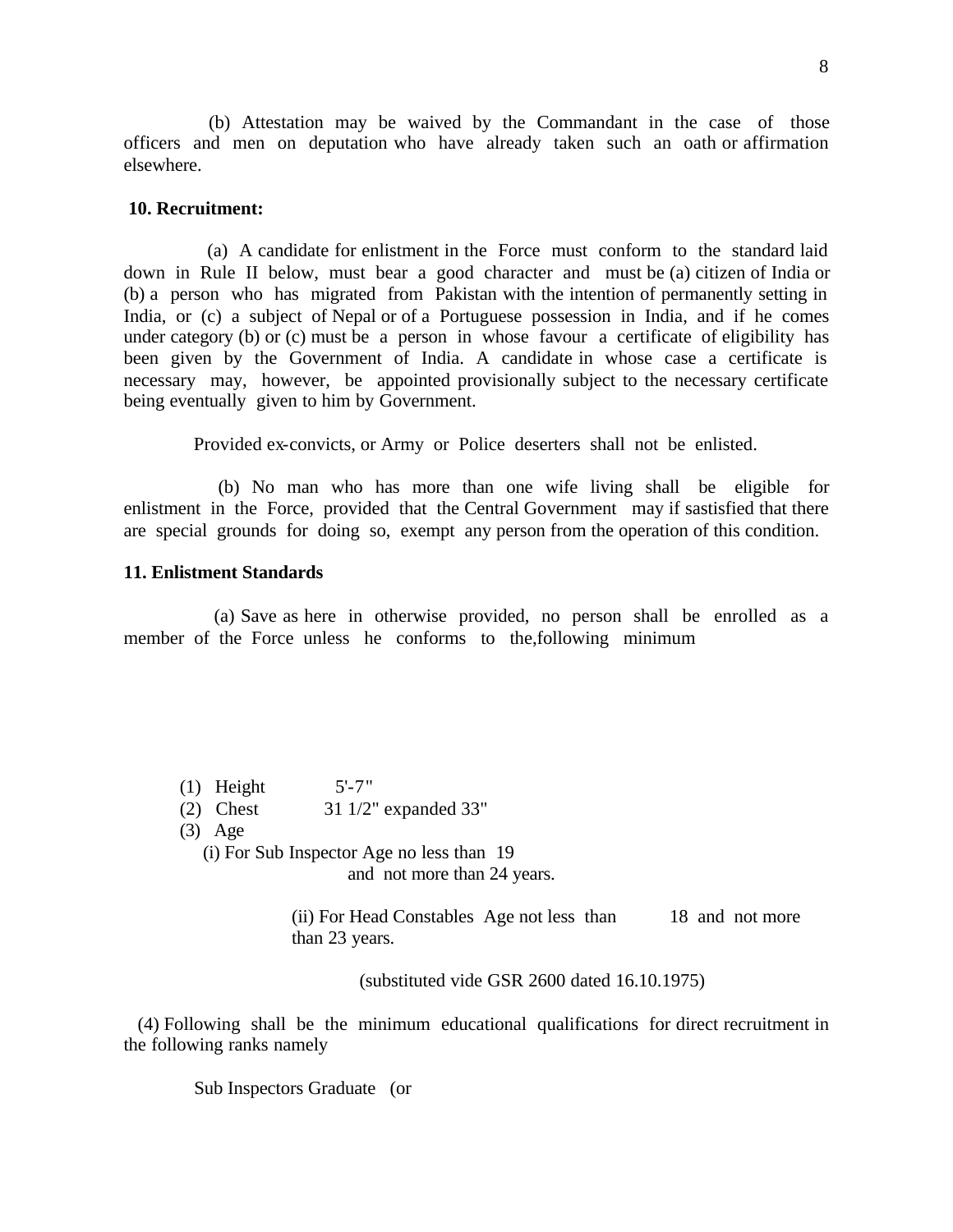(b) Attestation may be waived by the Commandant in the case of those officers and men on deputation who have already taken such an oath or affirmation elsewhere.

**10. Recruitment:**

(a) A candidate for enlistment in the Force must conform to the standard laid down in Rule II below, must bear a good character and must be (a) citizen of India or (b) a person who has migrated from Pakistan with the intention of permanently setting in India, or (c) a subject of Nepal or of a Portuguese possession in India, and if he comes under category (b) or (c) must be a person in whose favour a certificate of eligibility has been given by the Government of India. A candidate in whose case a certificate is necessary may, however, be appointed provisionally subject to the necessary certificate being eventually given to him by Government.

Provided ex-convicts, or Army or Police deserters shall not be enlisted.

(b) No man who has more than one wife living shall be eligible for enlistment in the Force, provided that the Central Government may if sastisfied that there are special grounds for doing so, exempt any person from the operation of this condition.

**11. Enlistment Standards**

(a) Save as here in otherwise provided, no person shall be enrolled as a member of the Force unless he conforms to the,following minimum

(1) Height 5'-7"

(2) Chest 31 1/2" expanded 33"

(3) Age

(i) For Sub Inspector Age no less than 19 and not more than 24 years.

(ii) For Head Constables Age not less than 18 and not more than 23 years.

(substituted vide GSR 2600 dated 16.10.1975)

(4) Following shall be the minimum educational qualifications for direct recruitment in the following ranks namely

Sub Inspectors Graduate (or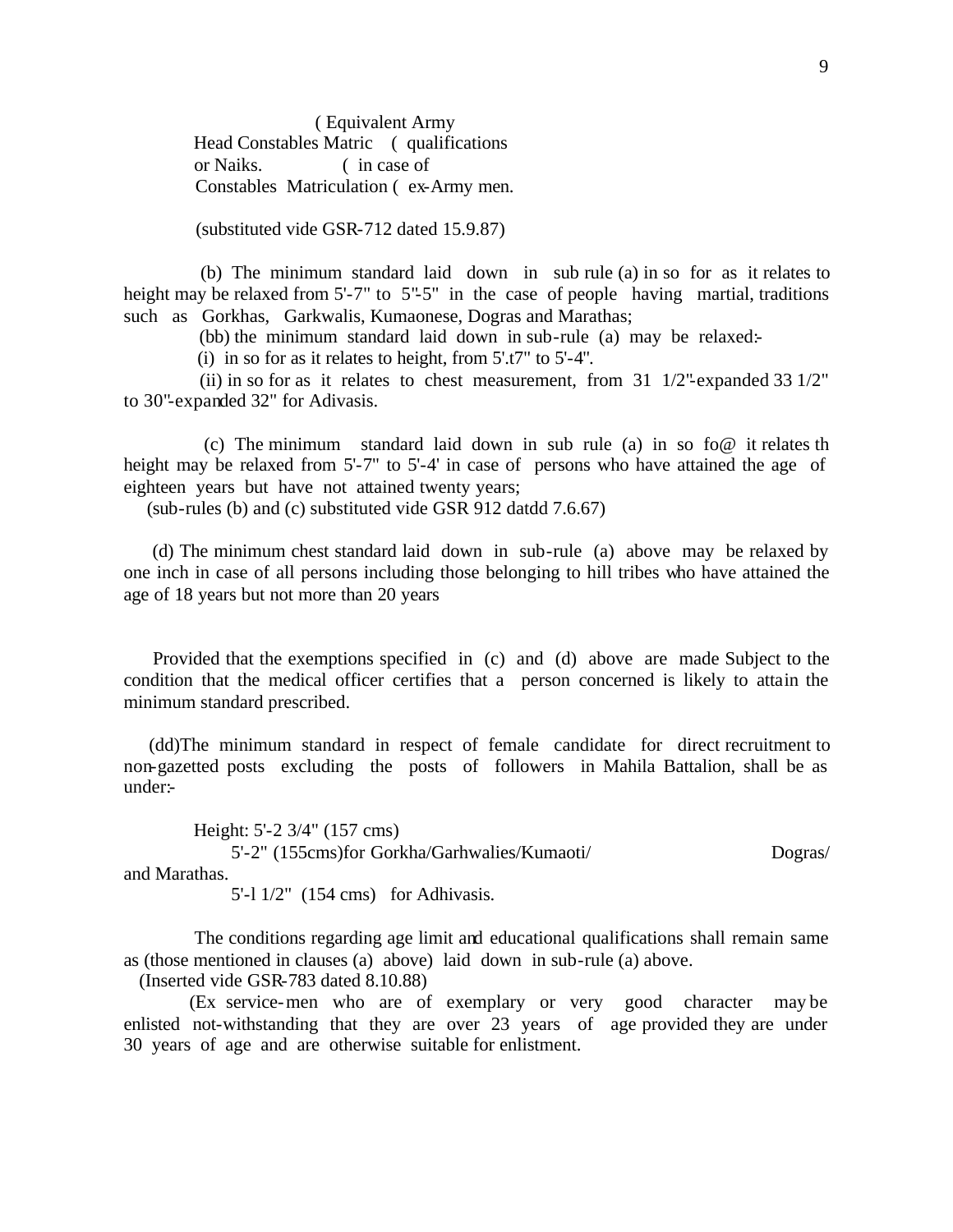( Equivalent Army
Head Constables Matric ( qualifications
or Naiks. ( in case of
Constables Matriculation ( ex-Army men.

(substituted vide GSR-712 dated 15.9.87)

(b) The minimum standard laid down in sub rule (a) in so for as it relates to height may be relaxed from 5'-7" to 5"-5" in the case of people having martial, traditions such as Gorkhas, Garkwalis, Kumaonese, Dogras and Marathas;

(bb) the minimum standard laid down in sub-rule (a) may be relaxed:-

(i) in so for as it relates to height, from 5'.t7" to 5'-4".

(ii) in so for as it relates to chest measurement, from 31 1/2"-expanded 33 1/2" to 30"-expanded 32" for Adivasis.

(c) The minimum standard laid down in sub rule (a) in so fo@ it relates th height may be relaxed from 5'-7" to 5'-4' in case of persons who have attained the age of eighteen years but have not attained twenty years;

(sub-rules (b) and (c) substituted vide GSR 912 datdd 7.6.67)

(d) The minimum chest standard laid down in sub-rule (a) above may be relaxed by one inch in case of all persons including those belonging to hill tribes who have attained the age of 18 years but not more than 20 years

Provided that the exemptions specified in (c) and (d) above are made Subject to the condition that the medical officer certifies that a person concerned is likely to attain the minimum standard prescribed.

(dd)The minimum standard in respect of female candidate for direct recruitment to non-gazetted posts excluding the posts of followers in Mahila Battalion, shall be as under:-

Height: 5'-2 3/4" (157 cms)
5'-2" (155cms)for Gorkha/Garhwalies/Kumaoti/ Dogras/ and Marathas.
5'-l 1/2" (154 cms) for Adhivasis.

The conditions regarding age limit and educational qualifications shall remain same as (those mentioned in clauses (a) above) laid down in sub-rule (a) above.

(Inserted vide GSR-783 dated 8.10.88)

(Ex service-men who are of exemplary or very good character may be enlisted not-withstanding that they are over 23 years of age provided they are under 30 years of age and are otherwise suitable for enlistment.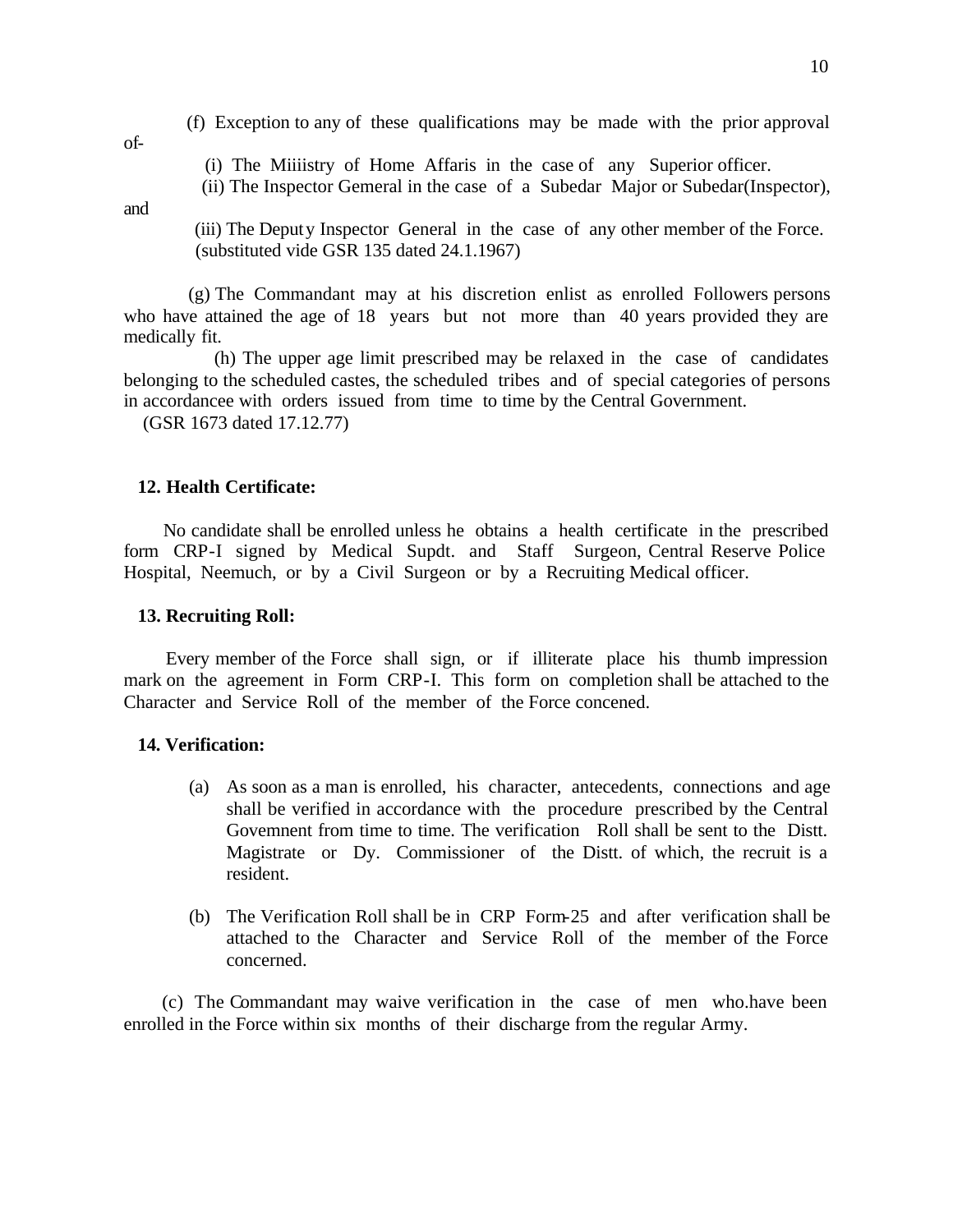(f) Exception to any of these qualifications may be made with the prior approval of-

(i) The Miiiistry of Home Affaris in the case of any Superior officer.

(ii) The Inspector Gemeral in the case of a Subedar Major or Subedar(Inspector), and

(iii) The Deputy Inspector General in the case of any other member of the Force. (substituted vide GSR 135 dated 24.1.1967)

(g) The Commandant may at his discretion enlist as enrolled Followers persons who have attained the age of 18 years but not more than 40 years provided they are medically fit.

(h) The upper age limit prescribed may be relaxed in the case of candidates belonging to the scheduled castes, the scheduled tribes and of special categories of persons in accordancee with orders issued from time to time by the Central Government.

(GSR 1673 dated 17.12.77)

**12. Health Certificate:**

No candidate shall be enrolled unless he obtains a health certificate in the prescribed form CRP-I signed by Medical Supdt. and Staff Surgeon, Central Reserve Police Hospital, Neemuch, or by a Civil Surgeon or by a Recruiting Medical officer.

**13. Recruiting Roll:**

Every member of the Force shall sign, or if illiterate place his thumb impression mark on the agreement in Form CRP-I. This form on completion shall be attached to the Character and Service Roll of the member of the Force concened.

**14. Verification:**

(a) As soon as a man is enrolled, his character, antecedents, connections and age shall be verified in accordance with the procedure prescribed by the Central Govemnent from time to time. The verification Roll shall be sent to the Distt. Magistrate or Dy. Commissioner of the Distt. of which, the recruit is a resident.

(b) The Verification Roll shall be in CRP Form-25 and after verification shall be attached to the Character and Service Roll of the member of the Force concerned.

(c) The Commandant may waive verification in the case of men who.have been enrolled in the Force within six months of their discharge from the regular Army.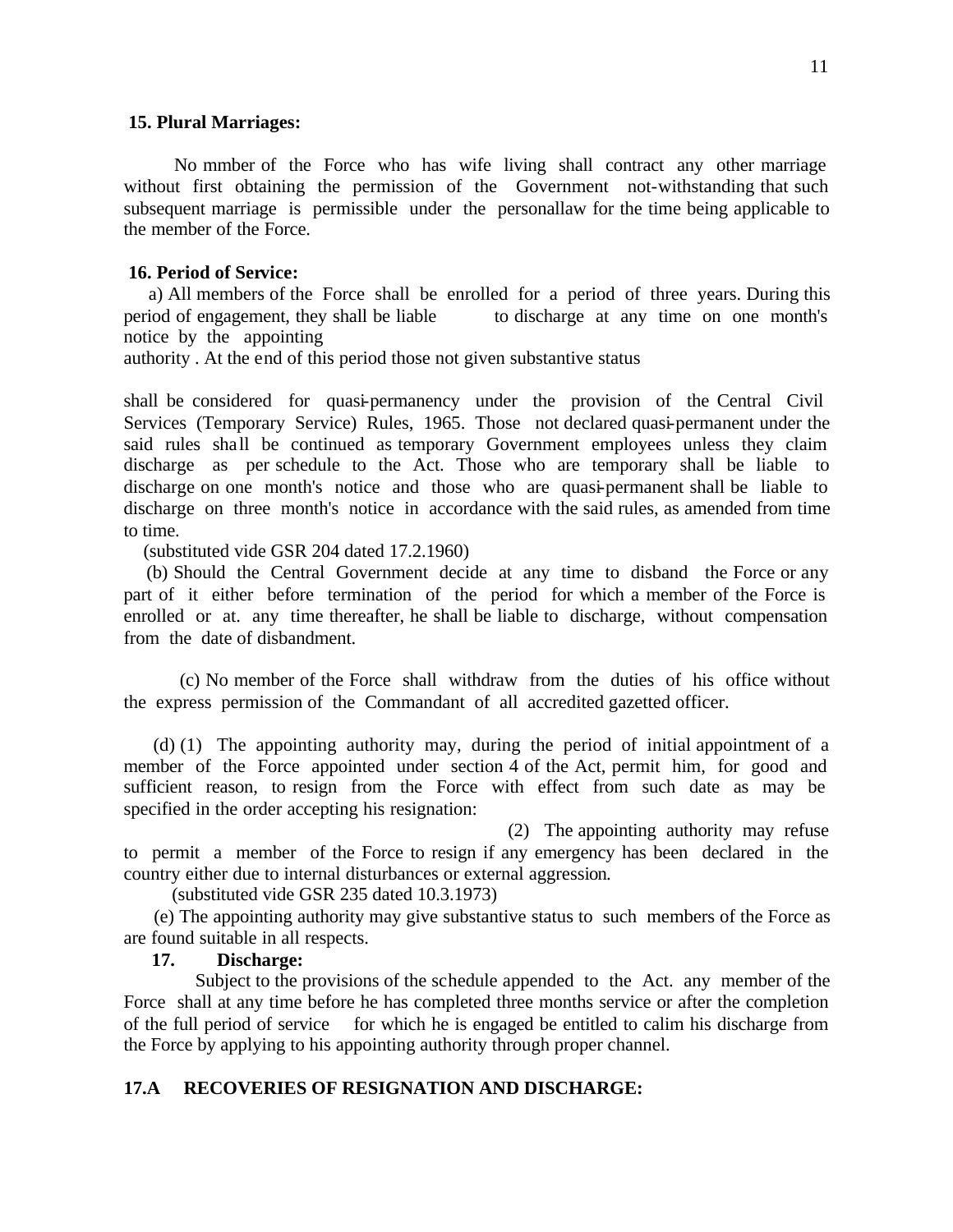**15. Plural Marriages:**

No mmber of the Force who has wife living shall contract any other marriage without first obtaining the permission of the Government not-withstanding that such subsequent marriage is permissible under the personallaw for the time being applicable to the member of the Force.

**16. Period of Service:**

a) All members of the Force shall be enrolled for a period of three years. During this period of engagement, they shall be liable to discharge at any time on one month's notice by the appointing authority . At the end of this period those not given substantive status

shall be considered for quasi-permanency under the provision of the Central Civil Services (Temporary Service) Rules, 1965. Those not declared quasi-permanent under the said rules shall be continued as temporary Government employees unless they claim discharge as per schedule to the Act. Those who are temporary shall be liable to discharge on one month's notice and those who are quasi-permanent shall be liable to discharge on three month's notice in accordance with the said rules, as amended from time to time.

(substituted vide GSR 204 dated 17.2.1960)

(b) Should the Central Government decide at any time to disband the Force or any part of it either before termination of the period for which a member of the Force is enrolled or at. any time thereafter, he shall be liable to discharge, without compensation from the date of disbandment.

(c) No member of the Force shall withdraw from the duties of his office without the express permission of the Commandant of all accredited gazetted officer.

(d) (1) The appointing authority may, during the period of initial appointment of a member of the Force appointed under section 4 of the Act, permit him, for good and sufficient reason, to resign from the Force with effect from such date as may be specified in the order accepting his resignation:

(2) The appointing authority may refuse to permit a member of the Force to resign if any emergency has been declared in the country either due to internal disturbances or external aggression.

(substituted vide GSR 235 dated 10.3.1973)

(e) The appointing authority may give substantive status to such members of the Force as are found suitable in all respects.

**17. Discharge:**

Subject to the provisions of the schedule appended to the Act. any member of the Force shall at any time before he has completed three months service or after the completion of the full period of service for which he is engaged be entitled to calim his discharge from the Force by applying to his appointing authority through proper channel.

**17.A RECOVERIES OF RESIGNATION AND DISCHARGE:**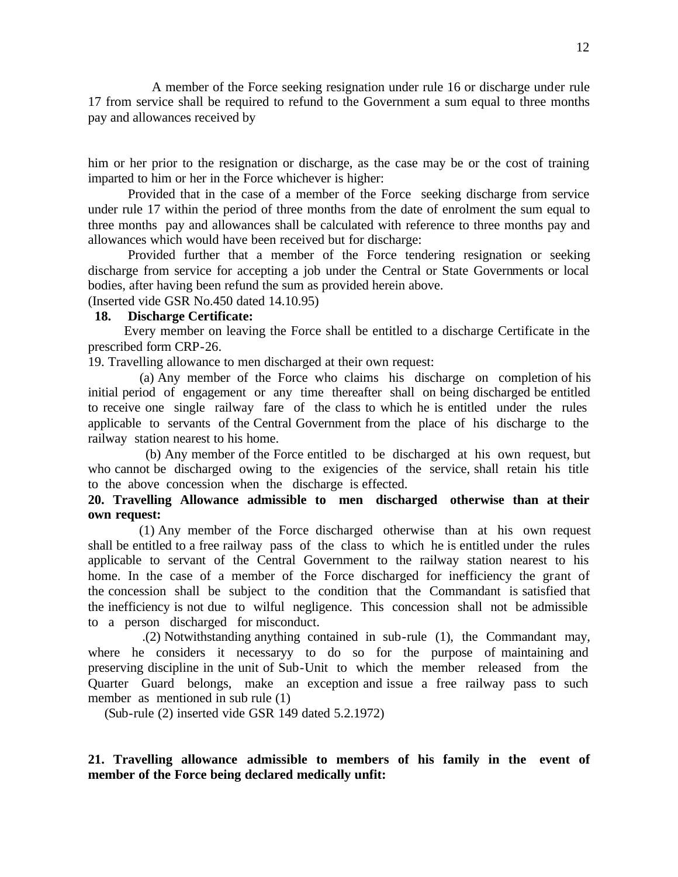A member of the Force seeking resignation under rule 16 or discharge under rule 17 from service shall be required to refund to the Government a sum equal to three months pay and allowances received by

him or her prior to the resignation or discharge, as the case may be or the cost of training imparted to him or her in the Force whichever is higher:

Provided that in the case of a member of the Force seeking discharge from service under rule 17 within the period of three months from the date of enrolment the sum equal to three months pay and allowances shall be calculated with reference to three months pay and allowances which would have been received but for discharge:

Provided further that a member of the Force tendering resignation or seeking discharge from service for accepting a job under the Central or State Governments or local bodies, after having been refund the sum as provided herein above.

(Inserted vide GSR No.450 dated 14.10.95)

**18. Discharge Certificate:**

Every member on leaving the Force shall be entitled to a discharge Certificate in the prescribed form CRP-26.

19. Travelling allowance to men discharged at their own request:

(a) Any member of the Force who claims his discharge on completion of his initial period of engagement or any time thereafter shall on being discharged be entitled to receive one single railway fare of the class to which he is entitled under the rules applicable to servants of the Central Government from the place of his discharge to the railway station nearest to his home.

(b) Any member of the Force entitled to be discharged at his own request, but who cannot be discharged owing to the exigencies of the service, shall retain his title to the above concession when the discharge is effected.

**20. Travelling Allowance admissible to men discharged otherwise than at their own request:**

(1) Any member of the Force discharged otherwise than at his own request shall be entitled to a free railway pass of the class to which he is entitled under the rules applicable to servant of the Central Government to the railway station nearest to his home. In the case of a member of the Force discharged for inefficiency the grant of the concession shall be subject to the condition that the Commandant is satisfied that the inefficiency is not due to wilful negligence. This concession shall not be admissible to a person discharged for misconduct.

.(2) Notwithstanding anything contained in sub-rule (1), the Commandant may, where he considers it necessaryy to do so for the purpose of maintaining and preserving discipline in the unit of Sub-Unit to which the member released from the Quarter Guard belongs, make an exception and issue a free railway pass to such member as mentioned in sub rule (1)

(Sub-rule (2) inserted vide GSR 149 dated 5.2.1972)

**21. Travelling allowance admissible to members of his family in the event of member of the Force being declared medically unfit:**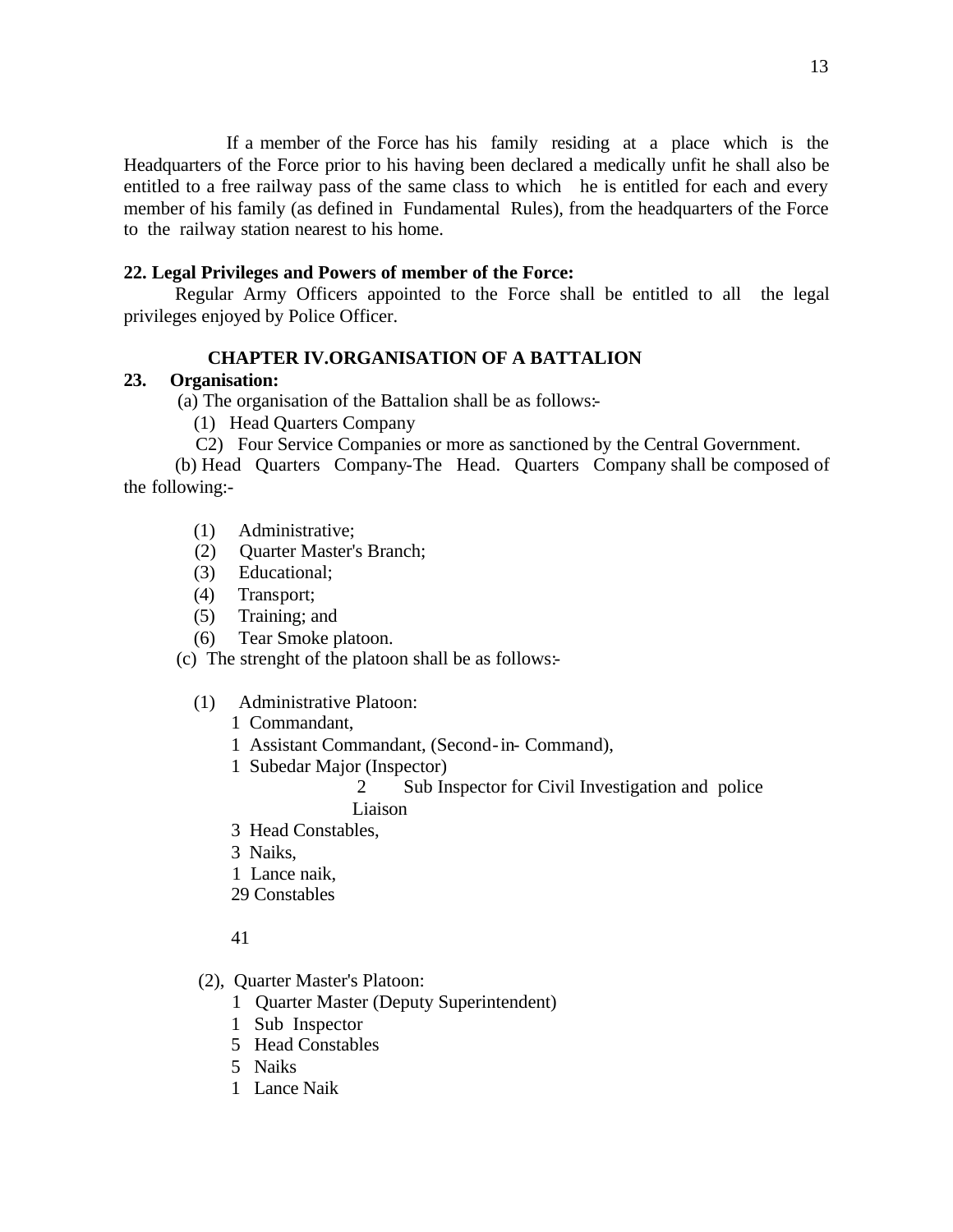If a member of the Force has his family residing at a place which is the Headquarters of the Force prior to his having been declared a medically unfit he shall also be entitled to a free railway pass of the same class to which he is entitled for each and every member of his family (as defined in Fundamental Rules), from the headquarters of the Force to the railway station nearest to his home.

**22. Legal Privileges and Powers of member of the Force:**

Regular Army Officers appointed to the Force shall be entitled to all the legal privileges enjoyed by Police Officer.

## CHAPTER IV.ORGANISATION OF A BATTALION

**23. Organisation:**

(a) The organisation of the Battalion shall be as follows:-

(1) Head Quarters Company

C2) Four Service Companies or more as sanctioned by the Central Government.

(b) Head Quarters Company-The Head. Quarters Company shall be composed of the following:-

(1) Administrative;
(2) Quarter Master's Branch;
(3) Educational;
(4) Transport;
(5) Training; and
(6) Tear Smoke platoon.

(c) The strenght of the platoon shall be as follows:-

(1) Administrative Platoon:

1 Commandant,
1 Assistant Commandant, (Second-in- Command),
1 Subedar Major (Inspector)
2 Sub Inspector for Civil Investigation and police Liaison
3 Head Constables,
3 Naiks,
1 Lance naik,
29 Constables

41

(2), Quarter Master's Platoon:

1 Quarter Master (Deputy Superintendent)
1 Sub Inspector
5 Head Constables
5 Naiks
1 Lance Naik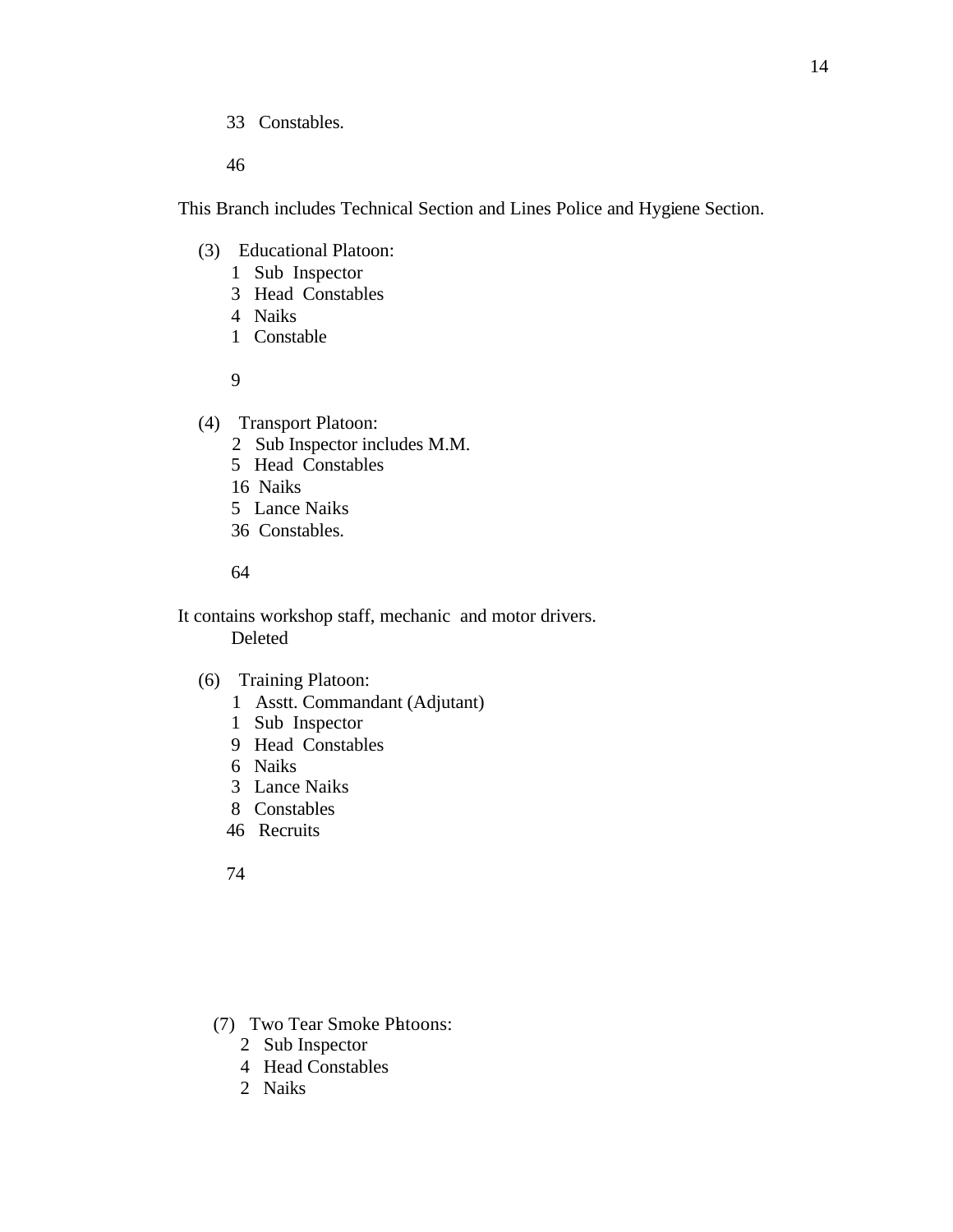33 Constables.

46

This Branch includes Technical Section and Lines Police and Hygiene Section.

(3) Educational Platoon:
- 1 Sub Inspector
- 3 Head Constables
- 4 Naiks
- 1 Constable

9

(4) Transport Platoon:
- 2 Sub Inspector includes M.M.
- 5 Head Constables
- 16 Naiks
- 5 Lance Naiks
- 36 Constables.

64

It contains workshop staff, mechanic and motor drivers.

Deleted

(6) Training Platoon:
- 1 Asstt. Commandant (Adjutant)
- 1 Sub Inspector
- 9 Head Constables
- 6 Naiks
- 3 Lance Naiks
- 8 Constables
- 46 Recruits

74

(7) Two Tear Smoke Platoons:
- 2 Sub Inspector
- 4 Head Constables
- 2 Naiks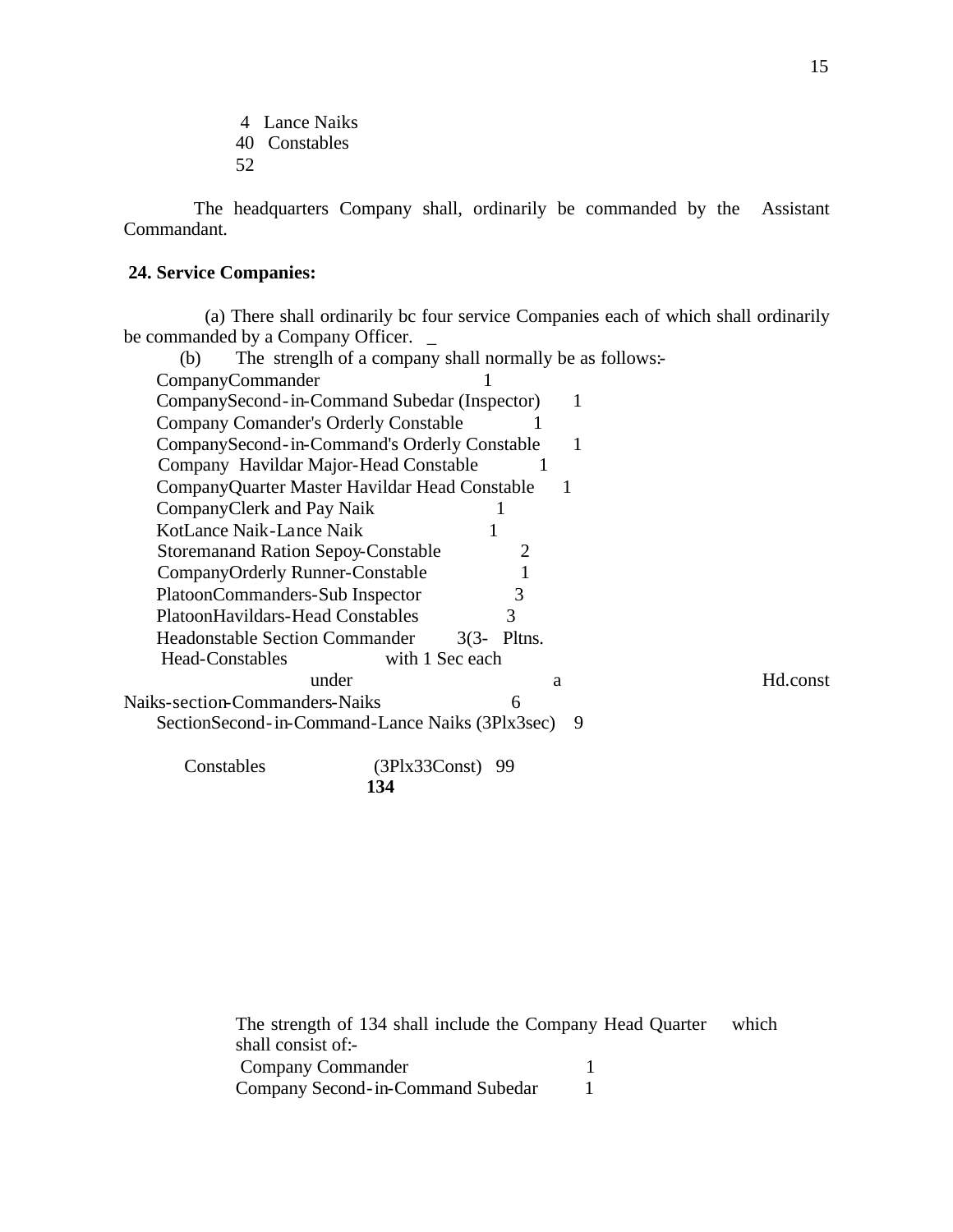4 Lance Naiks
40 Constables
52

The headquarters Company shall, ordinarily be commanded by the Assistant Commandant.

**24. Service Companies:**

(a) There shall ordinarily bc four service Companies each of which shall ordinarily be commanded by a Company Officer. _

(b) The strenglh of a company shall normally be as follows:-

| | |
|---|---|
| CompanyCommander | 1 |
| CompanySecond-in-Command Subedar (Inspector) | 1 |
| Company Comander's Orderly Constable | 1 |
| CompanySecond-in-Command's Orderly Constable | 1 |
| Company Havildar Major-Head Constable | 1 |
| CompanyQuarter Master Havildar Head Constable | 1 |
| CompanyClerk and Pay Naik | 1 |
| KotLance Naik-Lance Naik | 1 |
| Storemanand Ration Sepoy-Constable | 2 |
| CompanyOrderly Runner-Constable | 1 |
| PlatoonCommanders-Sub Inspector | 3 |
| PlatoonHavildars-Head Constables | 3 |
| Headonstable Section Commander Head-Constables | 3(3- Pltns. with 1 Sec each under a Hd.const |
| Naiks-section-Commanders-Naiks | 6 |
| SectionSecond-in-Command-Lance Naiks (3Plx3sec) | 9 |
| Constables (3Plx33Const) | 99 |
| | **134** |

The strength of 134 shall include the Company Head Quarter which shall consist of:-

| | |
|---|---|
| Company Commander | 1 |
| Company Second-in-Command Subedar | 1 |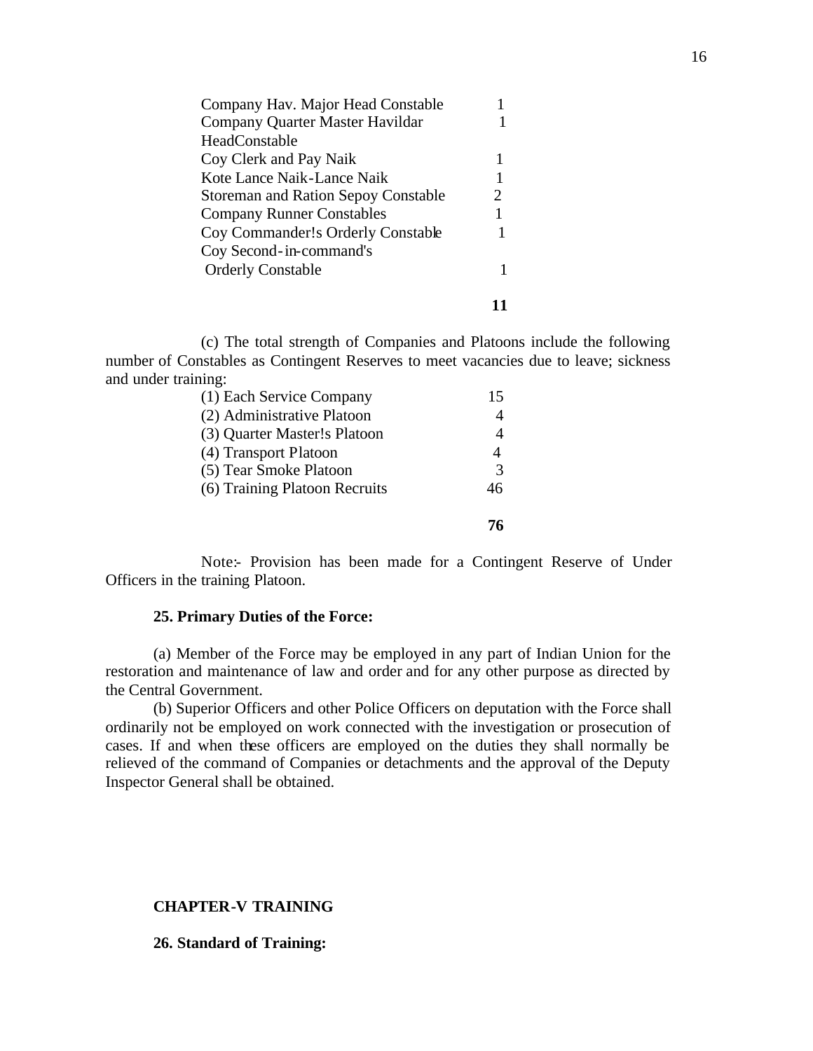| | |
|---|---|
| Company Hav. Major Head Constable | 1 |
| Company Quarter Master Havildar HeadConstable | 1 |
| Coy Clerk and Pay Naik | 1 |
| Kote Lance Naik-Lance Naik | 1 |
| Storeman and Ration Sepoy Constable | 2 |
| Company Runner Constables | 1 |
| Coy Commander!s Orderly Constable | 1 |
| Coy Second-in-command's Orderly Constable | 1 |
| | **11** |

(c) The total strength of Companies and Platoons include the following number of Constables as Contingent Reserves to meet vacancies due to leave; sickness and under training:

| | |
|---|---|
| (1) Each Service Company | 15 |
| (2) Administrative Platoon | 4 |
| (3) Quarter Master!s Platoon | 4 |
| (4) Transport Platoon | 4 |
| (5) Tear Smoke Platoon | 3 |
| (6) Training Platoon Recruits | 46 |
| | **76** |

Note:- Provision has been made for a Contingent Reserve of Under Officers in the training Platoon.

**25. Primary Duties of the Force:**

(a) Member of the Force may be employed in any part of Indian Union for the restoration and maintenance of law and order and for any other purpose as directed by the Central Government.

(b) Superior Officers and other Police Officers on deputation with the Force shall ordinarily not be employed on work connected with the investigation or prosecution of cases. If and when these officers are employed on the duties they shall normally be relieved of the command of Companies or detachments and the approval of the Deputy Inspector General shall be obtained.

## CHAPTER-V TRAINING

**26. Standard of Training:**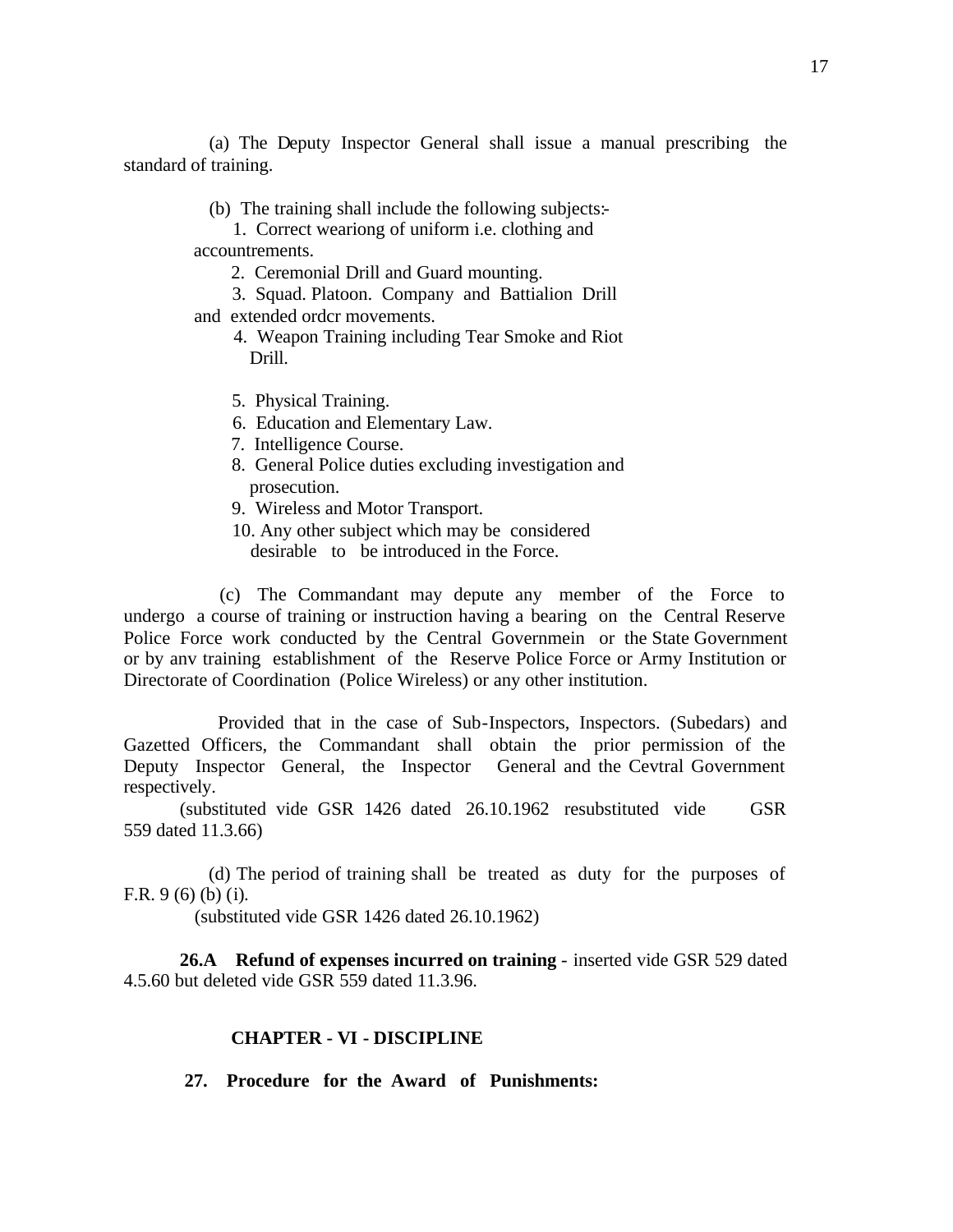(a) The Deputy Inspector General shall issue a manual prescribing the standard of training.

(b) The training shall include the following subjects:-

1. Correct weariong of uniform i.e. clothing and accountrements.
2. Ceremonial Drill and Guard mounting.
3. Squad. Platoon. Company and Battialion Drill and extended ordcr movements.
4. Weapon Training including Tear Smoke and Riot Drill.
5. Physical Training.
6. Education and Elementary Law.
7. Intelligence Course.
8. General Police duties excluding investigation and prosecution.
9. Wireless and Motor Transport.
10. Any other subject which may be considered desirable to be introduced in the Force.

(c) The Commandant may depute any member of the Force to undergo a course of training or instruction having a bearing on the Central Reserve Police Force work conducted by the Central Governmein or the State Government or by anv training establishment of the Reserve Police Force or Army Institution or Directorate of Coordination (Police Wireless) or any other institution.

Provided that in the case of Sub-Inspectors, Inspectors. (Subedars) and Gazetted Officers, the Commandant shall obtain the prior permission of the Deputy Inspector General, the Inspector General and the Cevtral Government respectively.

(substituted vide GSR 1426 dated 26.10.1962 resubstituted vide GSR 559 dated 11.3.66)

(d) The period of training shall be treated as duty for the purposes of F.R. 9 (6) (b) (i).

(substituted vide GSR 1426 dated 26.10.1962)

**26.A Refund of expenses incurred on training** - inserted vide GSR 529 dated 4.5.60 but deleted vide GSR 559 dated 11.3.96.

## CHAPTER - VI - DISCIPLINE

**27. Procedure for the Award of Punishments:**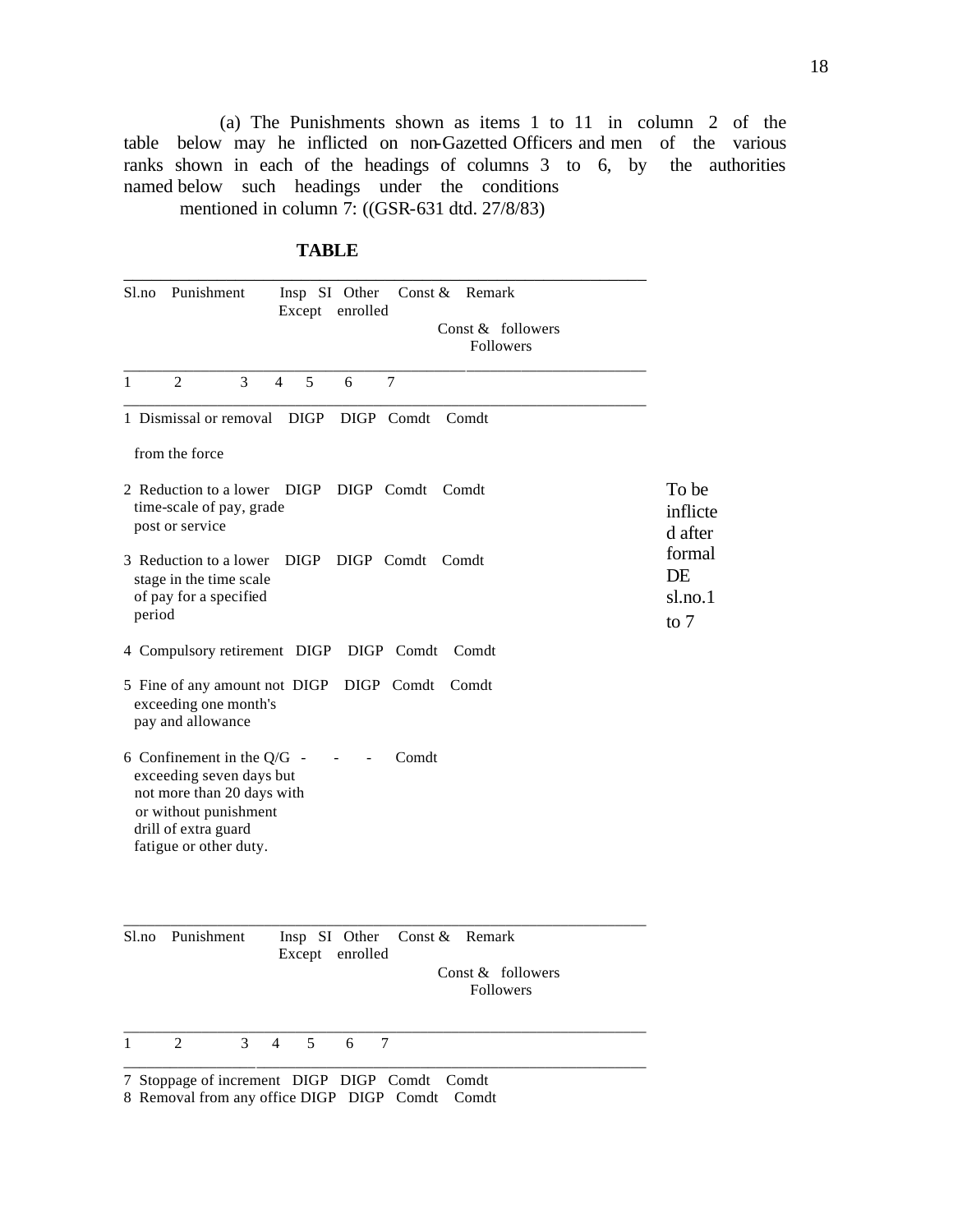(a) The Punishments shown as items 1 to 11 in column 2 of the table below may he inflicted on non-Gazetted Officers and men of the various ranks shown in each of the headings of columns 3 to 6, by the authorities named below such headings under the conditions mentioned in column 7: ((GSR-631 dtd. 27/8/83)

**TABLE**

| Sl.no | Punishment | Insp Except | SI | Other enrolled Const & Followers | Const & followers | Remark |
|---|---|---|---|---|---|---|
| 1 | 2 | 3 | 4 | 5 | 6 | 7 |
| 1 | Dismissal or removal from the force | DIGP | DIGP | Comdt | Comdt | To be inflicted after formal DE sl.no.1 to 7 |
| 2 | Reduction to a lower time-scale of pay, grade post or service | DIGP | DIGP | Comdt | Comdt | |
| 3 | Reduction to a lower stage in the time scale of pay for a specified period | DIGP | DIGP | Comdt | Comdt | |
| 4 | Compulsory retirement | DIGP | DIGP | Comdt | Comdt | |
| 5 | Fine of any amount not exceeding one month's pay and allowance | DIGP | DIGP | Comdt | Comdt | |
| 6 | Confinement in the Q/G exceeding seven days but not more than 20 days with or without punishment drill of extra guard fatigue or other duty. | - | - | - | Comdt | |
| 7 | Stoppage of increment | DIGP | DIGP | Comdt | Comdt | |
| 8 | Removal from any office | DIGP | DIGP | Comdt | Comdt | |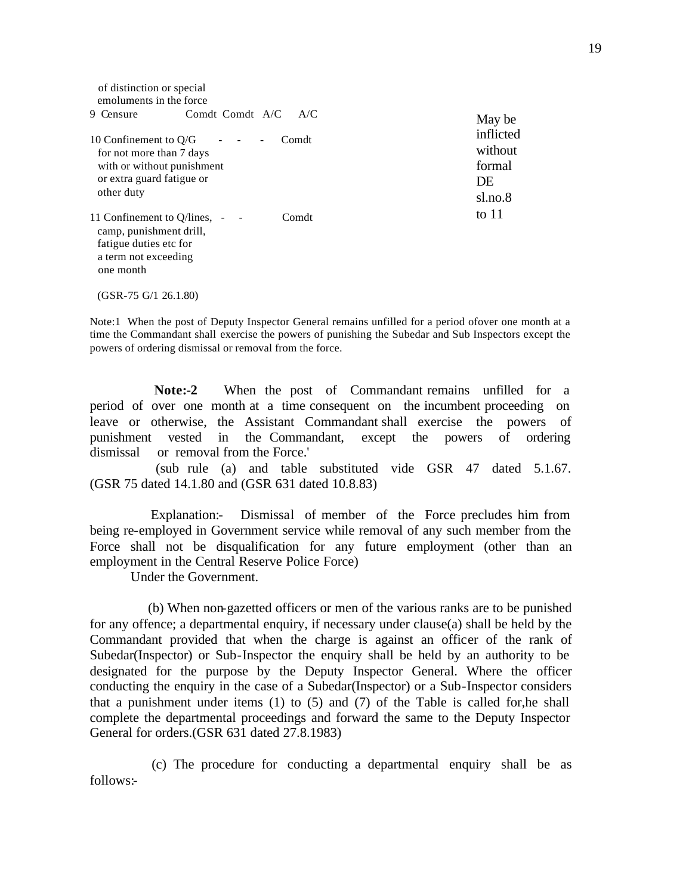| | | | | | |
|---|---|---|---|---|---|
| of distinction or special emoluments in the force | | | | | |
| 9 Censure | Comdt | Comdt | A/C | A/C | May be inflicted without formal DE sl.no.8 to 11 |
| 10 Confinement to Q/G for not more than 7 days with or without punishment or extra guard fatigue or other duty | - | - | - | Comdt | |
| 11 Confinement to Q/lines, camp, punishment drill, fatigue duties etc for a term not exceeding one month | - | - | | Comdt | |

(GSR-75 G/1 26.1.80)

Note:1 When the post of Deputy Inspector General remains unfilled for a period ofover one month at a time the Commandant shall exercise the powers of punishing the Subedar and Sub Inspectors except the powers of ordering dismissal or removal from the force.

**Note:-2** When the post of Commandant remains unfilled for a period of over one month at a time consequent on the incumbent proceeding on leave or otherwise, the Assistant Commandant shall exercise the powers of punishment vested in the Commandant, except the powers of ordering dismissal or removal from the Force.'

(sub rule (a) and table substituted vide GSR 47 dated 5.1.67. (GSR 75 dated 14.1.80 and (GSR 631 dated 10.8.83)

Explanation:- Dismissal of member of the Force precludes him from being re-employed in Government service while removal of any such member from the Force shall not be disqualification for any future employment (other than an employment in the Central Reserve Police Force)

Under the Government.

(b) When non-gazetted officers or men of the various ranks are to be punished for any offence; a departmental enquiry, if necessary under clause(a) shall be held by the Commandant provided that when the charge is against an officer of the rank of Subedar(Inspector) or Sub-Inspector the enquiry shall be held by an authority to be designated for the purpose by the Deputy Inspector General. Where the officer conducting the enquiry in the case of a Subedar(Inspector) or a Sub-Inspector considers that a punishment under items (1) to (5) and (7) of the Table is called for,he shall complete the departmental proceedings and forward the same to the Deputy Inspector General for orders.(GSR 631 dated 27.8.1983)

(c) The procedure for conducting a departmental enquiry shall be as follows:-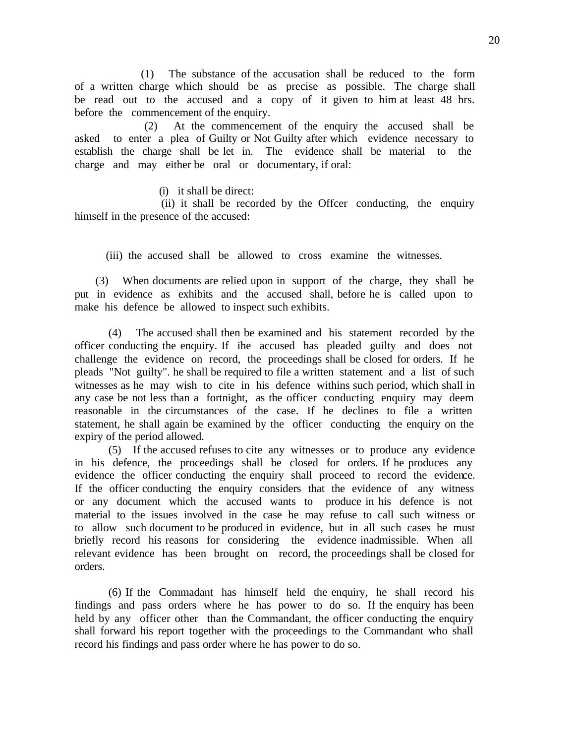(1) The substance of the accusation shall be reduced to the form of a written charge which should be as precise as possible. The charge shall be read out to the accused and a copy of it given to him at least 48 hrs. before the commencement of the enquiry.

(2) At the commencement of the enquiry the accused shall be asked to enter a plea of Guilty or Not Guilty after which evidence necessary to establish the charge shall be let in. The evidence shall be material to the charge and may either be oral or documentary, if oral:

(i) it shall be direct:

(ii) it shall be recorded by the Offcer conducting, the enquiry himself in the presence of the accused:

(iii) the accused shall be allowed to cross examine the witnesses.

(3) When documents are relied upon in support of the charge, they shall be put in evidence as exhibits and the accused shall, before he is called upon to make his defence be allowed to inspect such exhibits.

(4) The accused shall then be examined and his statement recorded by the officer conducting the enquiry. If ihe accused has pleaded guilty and does not challenge the evidence on record, the proceedings shall be closed for orders. If he pleads "Not guilty". he shall be required to file a written statement and a list of such witnesses as he may wish to cite in his defence withins such period, which shall in any case be not less than a fortnight, as the officer conducting enquiry may deem reasonable in the circumstances of the case. If he declines to file a written statement, he shall again be examined by the officer conducting the enquiry on the expiry of the period allowed.

(5) If the accused refuses to cite any witnesses or to produce any evidence in his defence, the proceedings shall be closed for orders. If he produces any evidence the officer conducting the enquiry shall proceed to record the evidence. If the officer conducting the enquiry considers that the evidence of any witness or any document which the accused wants to produce in his defence is not material to the issues involved in the case he may refuse to call such witness or to allow such document to be produced in evidence, but in all such cases he must briefly record his reasons for considering the evidence inadmissible. When all relevant evidence has been brought on record, the proceedings shall be closed for orders.

(6) If the Commadant has himself held the enquiry, he shall record his findings and pass orders where he has power to do so. If the enquiry has been held by any officer other than the Commandant, the officer conducting the enquiry shall forward his report together with the proceedings to the Commandant who shall record his findings and pass order where he has power to do so.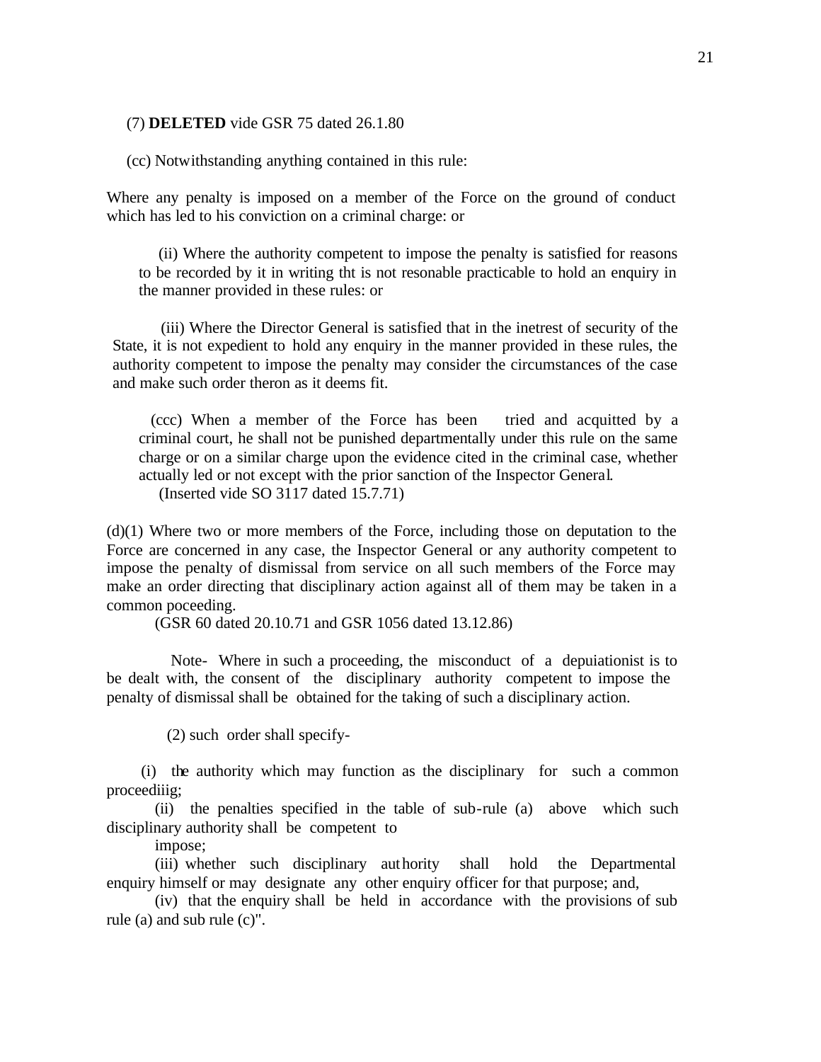(7) **DELETED** vide GSR 75 dated 26.1.80

(cc) Notwithstanding anything contained in this rule:

Where any penalty is imposed on a member of the Force on the ground of conduct which has led to his conviction on a criminal charge: or

(ii) Where the authority competent to impose the penalty is satisfied for reasons to be recorded by it in writing tht is not resonable practicable to hold an enquiry in the manner provided in these rules: or

(iii) Where the Director General is satisfied that in the inetrest of security of the State, it is not expedient to hold any enquiry in the manner provided in these rules, the authority competent to impose the penalty may consider the circumstances of the case and make such order theron as it deems fit.

(ccc) When a member of the Force has been tried and acquitted by a criminal court, he shall not be punished departmentally under this rule on the same charge or on a similar charge upon the evidence cited in the criminal case, whether actually led or not except with the prior sanction of the Inspector General.
(Inserted vide SO 3117 dated 15.7.71)

(d)(1) Where two or more members of the Force, including those on deputation to the Force are concerned in any case, the Inspector General or any authority competent to impose the penalty of dismissal from service on all such members of the Force may make an order directing that disciplinary action against all of them may be taken in a common poceeding.
(GSR 60 dated 20.10.71 and GSR 1056 dated 13.12.86)

Note- Where in such a proceeding, the misconduct of a depuiationist is to be dealt with, the consent of the disciplinary authority competent to impose the penalty of dismissal shall be obtained for the taking of such a disciplinary action.

(2) such order shall specify-

(i) the authority which may function as the disciplinary for such a common proceediiig;

(ii) the penalties specified in the table of sub-rule (a) above which such disciplinary authority shall be competent to impose;

(iii) whether such disciplinary authority shall hold the Departmental enquiry himself or may designate any other enquiry officer for that purpose; and,

(iv) that the enquiry shall be held in accordance with the provisions of sub rule (a) and sub rule (c)".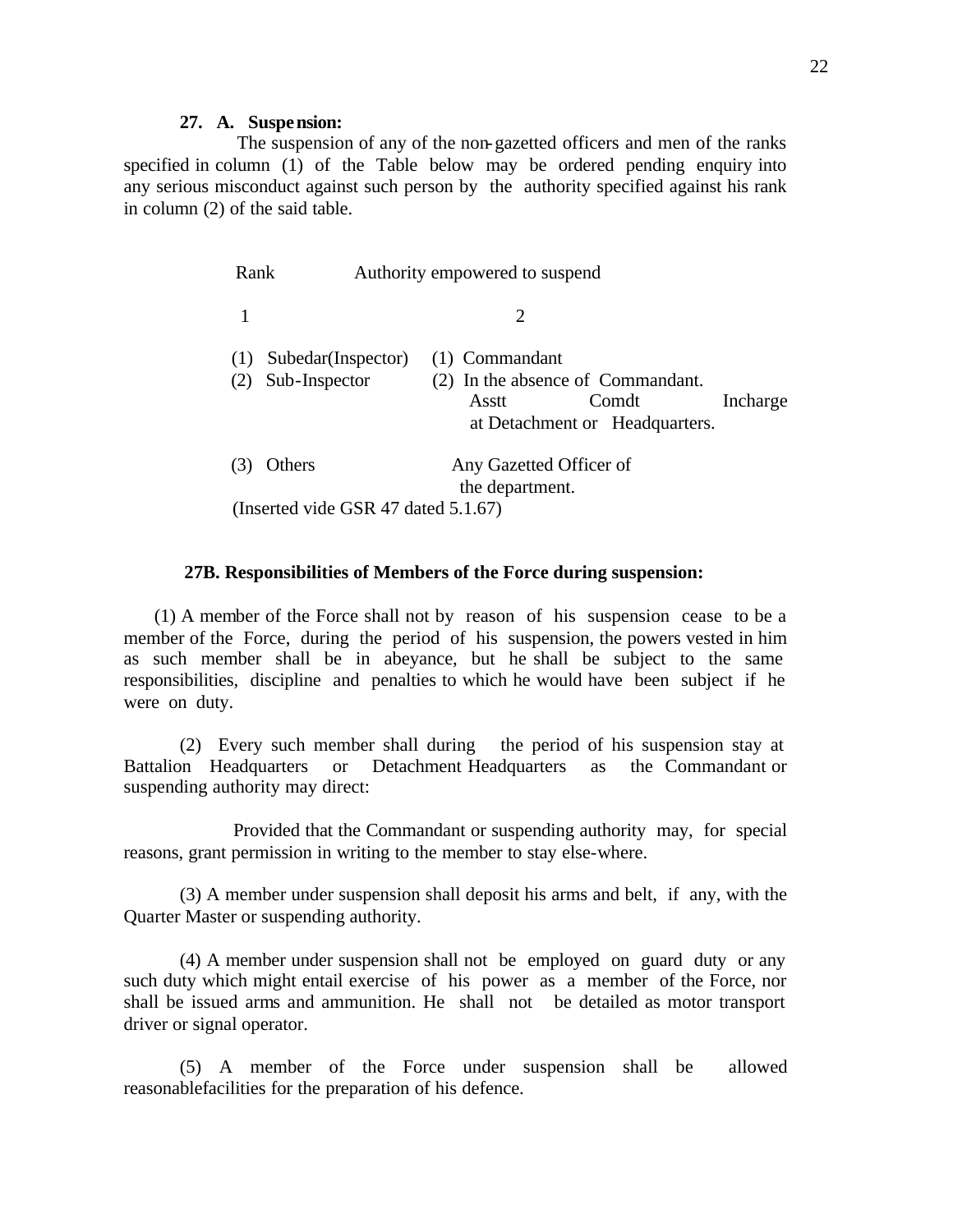**27. A. Suspension:**

The suspension of any of the non-gazetted officers and men of the ranks specified in column (1) of the Table below may be ordered pending enquiry into any serious misconduct against such person by the authority specified against his rank in column (2) of the said table.

| Rank | Authority empowered to suspend |
|---|---|
| 1 | 2 |
| (1) Subedar(Inspector)<br>(2) Sub-Inspector | (1) Commandant<br>(2) In the absence of Commandant. Asstt Comdt Incharge at Detachment or Headquarters. |
| (3) Others | Any Gazetted Officer of the department. |

(Inserted vide GSR 47 dated 5.1.67)

**27B. Responsibilities of Members of the Force during suspension:**

(1) A member of the Force shall not by reason of his suspension cease to be a member of the Force, during the period of his suspension, the powers vested in him as such member shall be in abeyance, but he shall be subject to the same responsibilities, discipline and penalties to which he would have been subject if he were on duty.

(2) Every such member shall during the period of his suspension stay at Battalion Headquarters or Detachment Headquarters as the Commandant or suspending authority may direct:

Provided that the Commandant or suspending authority may, for special reasons, grant permission in writing to the member to stay else-where.

(3) A member under suspension shall deposit his arms and belt, if any, with the Quarter Master or suspending authority.

(4) A member under suspension shall not be employed on guard duty or any such duty which might entail exercise of his power as a member of the Force, nor shall be issued arms and ammunition. He shall not be detailed as motor transport driver or signal operator.

(5) A member of the Force under suspension shall be allowed reasonablefacilities for the preparation of his defence.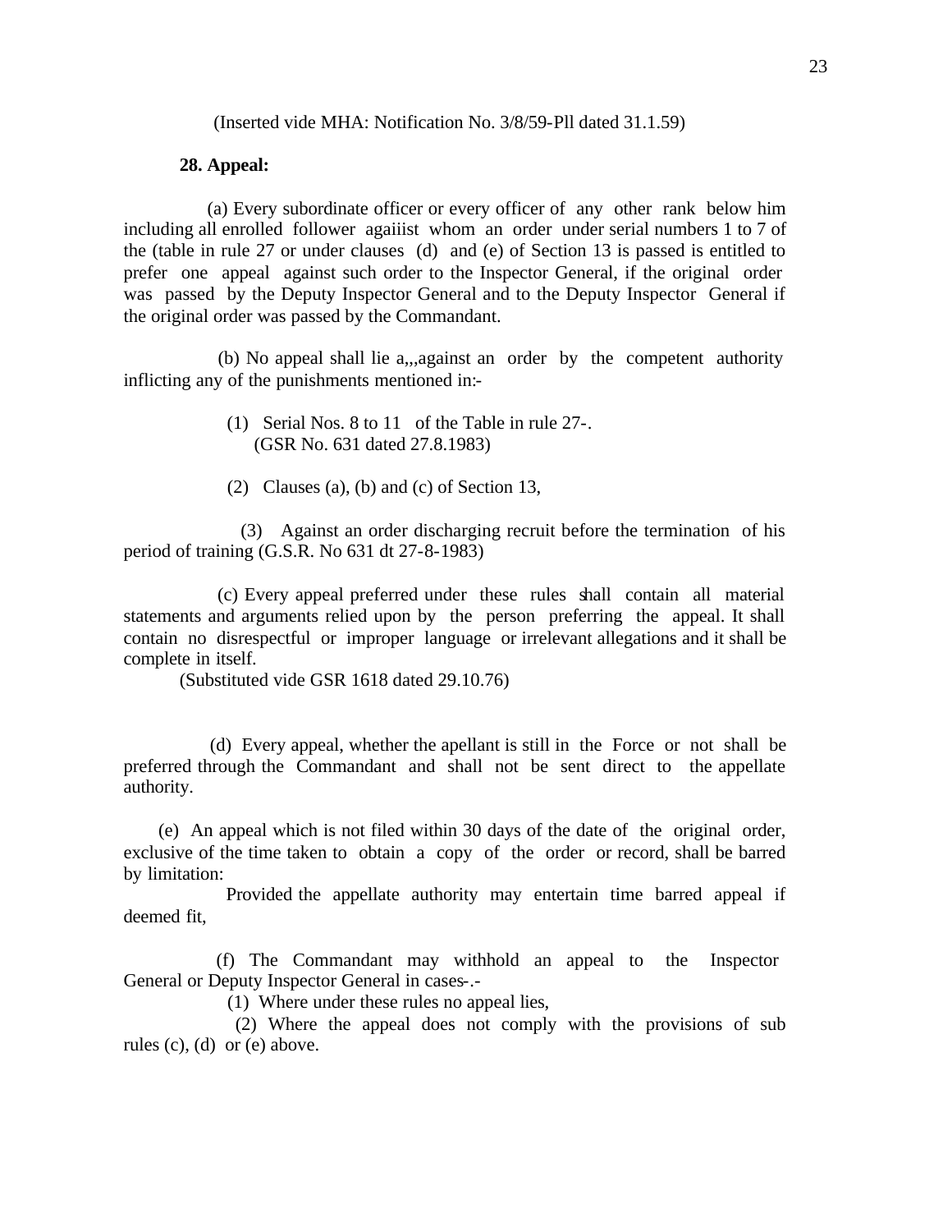(Inserted vide MHA: Notification No. 3/8/59-Pll dated 31.1.59)

**28. Appeal:**

(a) Every subordinate officer or every officer of any other rank below him including all enrolled follower agaiiist whom an order under serial numbers 1 to 7 of the (table in rule 27 or under clauses (d) and (e) of Section 13 is passed is entitled to prefer one appeal against such order to the Inspector General, if the original order was passed by the Deputy Inspector General and to the Deputy Inspector General if the original order was passed by the Commandant.

(b) No appeal shall lie a,,,against an order by the competent authority inflicting any of the punishments mentioned in:-

(1) Serial Nos. 8 to 11 of the Table in rule 27-.
(GSR No. 631 dated 27.8.1983)

(2) Clauses (a), (b) and (c) of Section 13,

(3) Against an order discharging recruit before the termination of his period of training (G.S.R. No 631 dt 27-8-1983)

(c) Every appeal preferred under these rules shall contain all material statements and arguments relied upon by the person preferring the appeal. It shall contain no disrespectful or improper language or irrelevant allegations and it shall be complete in itself.
(Substituted vide GSR 1618 dated 29.10.76)

(d) Every appeal, whether the apellant is still in the Force or not shall be preferred through the Commandant and shall not be sent direct to the appellate authority.

(e) An appeal which is not filed within 30 days of the date of the original order, exclusive of the time taken to obtain a copy of the order or record, shall be barred by limitation:

Provided the appellate authority may entertain time barred appeal if deemed fit,

(f) The Commandant may withhold an appeal to the Inspector General or Deputy Inspector General in cases-.-

(1) Where under these rules no appeal lies,

(2) Where the appeal does not comply with the provisions of sub rules (c), (d) or (e) above.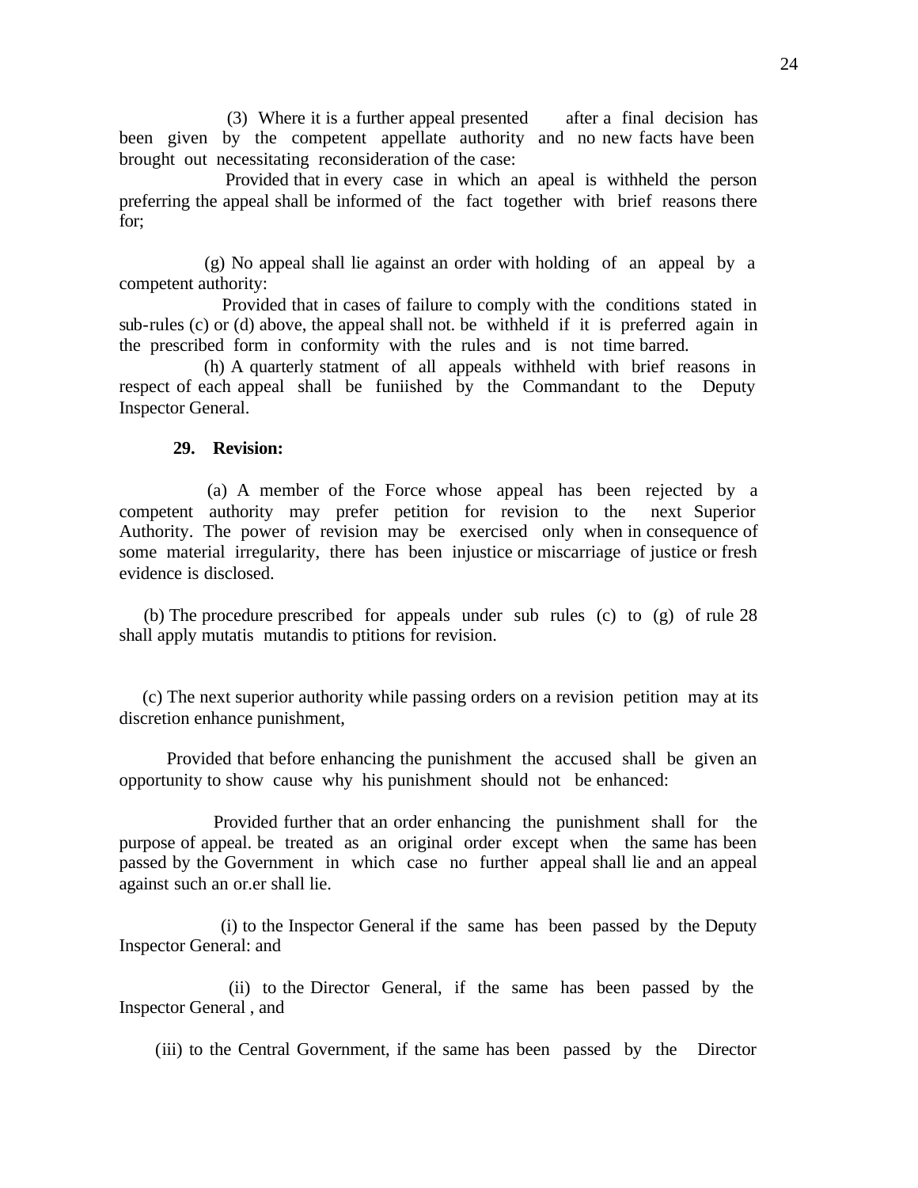(3) Where it is a further appeal presented after a final decision has been given by the competent appellate authority and no new facts have been brought out necessitating reconsideration of the case:

Provided that in every case in which an apeal is withheld the person preferring the appeal shall be informed of the fact together with brief reasons there for;

(g) No appeal shall lie against an order with holding of an appeal by a competent authority:

Provided that in cases of failure to comply with the conditions stated in sub-rules (c) or (d) above, the appeal shall not. be withheld if it is preferred again in the prescribed form in conformity with the rules and is not time barred.

(h) A quarterly statment of all appeals withheld with brief reasons in respect of each appeal shall be funiished by the Commandant to the Deputy Inspector General.

**29. Revision:**

(a) A member of the Force whose appeal has been rejected by a competent authority may prefer petition for revision to the next Superior Authority. The power of revision may be exercised only when in consequence of some material irregularity, there has been injustice or miscarriage of justice or fresh evidence is disclosed.

(b) The procedure prescribed for appeals under sub rules (c) to (g) of rule 28 shall apply mutatis mutandis to ptitions for revision.

(c) The next superior authority while passing orders on a revision petition may at its discretion enhance punishment,

Provided that before enhancing the punishment the accused shall be given an opportunity to show cause why his punishment should not be enhanced:

Provided further that an order enhancing the punishment shall for the purpose of appeal. be treated as an original order except when the same has been passed by the Government in which case no further appeal shall lie and an appeal against such an or.er shall lie.

(i) to the Inspector General if the same has been passed by the Deputy Inspector General: and

(ii) to the Director General, if the same has been passed by the Inspector General , and

(iii) to the Central Government, if the same has been passed by the Director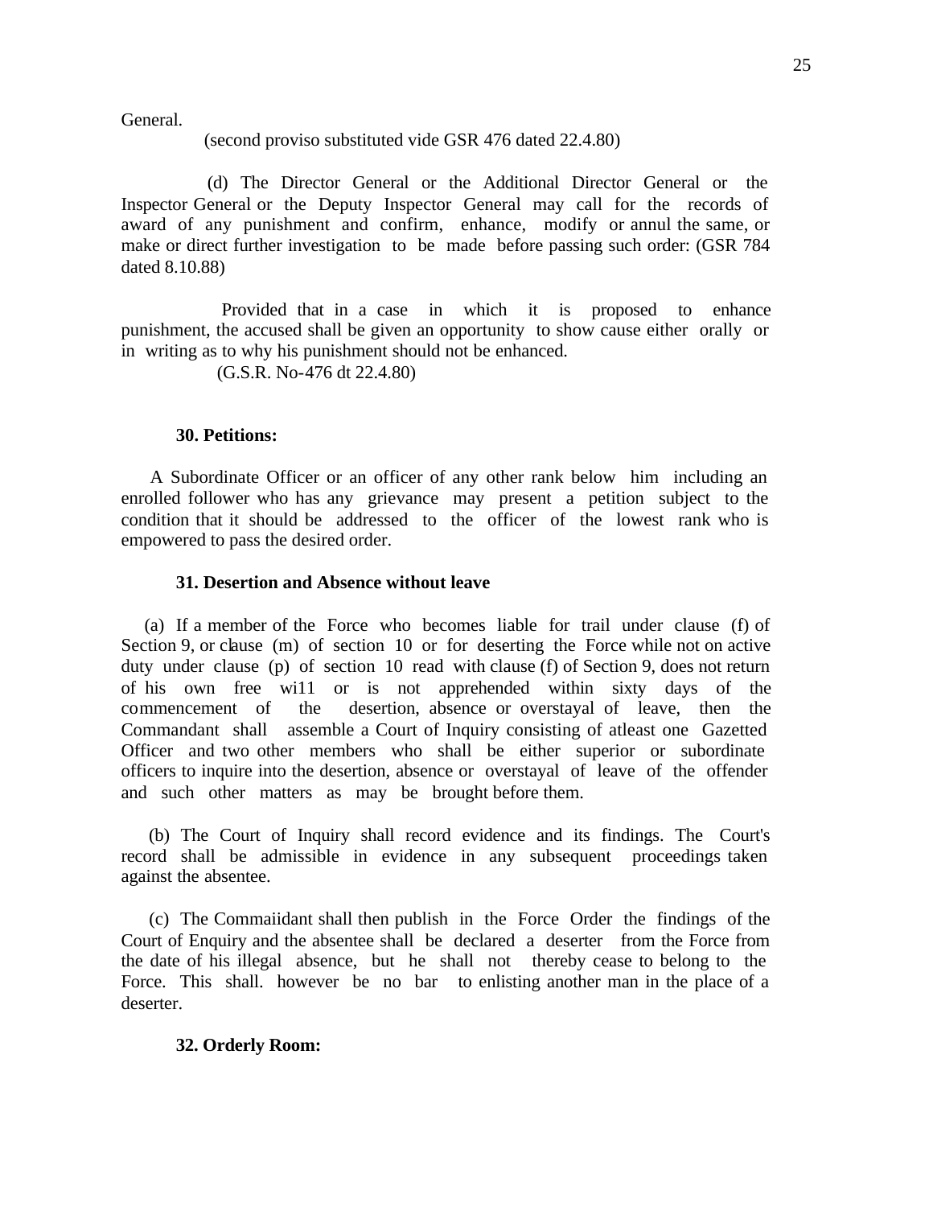General.

(second proviso substituted vide GSR 476 dated 22.4.80)

(d) The Director General or the Additional Director General or the Inspector General or the Deputy Inspector General may call for the records of award of any punishment and confirm, enhance, modify or annul the same, or make or direct further investigation to be made before passing such order: (GSR 784 dated 8.10.88)

Provided that in a case in which it is proposed to enhance punishment, the accused shall be given an opportunity to show cause either orally or in writing as to why his punishment should not be enhanced.

(G.S.R. No-476 dt 22.4.80)

**30. Petitions:**

A Subordinate Officer or an officer of any other rank below him including an enrolled follower who has any grievance may present a petition subject to the condition that it should be addressed to the officer of the lowest rank who is empowered to pass the desired order.

**31. Desertion and Absence without leave**

(a) If a member of the Force who becomes liable for trail under clause (f) of Section 9, or clause (m) of section 10 or for deserting the Force while not on active duty under clause (p) of section 10 read with clause (f) of Section 9, does not return of his own free wi11 or is not apprehended within sixty days of the commencement of the desertion, absence or overstayal of leave, then the Commandant shall assemble a Court of Inquiry consisting of atleast one Gazetted Officer and two other members who shall be either superior or subordinate officers to inquire into the desertion, absence or overstayal of leave of the offender and such other matters as may be brought before them.

(b) The Court of Inquiry shall record evidence and its findings. The Court's record shall be admissible in evidence in any subsequent proceedings taken against the absentee.

(c) The Commaiidant shall then publish in the Force Order the findings of the Court of Enquiry and the absentee shall be declared a deserter from the Force from the date of his illegal absence, but he shall not thereby cease to belong to the Force. This shall. however be no bar to enlisting another man in the place of a deserter.

**32. Orderly Room:**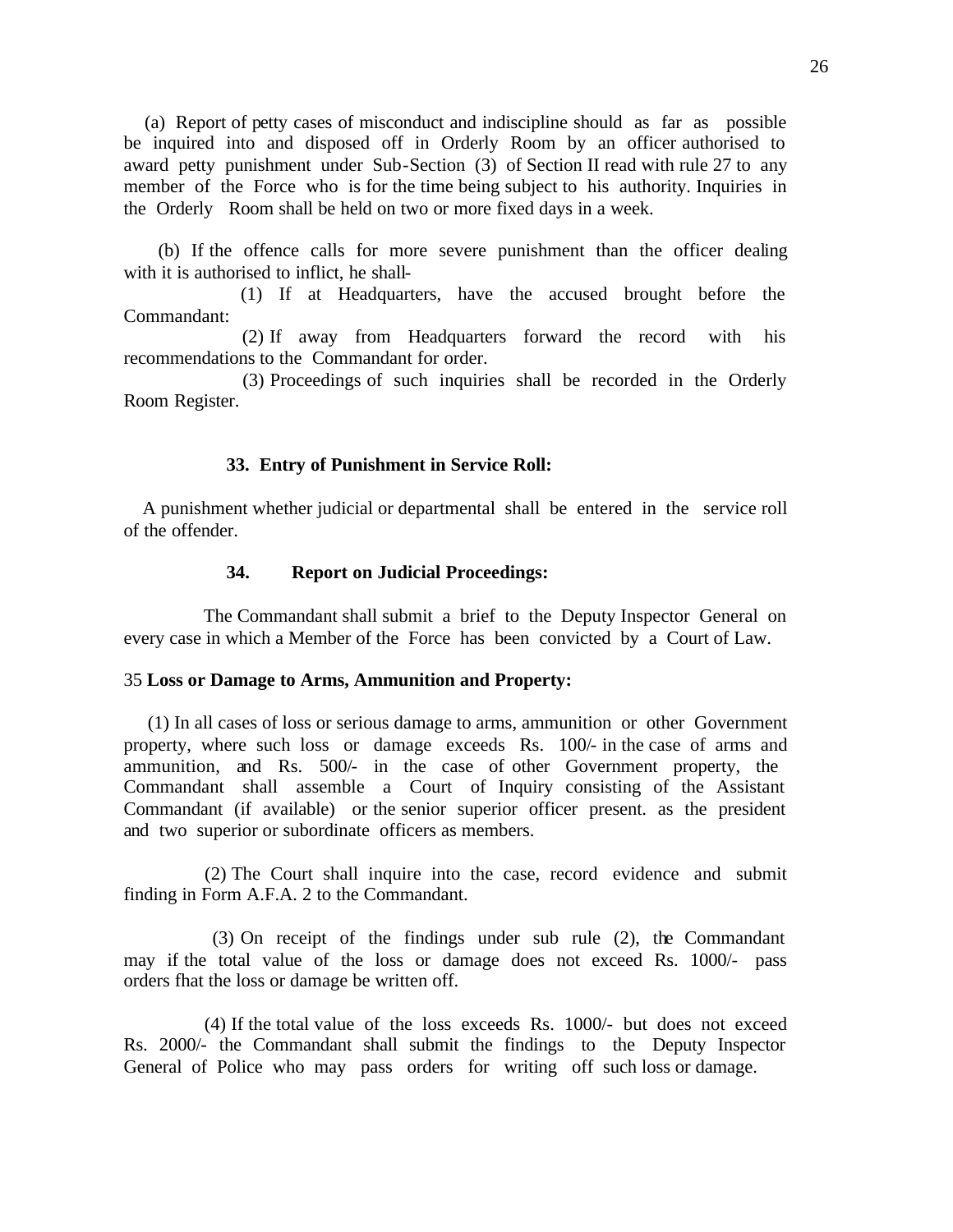(a) Report of petty cases of misconduct and indiscipline should as far as possible be inquired into and disposed off in Orderly Room by an officer authorised to award petty punishment under Sub-Section (3) of Section II read with rule 27 to any member of the Force who is for the time being subject to his authority. Inquiries in the Orderly Room shall be held on two or more fixed days in a week.

(b) If the offence calls for more severe punishment than the officer dealing with it is authorised to inflict, he shall-

(1) If at Headquarters, have the accused brought before the Commandant:

(2) If away from Headquarters forward the record with his recommendations to the Commandant for order.

(3) Proceedings of such inquiries shall be recorded in the Orderly Room Register.

**33. Entry of Punishment in Service Roll:**

A punishment whether judicial or departmental shall be entered in the service roll of the offender.

**34. Report on Judicial Proceedings:**

The Commandant shall submit a brief to the Deputy Inspector General on every case in which a Member of the Force has been convicted by a Court of Law.

35 **Loss or Damage to Arms, Ammunition and Property:**

(1) In all cases of loss or serious damage to arms, ammunition or other Government property, where such loss or damage exceeds Rs. 100/- in the case of arms and ammunition, and Rs. 500/- in the case of other Government property, the Commandant shall assemble a Court of Inquiry consisting of the Assistant Commandant (if available) or the senior superior officer present. as the president and two superior or subordinate officers as members.

(2) The Court shall inquire into the case, record evidence and submit finding in Form A.F.A. 2 to the Commandant.

(3) On receipt of the findings under sub rule (2), the Commandant may if the total value of the loss or damage does not exceed Rs. 1000/- pass orders fhat the loss or damage be written off.

(4) If the total value of the loss exceeds Rs. 1000/- but does not exceed Rs. 2000/- the Commandant shall submit the findings to the Deputy Inspector General of Police who may pass orders for writing off such loss or damage.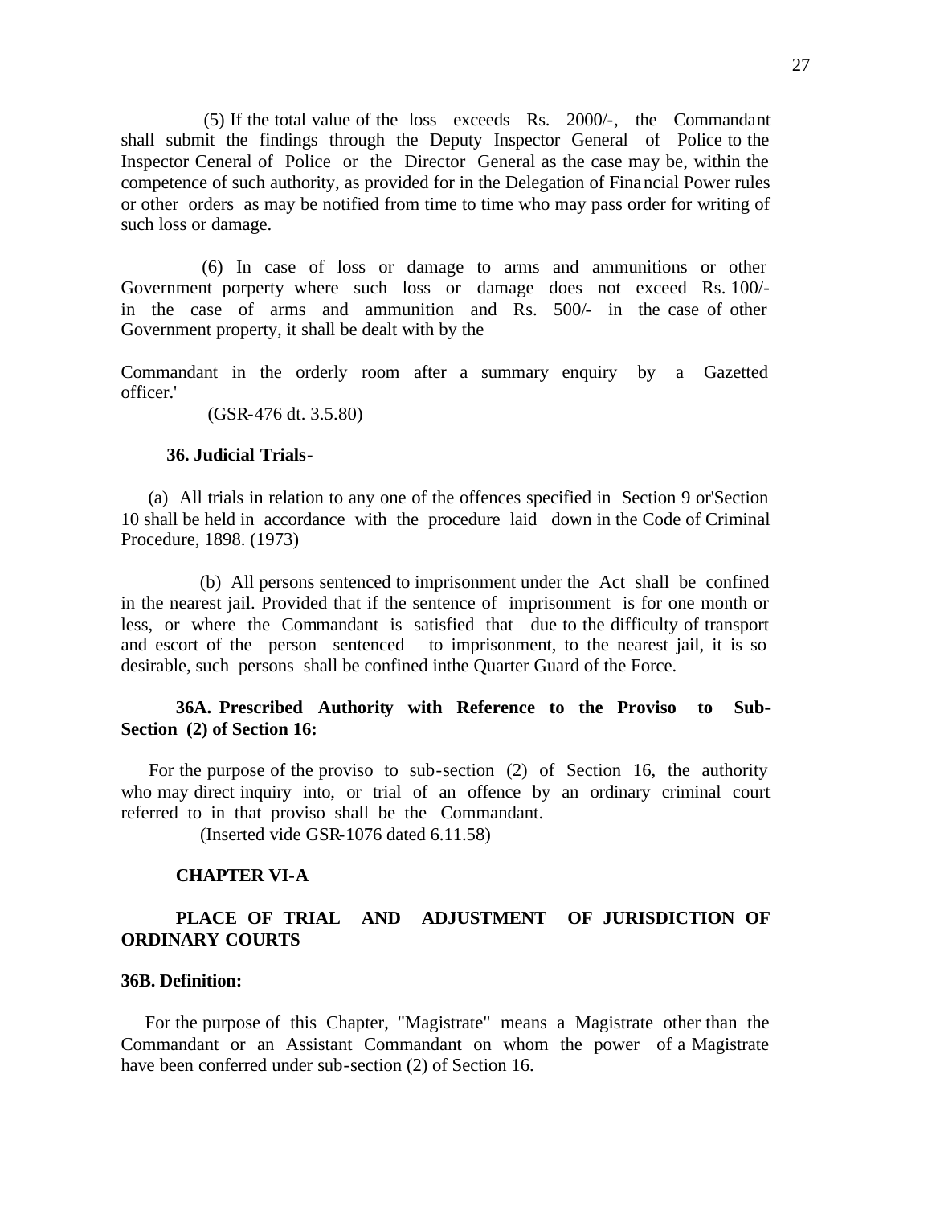(5) If the total value of the loss exceeds Rs. 2000/-, the Commandant shall submit the findings through the Deputy Inspector General of Police to the Inspector Ceneral of Police or the Director General as the case may be, within the competence of such authority, as provided for in the Delegation of Financial Power rules or other orders as may be notified from time to time who may pass order for writing of such loss or damage.

(6) In case of loss or damage to arms and ammunitions or other Government porperty where such loss or damage does not exceed Rs. 100/- in the case of arms and ammunition and Rs. 500/- in the case of other Government property, it shall be dealt with by the

Commandant in the orderly room after a summary enquiry by a Gazetted officer.'

(GSR-476 dt. 3.5.80)

**36. Judicial Trials-**

(a) All trials in relation to any one of the offences specified in Section 9 or'Section 10 shall be held in accordance with the procedure laid down in the Code of Criminal Procedure, 1898. (1973)

(b) All persons sentenced to imprisonment under the Act shall be confined in the nearest jail. Provided that if the sentence of imprisonment is for one month or less, or where the Commandant is satisfied that due to the difficulty of transport and escort of the person sentenced to imprisonment, to the nearest jail, it is so desirable, such persons shall be confined inthe Quarter Guard of the Force.

**36A. Prescribed Authority with Reference to the Proviso to Sub-Section (2) of Section 16:**

For the purpose of the proviso to sub-section (2) of Section 16, the authority who may direct inquiry into, or trial of an offence by an ordinary criminal court referred to in that proviso shall be the Commandant.

(Inserted vide GSR-1076 dated 6.11.58)

## CHAPTER VI-A

## PLACE OF TRIAL AND ADJUSTMENT OF JURISDICTION OF ORDINARY COURTS

**36B. Definition:**

For the purpose of this Chapter, "Magistrate" means a Magistrate other than the Commandant or an Assistant Commandant on whom the power of a Magistrate have been conferred under sub-section (2) of Section 16.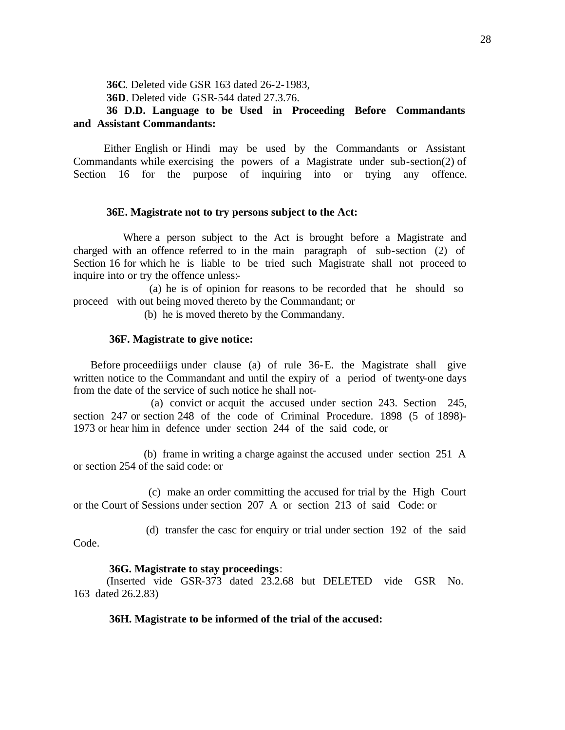**36C**. Deleted vide GSR 163 dated 26-2-1983,

**36D**. Deleted vide GSR-544 dated 27.3.76.

**36 D.D. Language to be Used in Proceeding Before Commandants and Assistant Commandants:**

Either English or Hindi may be used by the Commandants or Assistant Commandants while exercising the powers of a Magistrate under sub-section(2) of Section 16 for the purpose of inquiring into or trying any offence.

**36E. Magistrate not to try persons subject to the Act:**

Where a person subject to the Act is brought before a Magistrate and charged with an offence referred to in the main paragraph of sub-section (2) of Section 16 for which he is liable to be tried such Magistrate shall not proceed to inquire into or try the offence unless:-

(a) he is of opinion for reasons to be recorded that he should so proceed with out being moved thereto by the Commandant; or

(b) he is moved thereto by the Commandany.

**36F. Magistrate to give notice:**

Before proceediigs under clause (a) of rule 36-E. the Magistrate shall give written notice to the Commandant and until the expiry of a period of twenty-one days from the date of the service of such notice he shall not-

(a) convict or acquit the accused under section 243. Section 245, section 247 or section 248 of the code of Criminal Procedure. 1898 (5 of 1898)-1973 or hear him in defence under section 244 of the said code, or

(b) frame in writing a charge against the accused under section 251 A or section 254 of the said code: or

(c) make an order committing the accused for trial by the High Court or the Court of Sessions under section 207 A or section 213 of said Code: or

(d) transfer the casc for enquiry or trial under section 192 of the said Code.

**36G. Magistrate to stay proceedings**:

(Inserted vide GSR-373 dated 23.2.68 but DELETED vide GSR No. 163 dated 26.2.83)

**36H. Magistrate to be informed of the trial of the accused:**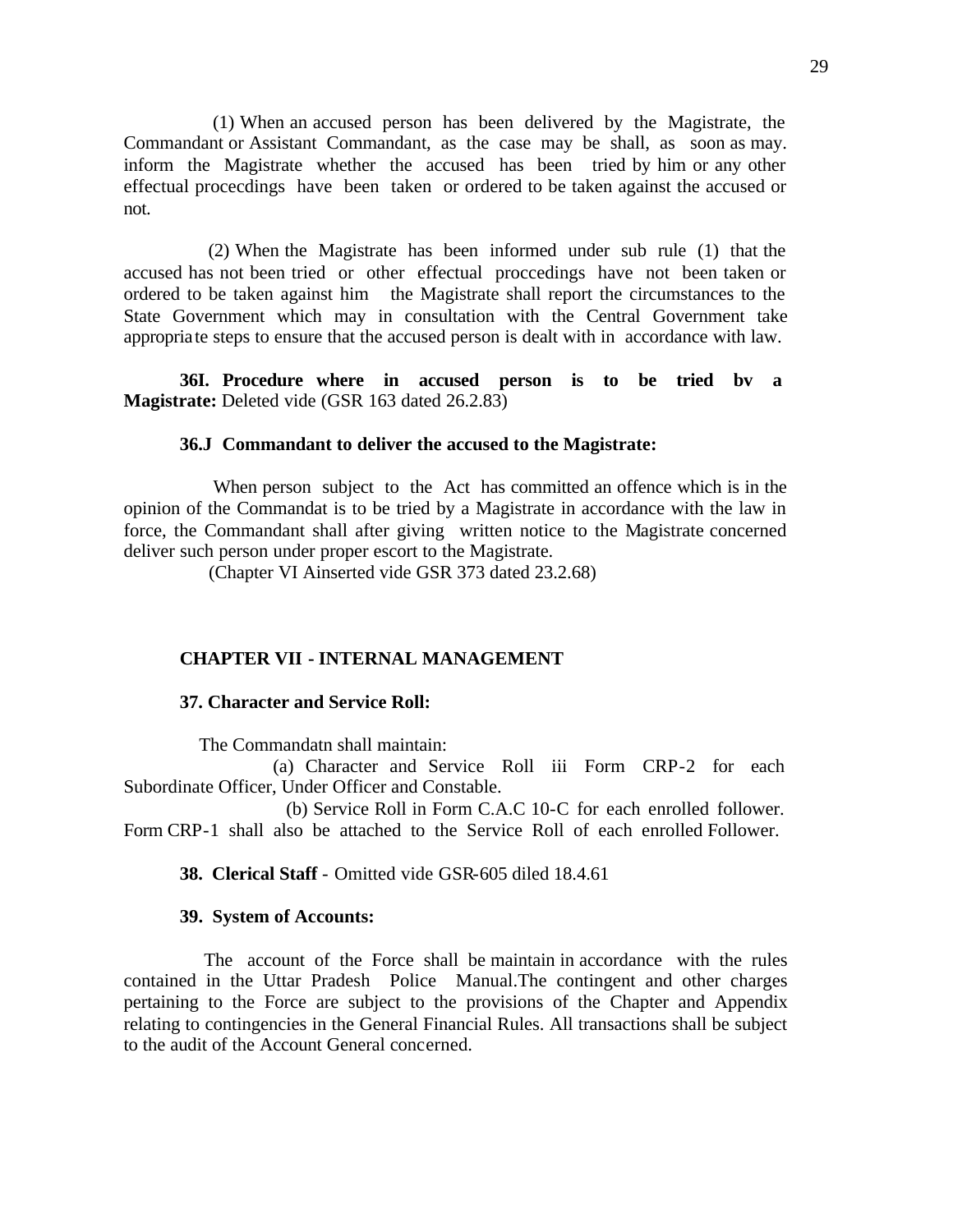(1) When an accused person has been delivered by the Magistrate, the Commandant or Assistant Commandant, as the case may be shall, as soon as may. inform the Magistrate whether the accused has been tried by him or any other effectual procecdings have been taken or ordered to be taken against the accused or not.

(2) When the Magistrate has been informed under sub rule (1) that the accused has not been tried or other effectual proccedings have not been taken or ordered to be taken against him the Magistrate shall report the circumstances to the State Government which may in consultation with the Central Government take appropriate steps to ensure that the accused person is dealt with in accordance with law.

**36I. Procedure where in accused person is to be tried bv a Magistrate:** Deleted vide (GSR 163 dated 26.2.83)

**36.J Commandant to deliver the accused to the Magistrate:**

When person subject to the Act has committed an offence which is in the opinion of the Commandat is to be tried by a Magistrate in accordance with the law in force, the Commandant shall after giving written notice to the Magistrate concerned deliver such person under proper escort to the Magistrate.

(Chapter VI Ainserted vide GSR 373 dated 23.2.68)

## CHAPTER VII - INTERNAL MANAGEMENT

**37. Character and Service Roll:**

The Commandatn shall maintain:

(a) Character and Service Roll iii Form CRP-2 for each Subordinate Officer, Under Officer and Constable.

(b) Service Roll in Form C.A.C 10-C for each enrolled follower. Form CRP-1 shall also be attached to the Service Roll of each enrolled Follower.

**38. Clerical Staff** - Omitted vide GSR-605 diled 18.4.61

**39. System of Accounts:**

The account of the Force shall be maintain in accordance with the rules contained in the Uttar Pradesh Police Manual.The contingent and other charges pertaining to the Force are subject to the provisions of the Chapter and Appendix relating to contingencies in the General Financial Rules. All transactions shall be subject to the audit of the Account General concerned.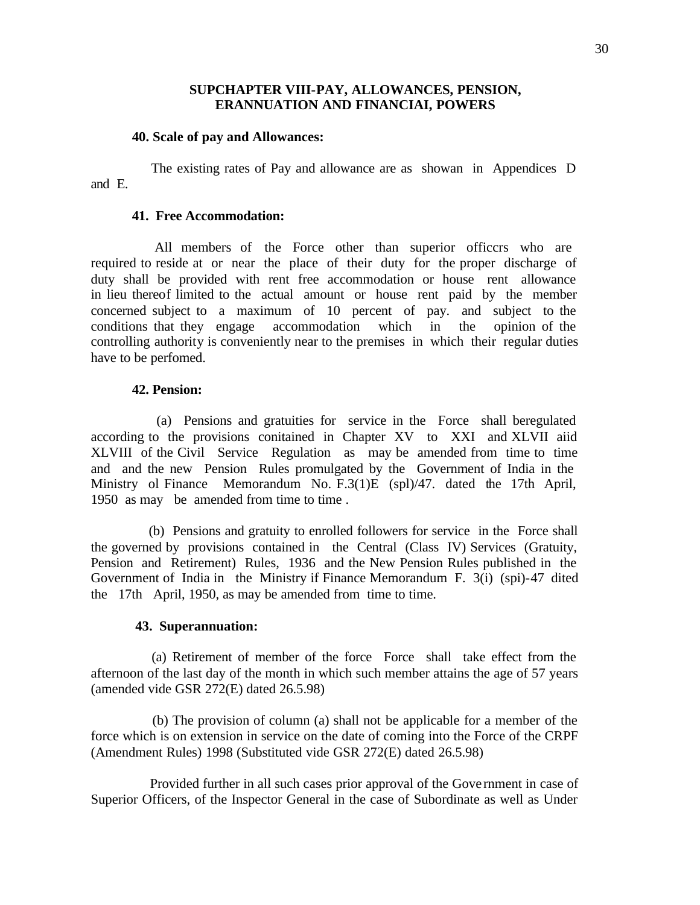## SUPCHAPTER VIII-PAY, ALLOWANCES, PENSION, ERANNUATION AND FINANCIAI, POWERS

### 40. Scale of pay and Allowances:

The existing rates of Pay and allowance are as showan in Appendices D and E.

### 41. Free Accommodation:

All members of the Force other than superior officcrs who are required to reside at or near the place of their duty for the proper discharge of duty shall be provided with rent free accommodation or house rent allowance in lieu thereof limited to the actual amount or house rent paid by the member concerned subject to a maximum of 10 percent of pay. and subject to the conditions that they engage accommodation which in the opinion of the controlling authority is conveniently near to the premises in which their regular duties have to be perfomed.

### 42. Pension:

(a) Pensions and gratuities for service in the Force shall beregulated according to the provisions conitained in Chapter XV to XXI and XLVII aiid XLVIII of the Civil Service Regulation as may be amended from time to time and and the new Pension Rules promulgated by the Government of India in the Ministry ol Finance Memorandum No. F.3(1)E (spl)/47. dated the 17th April, 1950 as may be amended from time to time .

(b) Pensions and gratuity to enrolled followers for service in the Force shall the governed by provisions contained in the Central (Class IV) Services (Gratuity, Pension and Retirement) Rules, 1936 and the New Pension Rules published in the Government of India in the Ministry if Finance Memorandum F. 3(i) (spi)-47 dited the 17th April, 1950, as may be amended from time to time.

### 43. Superannuation:

(a) Retirement of member of the force Force shall take effect from the afternoon of the last day of the month in which such member attains the age of 57 years (amended vide GSR 272(E) dated 26.5.98)

(b) The provision of column (a) shall not be applicable for a member of the force which is on extension in service on the date of coming into the Force of the CRPF (Amendment Rules) 1998 (Substituted vide GSR 272(E) dated 26.5.98)

Provided further in all such cases prior approval of the Government in case of Superior Officers, of the Inspector General in the case of Subordinate as well as Under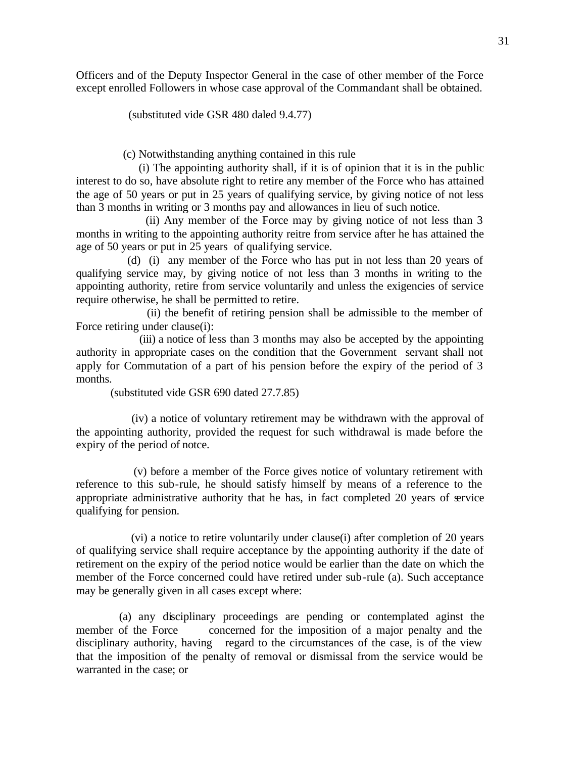Officers and of the Deputy Inspector General in the case of other member of the Force except enrolled Followers in whose case approval of the Commandant shall be obtained.

(substituted vide GSR 480 daled 9.4.77)

(c) Notwithstanding anything contained in this rule

(i) The appointing authority shall, if it is of opinion that it is in the public interest to do so, have absolute right to retire any member of the Force who has attained the age of 50 years or put in 25 years of qualifying service, by giving notice of not less than 3 months in writing or 3 months pay and allowances in lieu of such notice.

(ii) Any member of the Force may by giving notice of not less than 3 months in writing to the appointing authority reitre from service after he has attained the age of 50 years or put in 25 years of qualifying service.

(d) (i) any member of the Force who has put in not less than 20 years of qualifying service may, by giving notice of not less than 3 months in writing to the appointing authority, retire from service voluntarily and unless the exigencies of service require otherwise, he shall be permitted to retire.

(ii) the benefit of retiring pension shall be admissible to the member of Force retiring under clause(i):

(iii) a notice of less than 3 months may also be accepted by the appointing authority in appropriate cases on the condition that the Government servant shall not apply for Commutation of a part of his pension before the expiry of the period of 3 months.

(substituted vide GSR 690 dated 27.7.85)

(iv) a notice of voluntary retirement may be withdrawn with the approval of the appointing authority, provided the request for such withdrawal is made before the expiry of the period of notce.

(v) before a member of the Force gives notice of voluntary retirement with reference to this sub-rule, he should satisfy himself by means of a reference to the appropriate administrative authority that he has, in fact completed 20 years of service qualifying for pension.

(vi) a notice to retire voluntarily under clause(i) after completion of 20 years of qualifying service shall require acceptance by the appointing authority if the date of retirement on the expiry of the period notice would be earlier than the date on which the member of the Force concerned could have retired under sub-rule (a). Such acceptance may be generally given in all cases except where:

(a) any disciplinary proceedings are pending or contemplated aginst the member of the Force concerned for the imposition of a major penalty and the disciplinary authority, having regard to the circumstances of the case, is of the view that the imposition of the penalty of removal or dismissal from the service would be warranted in the case; or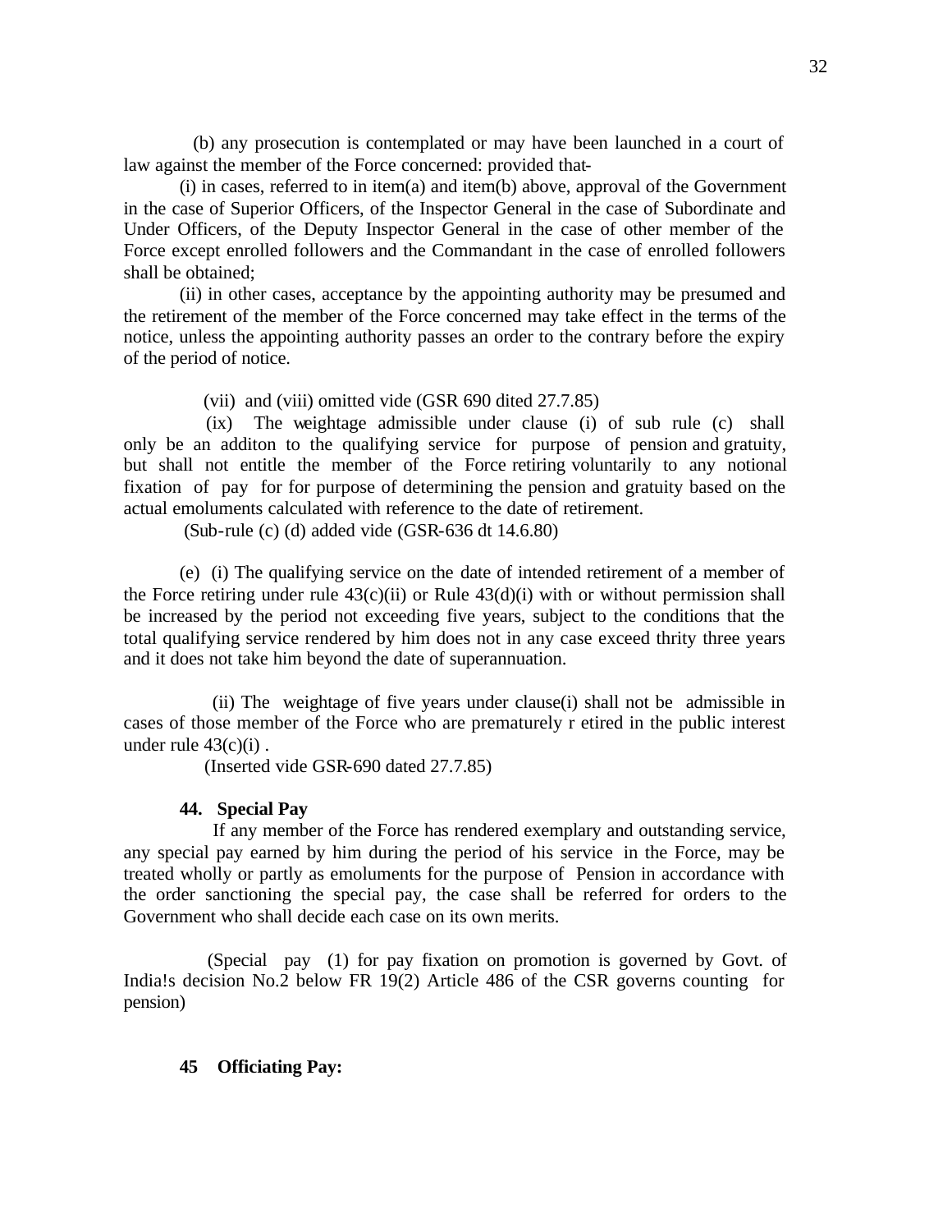(b) any prosecution is contemplated or may have been launched in a court of law against the member of the Force concerned: provided that-

(i) in cases, referred to in item(a) and item(b) above, approval of the Government in the case of Superior Officers, of the Inspector General in the case of Subordinate and Under Officers, of the Deputy Inspector General in the case of other member of the Force except enrolled followers and the Commandant in the case of enrolled followers shall be obtained;

(ii) in other cases, acceptance by the appointing authority may be presumed and the retirement of the member of the Force concerned may take effect in the terms of the notice, unless the appointing authority passes an order to the contrary before the expiry of the period of notice.

(vii) and (viii) omitted vide (GSR 690 dited 27.7.85)

(ix) The weightage admissible under clause (i) of sub rule (c) shall only be an additon to the qualifying service for purpose of pension and gratuity, but shall not entitle the member of the Force retiring voluntarily to any notional fixation of pay for for purpose of determining the pension and gratuity based on the actual emoluments calculated with reference to the date of retirement.

(Sub-rule (c) (d) added vide (GSR-636 dt 14.6.80)

(e) (i) The qualifying service on the date of intended retirement of a member of the Force retiring under rule 43(c)(ii) or Rule 43(d)(i) with or without permission shall be increased by the period not exceeding five years, subject to the conditions that the total qualifying service rendered by him does not in any case exceed thrity three years and it does not take him beyond the date of superannuation.

(ii) The weightage of five years under clause(i) shall not be admissible in cases of those member of the Force who are prematurely r etired in the public interest under rule 43(c)(i) .

(Inserted vide GSR-690 dated 27.7.85)

**44. Special Pay**

If any member of the Force has rendered exemplary and outstanding service, any special pay earned by him during the period of his service in the Force, may be treated wholly or partly as emoluments for the purpose of Pension in accordance with the order sanctioning the special pay, the case shall be referred for orders to the Government who shall decide each case on its own merits.

(Special pay (1) for pay fixation on promotion is governed by Govt. of India!s decision No.2 below FR 19(2) Article 486 of the CSR governs counting for pension)

**45 Officiating Pay:**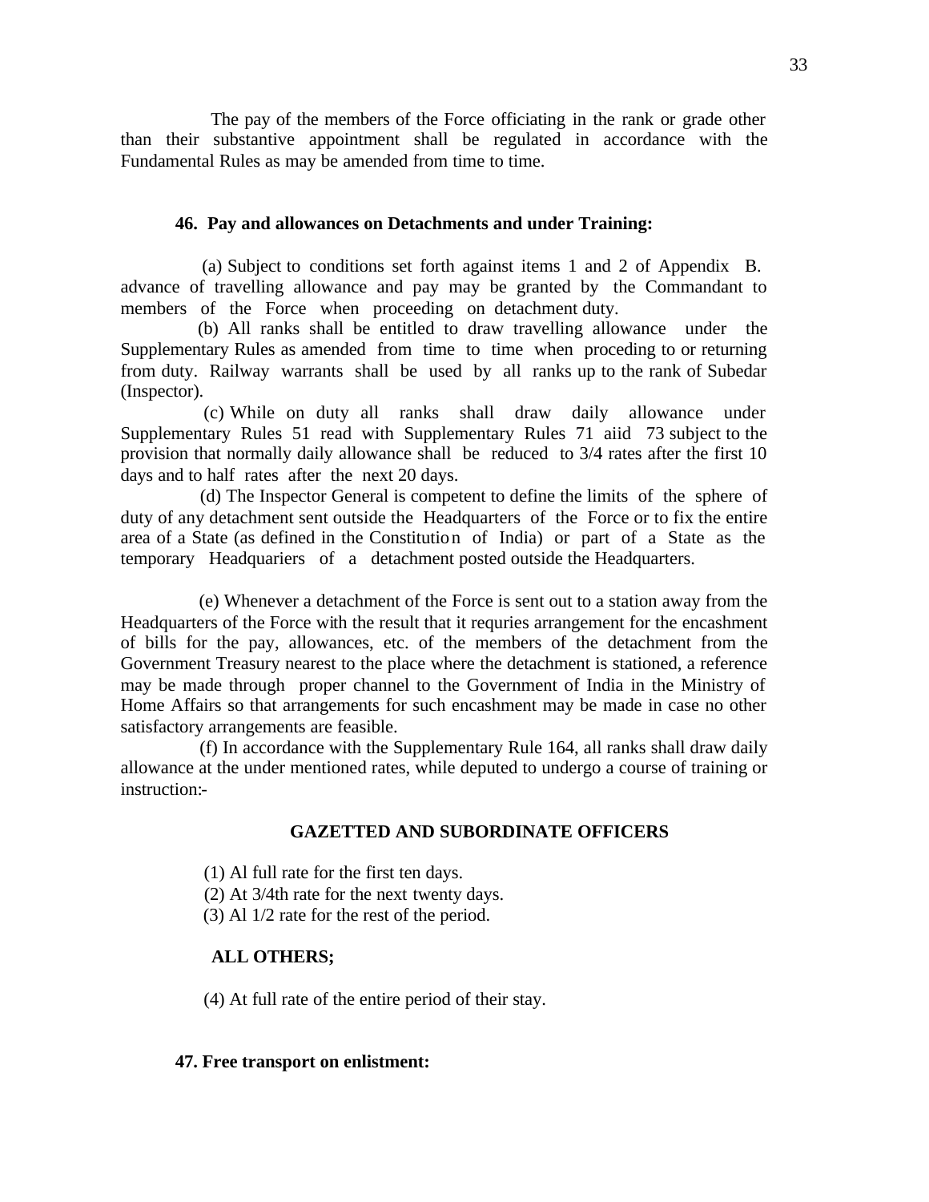The pay of the members of the Force officiating in the rank or grade other than their substantive appointment shall be regulated in accordance with the Fundamental Rules as may be amended from time to time.

**46. Pay and allowances on Detachments and under Training:**

(a) Subject to conditions set forth against items 1 and 2 of Appendix B. advance of travelling allowance and pay may be granted by the Commandant to members of the Force when proceeding on detachment duty.

(b) All ranks shall be entitled to draw travelling allowance under the Supplementary Rules as amended from time to time when proceding to or returning from duty. Railway warrants shall be used by all ranks up to the rank of Subedar (Inspector).

(c) While on duty all ranks shall draw daily allowance under Supplementary Rules 51 read with Supplementary Rules 71 aiid 73 subject to the provision that normally daily allowance shall be reduced to 3/4 rates after the first 10 days and to half rates after the next 20 days.

(d) The Inspector General is competent to define the limits of the sphere of duty of any detachment sent outside the Headquarters of the Force or to fix the entire area of a State (as defined in the Constitution of India) or part of a State as the temporary Headquariers of a detachment posted outside the Headquarters.

(e) Whenever a detachment of the Force is sent out to a station away from the Headquarters of the Force with the result that it requries arrangement for the encashment of bills for the pay, allowances, etc. of the members of the detachment from the Government Treasury nearest to the place where the detachment is stationed, a reference may be made through proper channel to the Government of India in the Ministry of Home Affairs so that arrangements for such encashment may be made in case no other satisfactory arrangements are feasible.

(f) In accordance with the Supplementary Rule 164, all ranks shall draw daily allowance at the under mentioned rates, while deputed to undergo a course of training or instruction:-

**GAZETTED AND SUBORDINATE OFFICERS**

(1) Al full rate for the first ten days.
(2) At 3/4th rate for the next twenty days.
(3) Al 1/2 rate for the rest of the period.

**ALL OTHERS;**

(4) At full rate of the entire period of their stay.

**47. Free transport on enlistment:**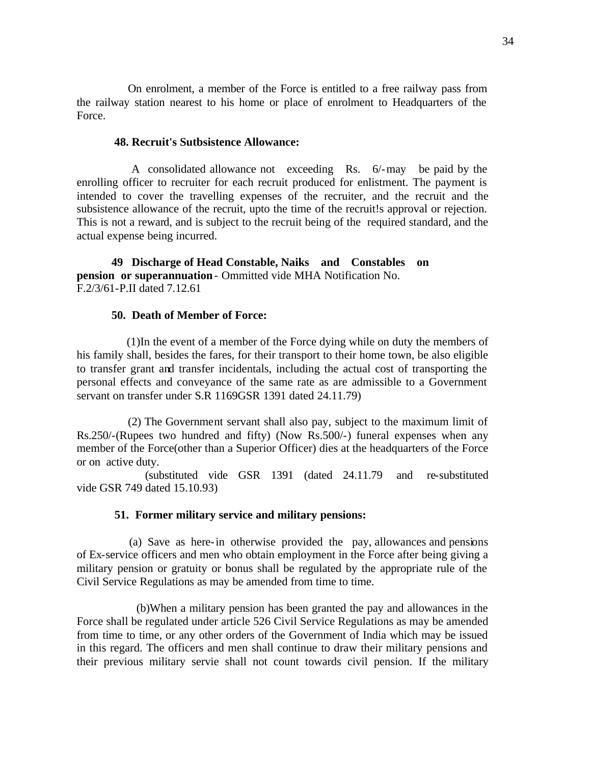On enrolment, a member of the Force is entitled to a free railway pass from the railway station nearest to his home or place of enrolment to Headquarters of the Force.

**48. Recruit's Sutbsistence Allowance:**

A consolidated allowance not exceeding Rs. 6/- may be paid by the enrolling officer to recruiter for each recruit produced for enlistment. The payment is intended to cover the travelling expenses of the recruiter, and the recruit and the subsistence allowance of the recruit, upto the time of the recruit!s approval or rejection. This is not a reward, and is subject to the recruit being of the required standard, and the actual expense being incurred.

**49 Discharge of Head Constable, Naiks and Constables on pension or superannuation** - Ommitted vide MHA Notification No. F.2/3/61-P.II dated 7.12.61

**50. Death of Member of Force:**

(1)In the event of a member of the Force dying while on duty the members of his family shall, besides the fares, for their transport to their home town, be also eligible to transfer grant and transfer incidentals, including the actual cost of transporting the personal effects and conveyance of the same rate as are admissible to a Government servant on transfer under S.R 1169GSR 1391 dated 24.11.79)

(2) The Government servant shall also pay, subject to the maximum limit of Rs.250/-(Rupees two hundred and fifty) (Now Rs.500/-) funeral expenses when any member of the Force(other than a Superior Officer) dies at the headquarters of the Force or on active duty.

(substituted vide GSR 1391 (dated 24.11.79 and re-substituted vide GSR 749 dated 15.10.93)

**51. Former military service and military pensions:**

(a) Save as here-in otherwise provided the pay, allowances and pensions of Ex-service officers and men who obtain employment in the Force after being giving a military pension or gratuity or bonus shall be regulated by the appropriate rule of the Civil Service Regulations as may be amended from time to time.

(b)When a military pension has been granted the pay and allowances in the Force shall be regulated under article 526 Civil Service Regulations as may be amended from time to time, or any other orders of the Government of India which may be issued in this regard. The officers and men shall continue to draw their military pensions and their previous military servie shall not count towards civil pension. If the military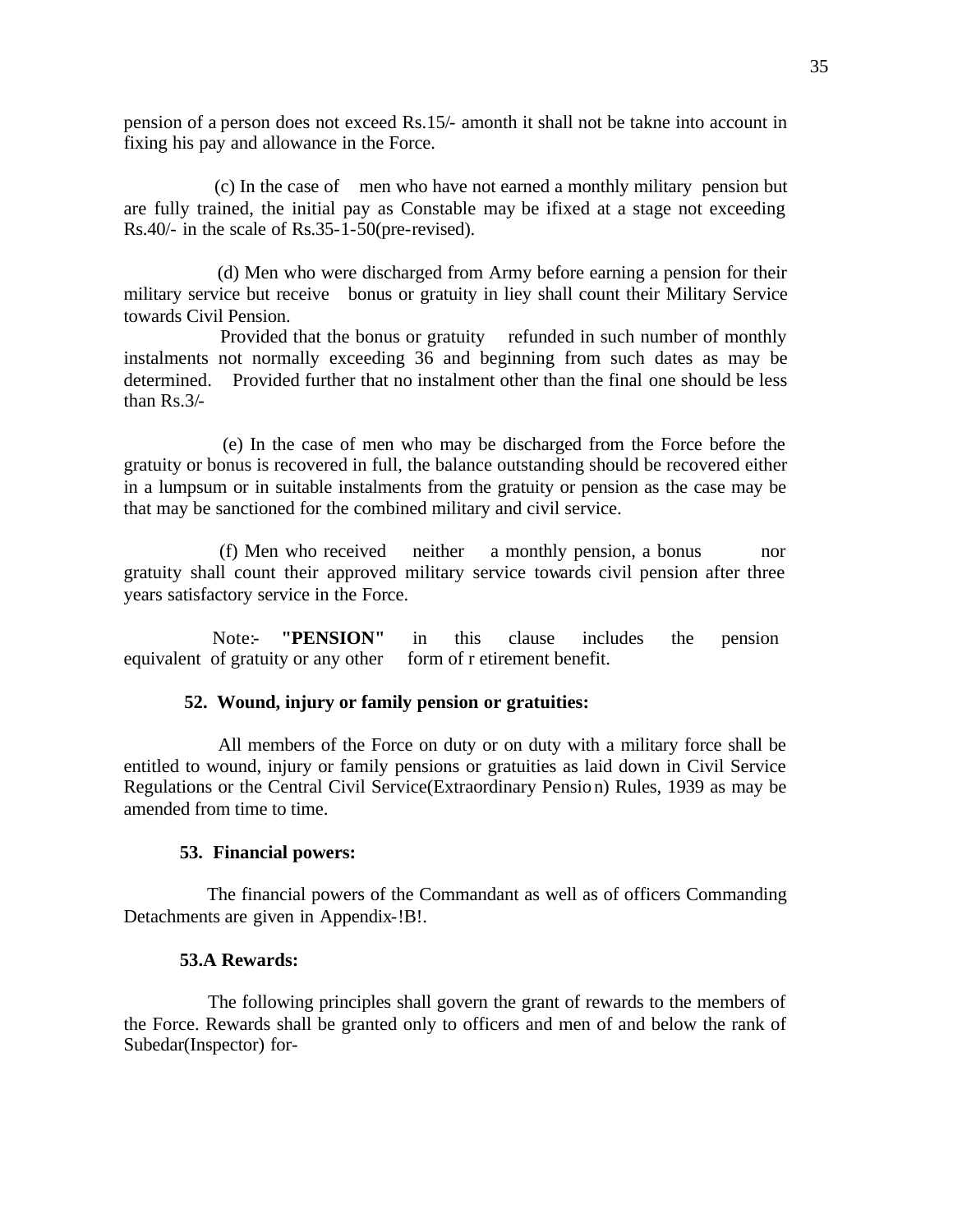pension of a person does not exceed Rs.15/- amonth it shall not be takne into account in fixing his pay and allowance in the Force.

(c) In the case of men who have not earned a monthly military pension but are fully trained, the initial pay as Constable may be ifixed at a stage not exceeding Rs.40/- in the scale of Rs.35-1-50(pre-revised).

(d) Men who were discharged from Army before earning a pension for their military service but receive bonus or gratuity in liey shall count their Military Service towards Civil Pension.

Provided that the bonus or gratuity refunded in such number of monthly instalments not normally exceeding 36 and beginning from such dates as may be determined. Provided further that no instalment other than the final one should be less than Rs.3/-

(e) In the case of men who may be discharged from the Force before the gratuity or bonus is recovered in full, the balance outstanding should be recovered either in a lumpsum or in suitable instalments from the gratuity or pension as the case may be that may be sanctioned for the combined military and civil service.

(f) Men who received neither a monthly pension, a bonus nor gratuity shall count their approved military service towards civil pension after three years satisfactory service in the Force.

Note:- **"PENSION"** in this clause includes the pension equivalent of gratuity or any other form of r etirement benefit.

**52. Wound, injury or family pension or gratuities:**

All members of the Force on duty or on duty with a military force shall be entitled to wound, injury or family pensions or gratuities as laid down in Civil Service Regulations or the Central Civil Service(Extraordinary Pension) Rules, 1939 as may be amended from time to time.

**53. Financial powers:**

The financial powers of the Commandant as well as of officers Commanding Detachments are given in Appendix-!B!.

**53.A Rewards:**

The following principles shall govern the grant of rewards to the members of the Force. Rewards shall be granted only to officers and men of and below the rank of Subedar(Inspector) for-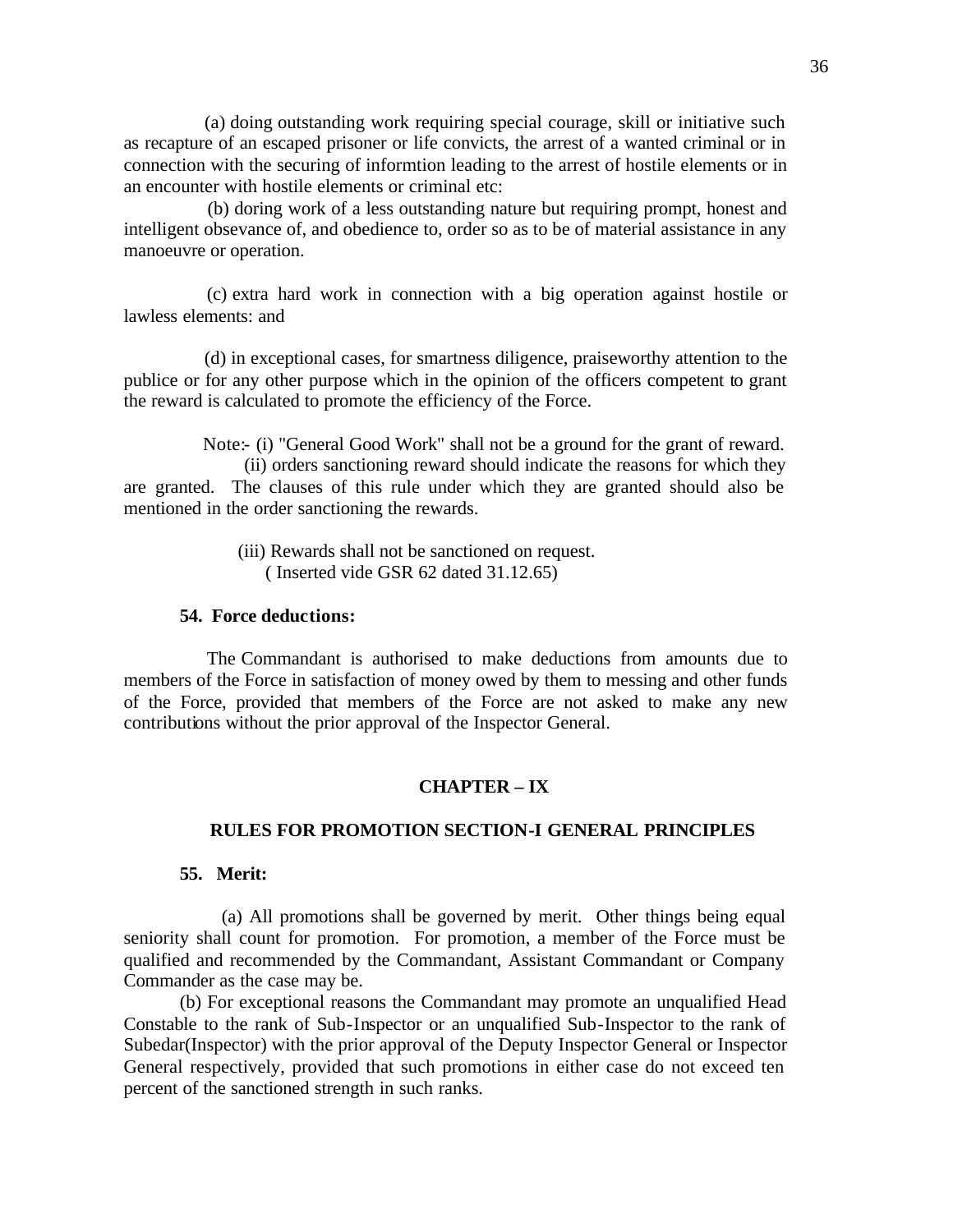(a) doing outstanding work requiring special courage, skill or initiative such as recapture of an escaped prisoner or life convicts, the arrest of a wanted criminal or in connection with the securing of informtion leading to the arrest of hostile elements or in an encounter with hostile elements or criminal etc:

(b) doring work of a less outstanding nature but requiring prompt, honest and intelligent obsevance of, and obedience to, order so as to be of material assistance in any manoeuvre or operation.

(c) extra hard work in connection with a big operation against hostile or lawless elements: and

(d) in exceptional cases, for smartness diligence, praiseworthy attention to the publice or for any other purpose which in the opinion of the officers competent to grant the reward is calculated to promote the efficiency of the Force.

Note:- (i) "General Good Work" shall not be a ground for the grant of reward.

(ii) orders sanctioning reward should indicate the reasons for which they are granted. The clauses of this rule under which they are granted should also be mentioned in the order sanctioning the rewards.

(iii) Rewards shall not be sanctioned on request.
( Inserted vide GSR 62 dated 31.12.65)

**54. Force deductions:**

The Commandant is authorised to make deductions from amounts due to members of the Force in satisfaction of money owed by them to messing and other funds of the Force, provided that members of the Force are not asked to make any new contributions without the prior approval of the Inspector General.

## CHAPTER – IX

## RULES FOR PROMOTION SECTION-I GENERAL PRINCIPLES

**55. Merit:**

(a) All promotions shall be governed by merit. Other things being equal seniority shall count for promotion. For promotion, a member of the Force must be qualified and recommended by the Commandant, Assistant Commandant or Company Commander as the case may be.

(b) For exceptional reasons the Commandant may promote an unqualified Head Constable to the rank of Sub-Inspector or an unqualified Sub-Inspector to the rank of Subedar(Inspector) with the prior approval of the Deputy Inspector General or Inspector General respectively, provided that such promotions in either case do not exceed ten percent of the sanctioned strength in such ranks.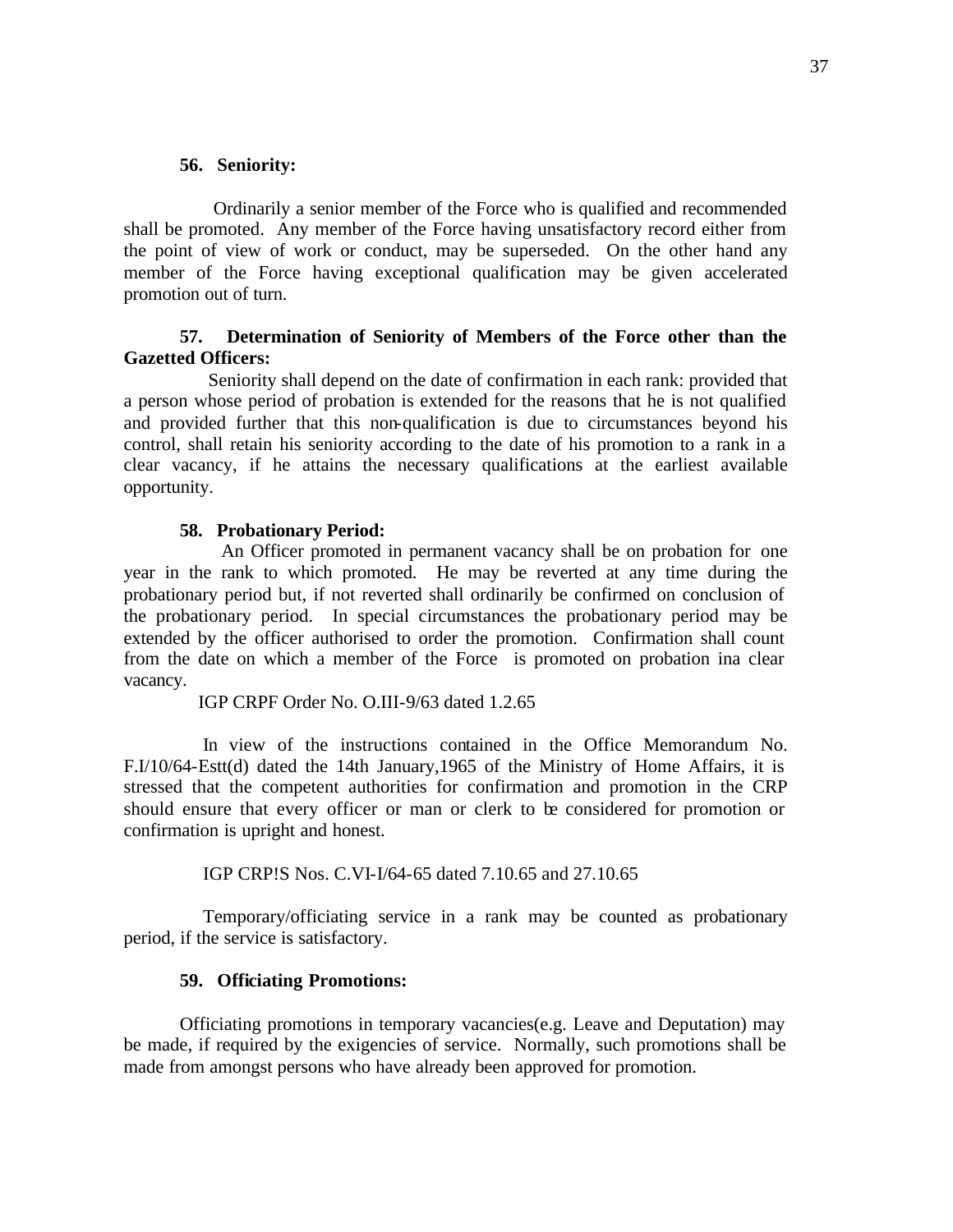**56. Seniority:**

Ordinarily a senior member of the Force who is qualified and recommended shall be promoted. Any member of the Force having unsatisfactory record either from the point of view of work or conduct, may be superseded. On the other hand any member of the Force having exceptional qualification may be given accelerated promotion out of turn.

**57. Determination of Seniority of Members of the Force other than the Gazetted Officers:**

Seniority shall depend on the date of confirmation in each rank: provided that a person whose period of probation is extended for the reasons that he is not qualified and provided further that this non-qualification is due to circumstances beyond his control, shall retain his seniority according to the date of his promotion to a rank in a clear vacancy, if he attains the necessary qualifications at the earliest available opportunity.

**58. Probationary Period:**

An Officer promoted in permanent vacancy shall be on probation for one year in the rank to which promoted. He may be reverted at any time during the probationary period but, if not reverted shall ordinarily be confirmed on conclusion of the probationary period. In special circumstances the probationary period may be extended by the officer authorised to order the promotion. Confirmation shall count from the date on which a member of the Force is promoted on probation ina clear vacancy.

IGP CRPF Order No. O.III-9/63 dated 1.2.65

In view of the instructions contained in the Office Memorandum No. F.I/10/64-Estt(d) dated the 14th January,1965 of the Ministry of Home Affairs, it is stressed that the competent authorities for confirmation and promotion in the CRP should ensure that every officer or man or clerk to be considered for promotion or confirmation is upright and honest.

IGP CRP!S Nos. C.VI-I/64-65 dated 7.10.65 and 27.10.65

Temporary/officiating service in a rank may be counted as probationary period, if the service is satisfactory.

**59. Officiating Promotions:**

Officiating promotions in temporary vacancies(e.g. Leave and Deputation) may be made, if required by the exigencies of service. Normally, such promotions shall be made from amongst persons who have already been approved for promotion.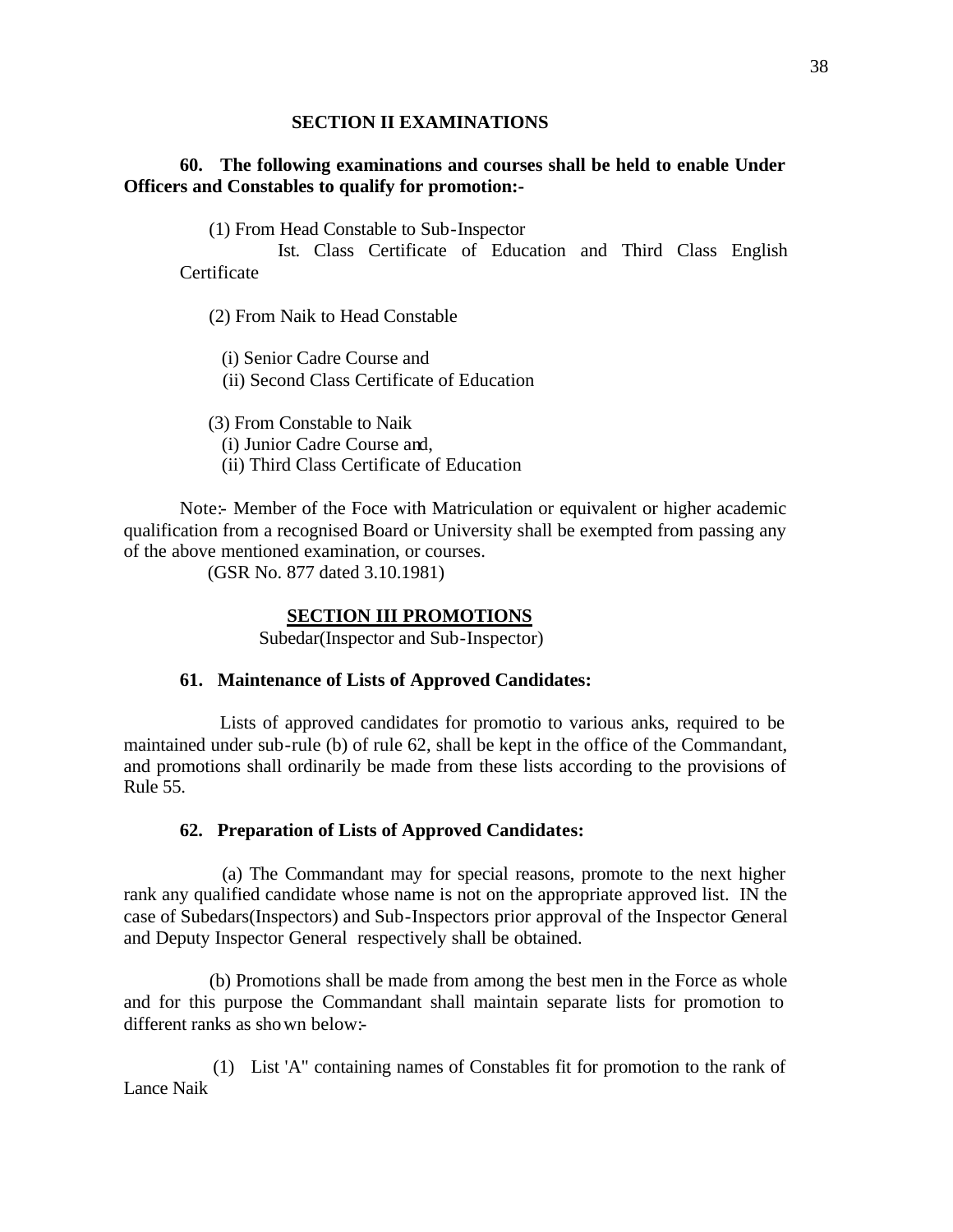### SECTION II EXAMINATIONS

**60. The following examinations and courses shall be held to enable Under Officers and Constables to qualify for promotion:-**

(1) From Head Constable to Sub-Inspector

Ist. Class Certificate of Education and Third Class English Certificate

(2) From Naik to Head Constable

(i) Senior Cadre Course and
(ii) Second Class Certificate of Education

(3) From Constable to Naik
(i) Junior Cadre Course and,
(ii) Third Class Certificate of Education

Note:- Member of the Foce with Matriculation or equivalent or higher academic qualification from a recognised Board or University shall be exempted from passing any of the above mentioned examination, or courses.
(GSR No. 877 dated 3.10.1981)

### SECTION III PROMOTIONS

Subedar(Inspector and Sub-Inspector)

**61. Maintenance of Lists of Approved Candidates:**

Lists of approved candidates for promotio to various anks, required to be maintained under sub-rule (b) of rule 62, shall be kept in the office of the Commandant, and promotions shall ordinarily be made from these lists according to the provisions of Rule 55.

**62. Preparation of Lists of Approved Candidates:**

(a) The Commandant may for special reasons, promote to the next higher rank any qualified candidate whose name is not on the appropriate approved list. IN the case of Subedars(Inspectors) and Sub-Inspectors prior approval of the Inspector General and Deputy Inspector General respectively shall be obtained.

(b) Promotions shall be made from among the best men in the Force as whole and for this purpose the Commandant shall maintain separate lists for promotion to different ranks as shown below:-

(1) List 'A" containing names of Constables fit for promotion to the rank of Lance Naik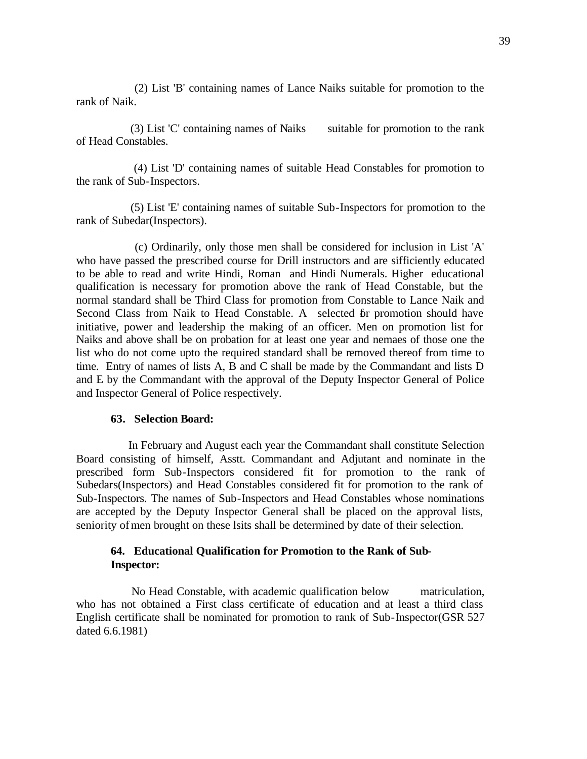(2) List 'B' containing names of Lance Naiks suitable for promotion to the rank of Naik.

(3) List 'C' containing names of Naiks suitable for promotion to the rank of Head Constables.

(4) List 'D' containing names of suitable Head Constables for promotion to the rank of Sub-Inspectors.

(5) List 'E' containing names of suitable Sub-Inspectors for promotion to the rank of Subedar(Inspectors).

(c) Ordinarily, only those men shall be considered for inclusion in List 'A' who have passed the prescribed course for Drill instructors and are sifficiently educated to be able to read and write Hindi, Roman and Hindi Numerals. Higher educational qualification is necessary for promotion above the rank of Head Constable, but the normal standard shall be Third Class for promotion from Constable to Lance Naik and Second Class from Naik to Head Constable. A selected for promotion should have initiative, power and leadership the making of an officer. Men on promotion list for Naiks and above shall be on probation for at least one year and nemaes of those one the list who do not come upto the required standard shall be removed thereof from time to time. Entry of names of lists A, B and C shall be made by the Commandant and lists D and E by the Commandant with the approval of the Deputy Inspector General of Police and Inspector General of Police respectively.

**63. Selection Board:**

In February and August each year the Commandant shall constitute Selection Board consisting of himself, Asstt. Commandant and Adjutant and nominate in the prescribed form Sub-Inspectors considered fit for promotion to the rank of Subedars(Inspectors) and Head Constables considered fit for promotion to the rank of Sub-Inspectors. The names of Sub-Inspectors and Head Constables whose nominations are accepted by the Deputy Inspector General shall be placed on the approval lists, seniority of men brought on these lsits shall be determined by date of their selection.

**64. Educational Qualification for Promotion to the Rank of Sub-Inspector:**

No Head Constable, with academic qualification below matriculation, who has not obtained a First class certificate of education and at least a third class English certificate shall be nominated for promotion to rank of Sub-Inspector(GSR 527 dated 6.6.1981)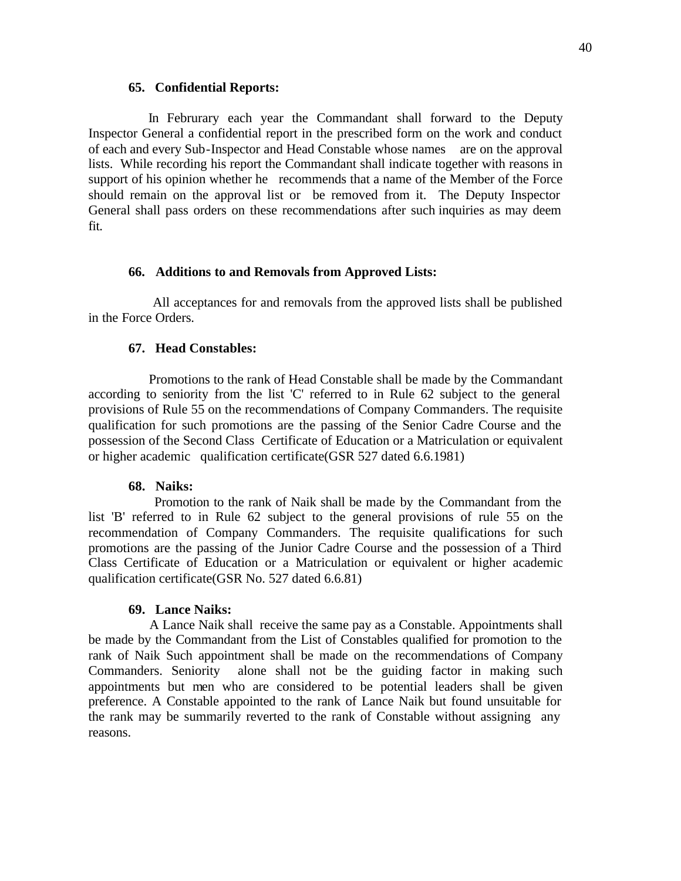**65. Confidential Reports:**

In Februrary each year the Commandant shall forward to the Deputy Inspector General a confidential report in the prescribed form on the work and conduct of each and every Sub-Inspector and Head Constable whose names are on the approval lists. While recording his report the Commandant shall indicate together with reasons in support of his opinion whether he recommends that a name of the Member of the Force should remain on the approval list or be removed from it. The Deputy Inspector General shall pass orders on these recommendations after such inquiries as may deem fit.

**66. Additions to and Removals from Approved Lists:**

All acceptances for and removals from the approved lists shall be published in the Force Orders.

**67. Head Constables:**

Promotions to the rank of Head Constable shall be made by the Commandant according to seniority from the list 'C' referred to in Rule 62 subject to the general provisions of Rule 55 on the recommendations of Company Commanders. The requisite qualification for such promotions are the passing of the Senior Cadre Course and the possession of the Second Class Certificate of Education or a Matriculation or equivalent or higher academic qualification certificate(GSR 527 dated 6.6.1981)

**68. Naiks:**

Promotion to the rank of Naik shall be made by the Commandant from the list 'B' referred to in Rule 62 subject to the general provisions of rule 55 on the recommendation of Company Commanders. The requisite qualifications for such promotions are the passing of the Junior Cadre Course and the possession of a Third Class Certificate of Education or a Matriculation or equivalent or higher academic qualification certificate(GSR No. 527 dated 6.6.81)

**69. Lance Naiks:**

A Lance Naik shall receive the same pay as a Constable. Appointments shall be made by the Commandant from the List of Constables qualified for promotion to the rank of Naik Such appointment shall be made on the recommendations of Company Commanders. Seniority alone shall not be the guiding factor in making such appointments but men who are considered to be potential leaders shall be given preference. A Constable appointed to the rank of Lance Naik but found unsuitable for the rank may be summarily reverted to the rank of Constable without assigning any reasons.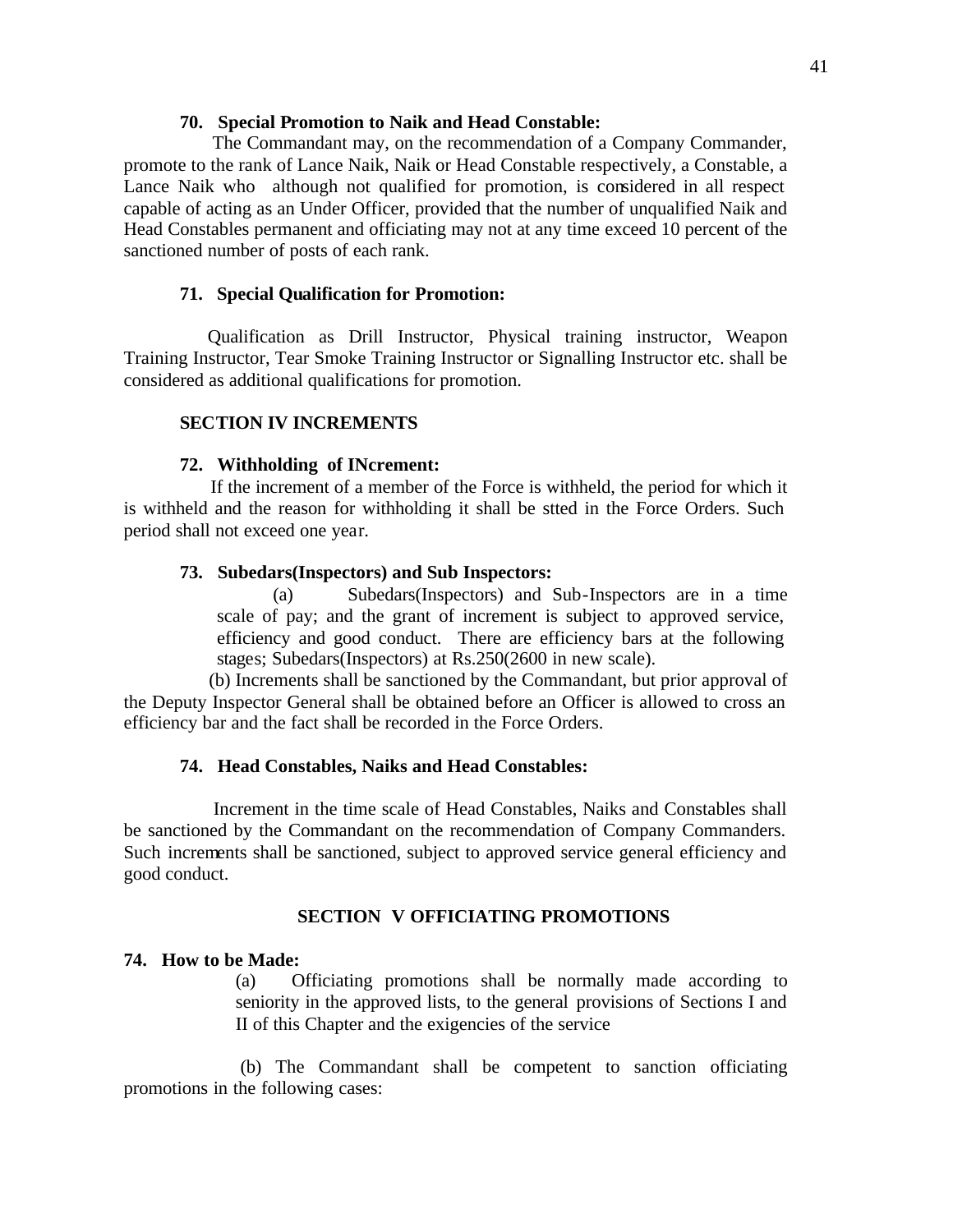**70. Special Promotion to Naik and Head Constable:**

The Commandant may, on the recommendation of a Company Commander, promote to the rank of Lance Naik, Naik or Head Constable respectively, a Constable, a Lance Naik who although not qualified for promotion, is considered in all respect capable of acting as an Under Officer, provided that the number of unqualified Naik and Head Constables permanent and officiating may not at any time exceed 10 percent of the sanctioned number of posts of each rank.

**71. Special Qualification for Promotion:**

Qualification as Drill Instructor, Physical training instructor, Weapon Training Instructor, Tear Smoke Training Instructor or Signalling Instructor etc. shall be considered as additional qualifications for promotion.

**SECTION IV INCREMENTS**

**72. Withholding of INcrement:**

If the increment of a member of the Force is withheld, the period for which it is withheld and the reason for withholding it shall be stted in the Force Orders. Such period shall not exceed one year.

**73. Subedars(Inspectors) and Sub Inspectors:**

(a) Subedars(Inspectors) and Sub-Inspectors are in a time scale of pay; and the grant of increment is subject to approved service, efficiency and good conduct. There are efficiency bars at the following stages; Subedars(Inspectors) at Rs.250(2600 in new scale).

(b) Increments shall be sanctioned by the Commandant, but prior approval of the Deputy Inspector General shall be obtained before an Officer is allowed to cross an efficiency bar and the fact shall be recorded in the Force Orders.

**74. Head Constables, Naiks and Head Constables:**

Increment in the time scale of Head Constables, Naiks and Constables shall be sanctioned by the Commandant on the recommendation of Company Commanders. Such increments shall be sanctioned, subject to approved service general efficiency and good conduct.

**SECTION V OFFICIATING PROMOTIONS**

**74. How to be Made:**

(a) Officiating promotions shall be normally made according to seniority in the approved lists, to the general provisions of Sections I and II of this Chapter and the exigencies of the service

(b) The Commandant shall be competent to sanction officiating promotions in the following cases: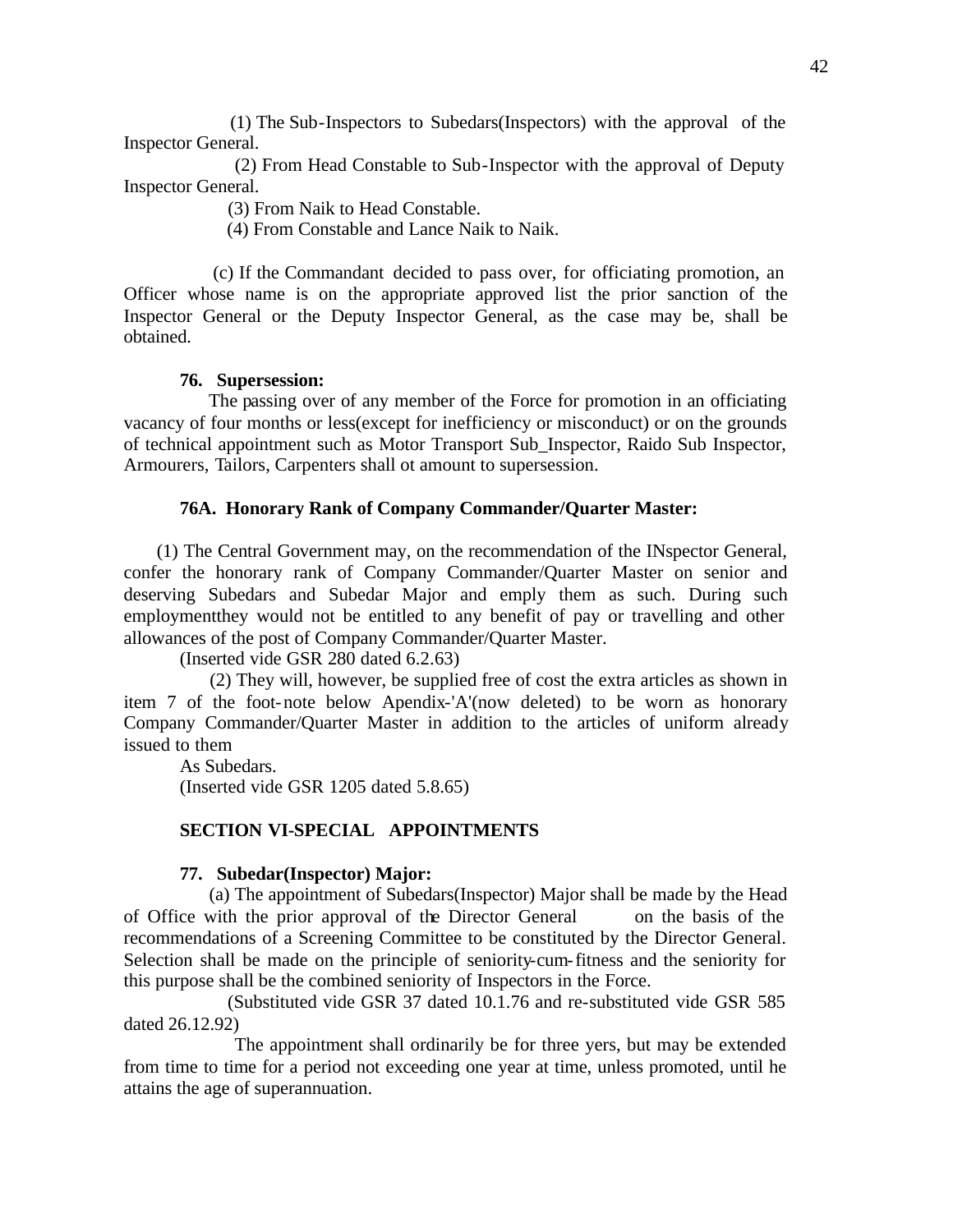(1) The Sub-Inspectors to Subedars(Inspectors) with the approval of the Inspector General.

(2) From Head Constable to Sub-Inspector with the approval of Deputy Inspector General.

(3) From Naik to Head Constable.

(4) From Constable and Lance Naik to Naik.

(c) If the Commandant decided to pass over, for officiating promotion, an Officer whose name is on the appropriate approved list the prior sanction of the Inspector General or the Deputy Inspector General, as the case may be, shall be obtained.

**76. Supersession:**

The passing over of any member of the Force for promotion in an officiating vacancy of four months or less(except for inefficiency or misconduct) or on the grounds of technical appointment such as Motor Transport Sub_Inspector, Raido Sub Inspector, Armourers, Tailors, Carpenters shall ot amount to supersession.

**76A. Honorary Rank of Company Commander/Quarter Master:**

(1) The Central Government may, on the recommendation of the INspector General, confer the honorary rank of Company Commander/Quarter Master on senior and deserving Subedars and Subedar Major and emply them as such. During such employmentthey would not be entitled to any benefit of pay or travelling and other allowances of the post of Company Commander/Quarter Master.

(Inserted vide GSR 280 dated 6.2.63)

(2) They will, however, be supplied free of cost the extra articles as shown in item 7 of the foot-note below Apendix-'A'(now deleted) to be worn as honorary Company Commander/Quarter Master in addition to the articles of uniform already issued to them

As Subedars.

(Inserted vide GSR 1205 dated 5.8.65)

**SECTION VI-SPECIAL APPOINTMENTS**

**77. Subedar(Inspector) Major:**

(a) The appointment of Subedars(Inspector) Major shall be made by the Head of Office with the prior approval of the Director General on the basis of the recommendations of a Screening Committee to be constituted by the Director General. Selection shall be made on the principle of seniority-cum-fitness and the seniority for this purpose shall be the combined seniority of Inspectors in the Force.

(Substituted vide GSR 37 dated 10.1.76 and re-substituted vide GSR 585 dated 26.12.92)

The appointment shall ordinarily be for three yers, but may be extended from time to time for a period not exceeding one year at time, unless promoted, until he attains the age of superannuation.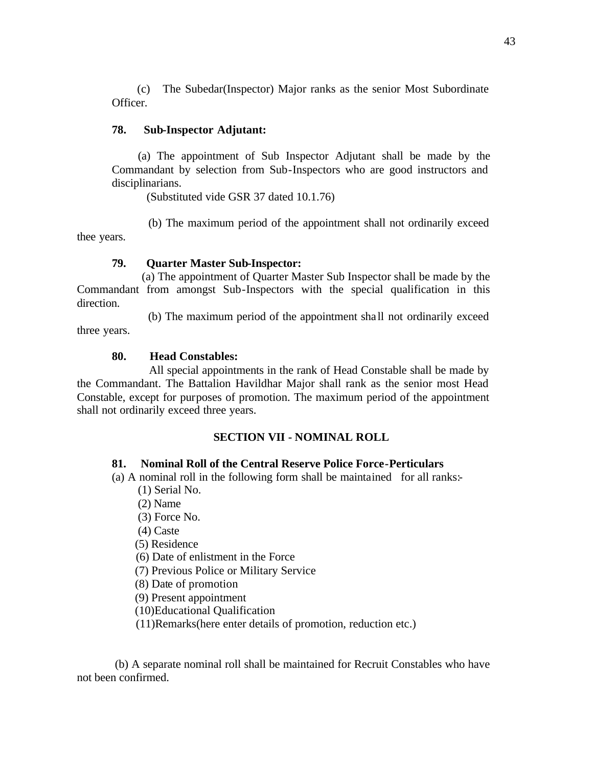(c) The Subedar(Inspector) Major ranks as the senior Most Subordinate Officer.

**78. Sub-Inspector Adjutant:**

(a) The appointment of Sub Inspector Adjutant shall be made by the Commandant by selection from Sub-Inspectors who are good instructors and disciplinarians.

(Substituted vide GSR 37 dated 10.1.76)

(b) The maximum period of the appointment shall not ordinarily exceed thee years.

**79. Quarter Master Sub-Inspector:**

(a) The appointment of Quarter Master Sub Inspector shall be made by the Commandant from amongst Sub-Inspectors with the special qualification in this direction.

(b) The maximum period of the appointment shall not ordinarily exceed three years.

**80. Head Constables:**

All special appointments in the rank of Head Constable shall be made by the Commandant. The Battalion Havildhar Major shall rank as the senior most Head Constable, except for purposes of promotion. The maximum period of the appointment shall not ordinarily exceed three years.

## SECTION VII - NOMINAL ROLL

**81. Nominal Roll of the Central Reserve Police Force-Perticulars**

(a) A nominal roll in the following form shall be maintained for all ranks:-

(1) Serial No.
(2) Name
(3) Force No.
(4) Caste
(5) Residence
(6) Date of enlistment in the Force
(7) Previous Police or Military Service
(8) Date of promotion
(9) Present appointment
(10)Educational Qualification
(11)Remarks(here enter details of promotion, reduction etc.)

(b) A separate nominal roll shall be maintained for Recruit Constables who have not been confirmed.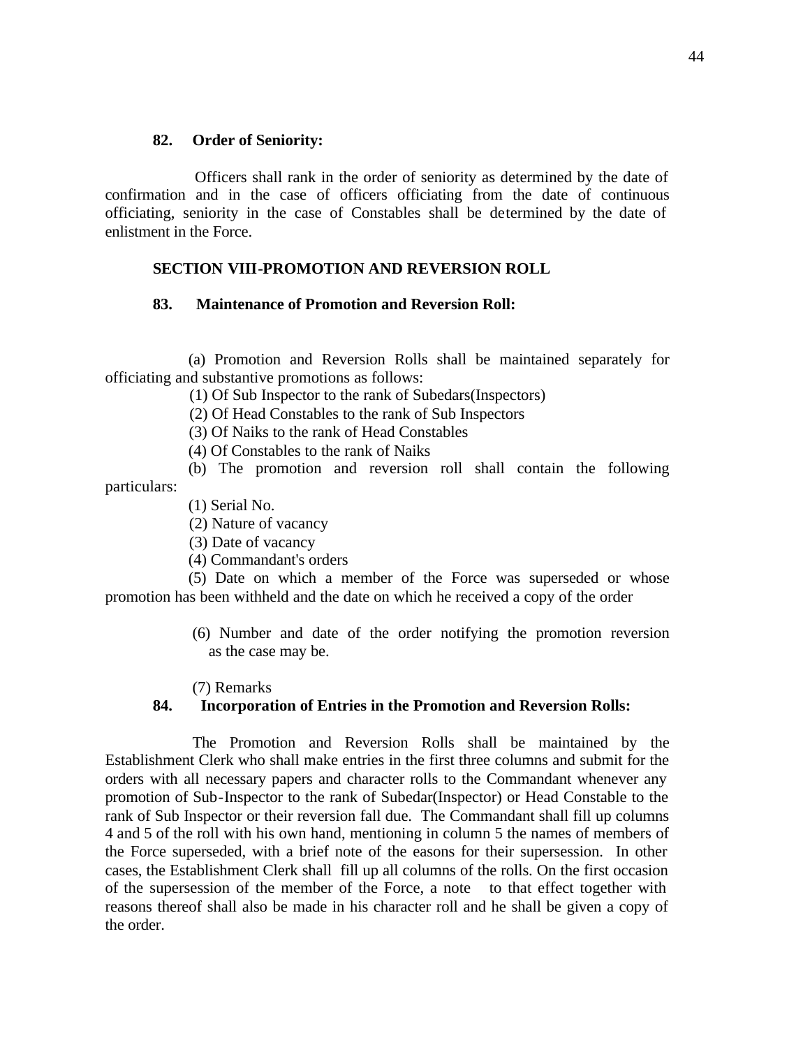**82. Order of Seniority:**

Officers shall rank in the order of seniority as determined by the date of confirmation and in the case of officers officiating from the date of continuous officiating, seniority in the case of Constables shall be determined by the date of enlistment in the Force.

## SECTION VIII-PROMOTION AND REVERSION ROLL

**83. Maintenance of Promotion and Reversion Roll:**

(a) Promotion and Reversion Rolls shall be maintained separately for officiating and substantive promotions as follows:

(1) Of Sub Inspector to the rank of Subedars(Inspectors)

(2) Of Head Constables to the rank of Sub Inspectors

(3) Of Naiks to the rank of Head Constables

(4) Of Constables to the rank of Naiks

(b) The promotion and reversion roll shall contain the following particulars:

(1) Serial No.

(2) Nature of vacancy

(3) Date of vacancy

(4) Commandant's orders

(5) Date on which a member of the Force was superseded or whose promotion has been withheld and the date on which he received a copy of the order

(6) Number and date of the order notifying the promotion reversion as the case may be.

(7) Remarks

**84. Incorporation of Entries in the Promotion and Reversion Rolls:**

The Promotion and Reversion Rolls shall be maintained by the Establishment Clerk who shall make entries in the first three columns and submit for the orders with all necessary papers and character rolls to the Commandant whenever any promotion of Sub-Inspector to the rank of Subedar(Inspector) or Head Constable to the rank of Sub Inspector or their reversion fall due. The Commandant shall fill up columns 4 and 5 of the roll with his own hand, mentioning in column 5 the names of members of the Force superseded, with a brief note of the easons for their supersession. In other cases, the Establishment Clerk shall fill up all columns of the rolls. On the first occasion of the supersession of the member of the Force, a note to that effect together with reasons thereof shall also be made in his character roll and he shall be given a copy of the order.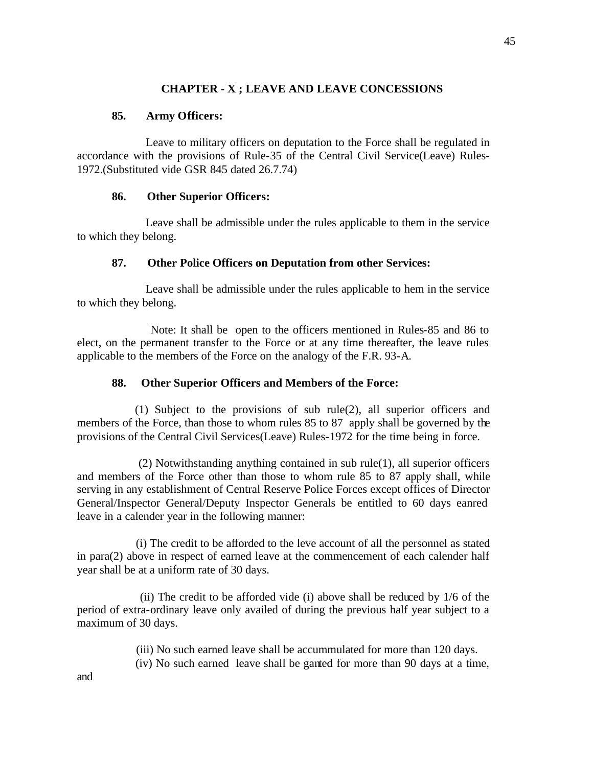## CHAPTER - X ; LEAVE AND LEAVE CONCESSIONS

**85. Army Officers:**

Leave to military officers on deputation to the Force shall be regulated in accordance with the provisions of Rule-35 of the Central Civil Service(Leave) Rules-1972.(Substituted vide GSR 845 dated 26.7.74)

**86. Other Superior Officers:**

Leave shall be admissible under the rules applicable to them in the service to which they belong.

**87. Other Police Officers on Deputation from other Services:**

Leave shall be admissible under the rules applicable to hem in the service to which they belong.

Note: It shall be open to the officers mentioned in Rules-85 and 86 to elect, on the permanent transfer to the Force or at any time thereafter, the leave rules applicable to the members of the Force on the analogy of the F.R. 93-A.

**88. Other Superior Officers and Members of the Force:**

(1) Subject to the provisions of sub rule(2), all superior officers and members of the Force, than those to whom rules 85 to 87 apply shall be governed by the provisions of the Central Civil Services(Leave) Rules-1972 for the time being in force.

(2) Notwithstanding anything contained in sub rule(1), all superior officers and members of the Force other than those to whom rule 85 to 87 apply shall, while serving in any establishment of Central Reserve Police Forces except offices of Director General/Inspector General/Deputy Inspector Generals be entitled to 60 days eanred leave in a calender year in the following manner:

(i) The credit to be afforded to the leve account of all the personnel as stated in para(2) above in respect of earned leave at the commencement of each calender half year shall be at a uniform rate of 30 days.

(ii) The credit to be afforded vide (i) above shall be reduced by 1/6 of the period of extra-ordinary leave only availed of during the previous half year subject to a maximum of 30 days.

(iii) No such earned leave shall be accummulated for more than 120 days.

(iv) No such earned leave shall be ganted for more than 90 days at a time, and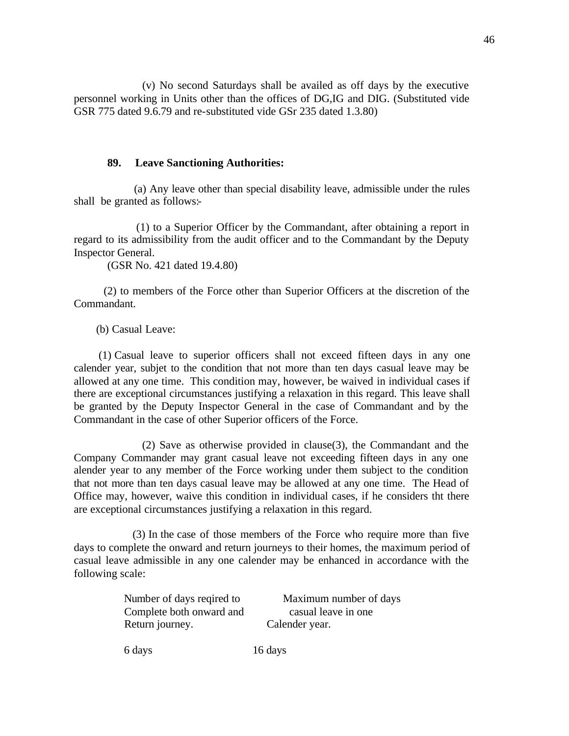(v) No second Saturdays shall be availed as off days by the executive personnel working in Units other than the offices of DG,IG and DIG. (Substituted vide GSR 775 dated 9.6.79 and re-substituted vide GSr 235 dated 1.3.80)

## 89. Leave Sanctioning Authorities:

(a) Any leave other than special disability leave, admissible under the rules shall be granted as follows:-

(1) to a Superior Officer by the Commandant, after obtaining a report in regard to its admissibility from the audit officer and to the Commandant by the Deputy Inspector General.
(GSR No. 421 dated 19.4.80)

(2) to members of the Force other than Superior Officers at the discretion of the Commandant.

(b) Casual Leave:

(1) Casual leave to superior officers shall not exceed fifteen days in any one calender year, subjet to the condition that not more than ten days casual leave may be allowed at any one time. This condition may, however, be waived in individual cases if there are exceptional circumstances justifying a relaxation in this regard. This leave shall be granted by the Deputy Inspector General in the case of Commandant and by the Commandant in the case of other Superior officers of the Force.

(2) Save as otherwise provided in clause(3), the Commandant and the Company Commander may grant casual leave not exceeding fifteen days in any one alender year to any member of the Force working under them subject to the condition that not more than ten days casual leave may be allowed at any one time. The Head of Office may, however, waive this condition in individual cases, if he considers tht there are exceptional circumstances justifying a relaxation in this regard.

(3) In the case of those members of the Force who require more than five days to complete the onward and return journeys to their homes, the maximum period of casual leave admissible in any one calender may be enhanced in accordance with the following scale:

| Number of days reqired to Complete both onward and Return journey. | Maximum number of days casual leave in one Calender year. |
|---|---|
| 6 days | 16 days |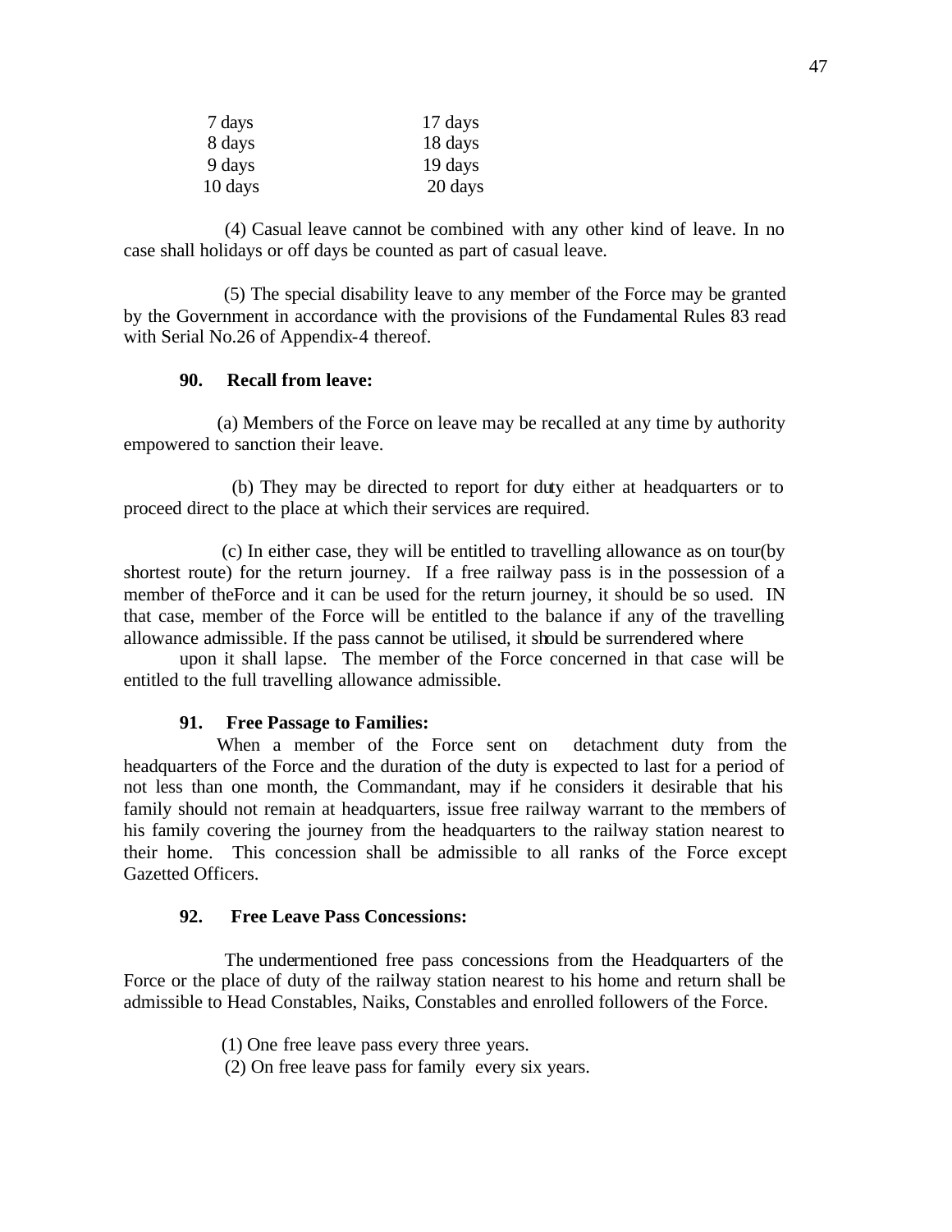| | |
|---|---|
| 7 days | 17 days |
| 8 days | 18 days |
| 9 days | 19 days |
| 10 days | 20 days |

(4) Casual leave cannot be combined with any other kind of leave. In no case shall holidays or off days be counted as part of casual leave.

(5) The special disability leave to any member of the Force may be granted by the Government in accordance with the provisions of the Fundamental Rules 83 read with Serial No.26 of Appendix-4 thereof.

**90. Recall from leave:**

(a) Members of the Force on leave may be recalled at any time by authority empowered to sanction their leave.

(b) They may be directed to report for duty either at headquarters or to proceed direct to the place at which their services are required.

(c) In either case, they will be entitled to travelling allowance as on tour(by shortest route) for the return journey. If a free railway pass is in the possession of a member of theForce and it can be used for the return journey, it should be so used. IN that case, member of the Force will be entitled to the balance if any of the travelling allowance admissible. If the pass cannot be utilised, it should be surrendered where upon it shall lapse. The member of the Force concerned in that case will be entitled to the full travelling allowance admissible.

**91. Free Passage to Families:**

When a member of the Force sent on detachment duty from the headquarters of the Force and the duration of the duty is expected to last for a period of not less than one month, the Commandant, may if he considers it desirable that his family should not remain at headquarters, issue free railway warrant to the members of his family covering the journey from the headquarters to the railway station nearest to their home. This concession shall be admissible to all ranks of the Force except Gazetted Officers.

**92. Free Leave Pass Concessions:**

The undermentioned free pass concessions from the Headquarters of the Force or the place of duty of the railway station nearest to his home and return shall be admissible to Head Constables, Naiks, Constables and enrolled followers of the Force.

(1) One free leave pass every three years.
(2) On free leave pass for family every six years.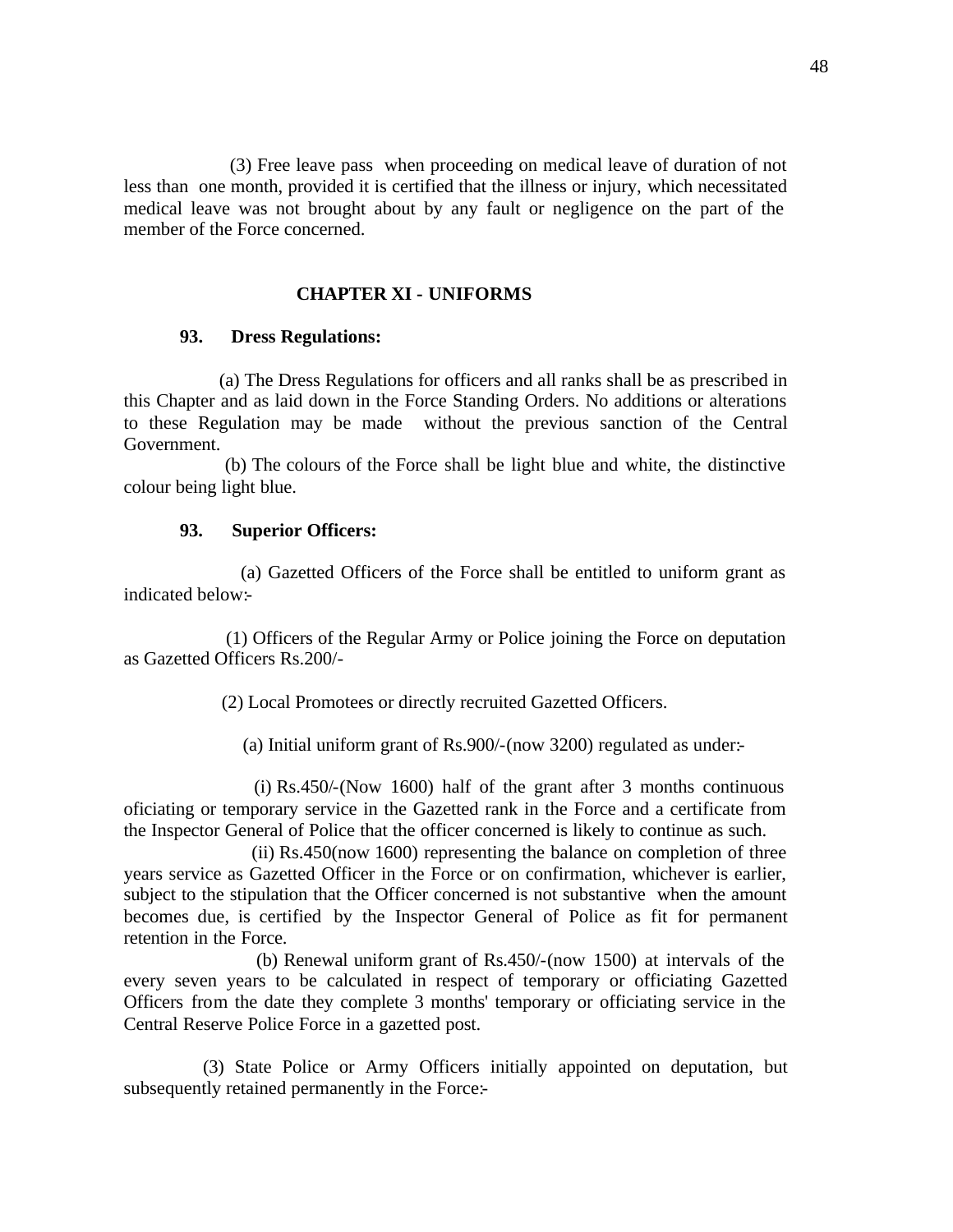(3) Free leave pass when proceeding on medical leave of duration of not less than one month, provided it is certified that the illness or injury, which necessitated medical leave was not brought about by any fault or negligence on the part of the member of the Force concerned.

## CHAPTER XI - UNIFORMS

**93. Dress Regulations:**

(a) The Dress Regulations for officers and all ranks shall be as prescribed in this Chapter and as laid down in the Force Standing Orders. No additions or alterations to these Regulation may be made without the previous sanction of the Central Government.

(b) The colours of the Force shall be light blue and white, the distinctive colour being light blue.

**93. Superior Officers:**

(a) Gazetted Officers of the Force shall be entitled to uniform grant as indicated below:-

(1) Officers of the Regular Army or Police joining the Force on deputation as Gazetted Officers Rs.200/-

(2) Local Promotees or directly recruited Gazetted Officers.

(a) Initial uniform grant of Rs.900/-(now 3200) regulated as under:-

(i) Rs.450/-(Now 1600) half of the grant after 3 months continuous oficiating or temporary service in the Gazetted rank in the Force and a certificate from the Inspector General of Police that the officer concerned is likely to continue as such.

(ii) Rs.450(now 1600) representing the balance on completion of three years service as Gazetted Officer in the Force or on confirmation, whichever is earlier, subject to the stipulation that the Officer concerned is not substantive when the amount becomes due, is certified by the Inspector General of Police as fit for permanent retention in the Force.

(b) Renewal uniform grant of Rs.450/-(now 1500) at intervals of the every seven years to be calculated in respect of temporary or officiating Gazetted Officers from the date they complete 3 months' temporary or officiating service in the Central Reserve Police Force in a gazetted post.

(3) State Police or Army Officers initially appointed on deputation, but subsequently retained permanently in the Force:-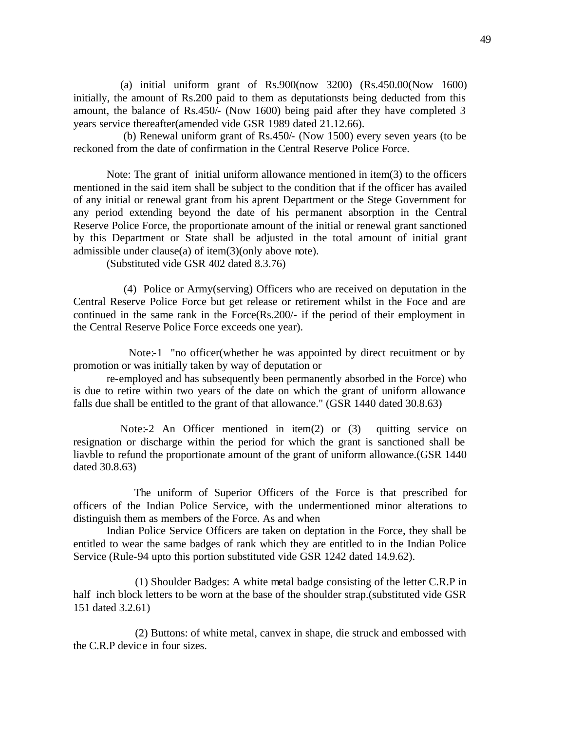(a) initial uniform grant of Rs.900(now 3200) (Rs.450.00(Now 1600) initially, the amount of Rs.200 paid to them as deputationsts being deducted from this amount, the balance of Rs.450/- (Now 1600) being paid after they have completed 3 years service thereafter(amended vide GSR 1989 dated 21.12.66).

(b) Renewal uniform grant of Rs.450/- (Now 1500) every seven years (to be reckoned from the date of confirmation in the Central Reserve Police Force.

Note: The grant of initial uniform allowance mentioned in item(3) to the officers mentioned in the said item shall be subject to the condition that if the officer has availed of any initial or renewal grant from his aprent Department or the Stege Government for any period extending beyond the date of his permanent absorption in the Central Reserve Police Force, the proportionate amount of the initial or renewal grant sanctioned by this Department or State shall be adjusted in the total amount of initial grant admissible under clause(a) of item(3)(only above note).

(Substituted vide GSR 402 dated 8.3.76)

(4) Police or Army(serving) Officers who are received on deputation in the Central Reserve Police Force but get release or retirement whilst in the Foce and are continued in the same rank in the Force(Rs.200/- if the period of their employment in the Central Reserve Police Force exceeds one year).

Note:-1 "no officer(whether he was appointed by direct recuitment or by promotion or was initially taken by way of deputation or re-employed and has subsequently been permanently absorbed in the Force) who is due to retire within two years of the date on which the grant of uniform allowance falls due shall be entitled to the grant of that allowance." (GSR 1440 dated 30.8.63)

Note:-2 An Officer mentioned in item(2) or (3) quitting service on resignation or discharge within the period for which the grant is sanctioned shall be liavble to refund the proportionate amount of the grant of uniform allowance.(GSR 1440 dated 30.8.63)

The uniform of Superior Officers of the Force is that prescribed for officers of the Indian Police Service, with the undermentioned minor alterations to distinguish them as members of the Force. As and when Indian Police Service Officers are taken on deptation in the Force, they shall be entitled to wear the same badges of rank which they are entitled to in the Indian Police Service (Rule-94 upto this portion substituted vide GSR 1242 dated 14.9.62).

(1) Shoulder Badges: A white metal badge consisting of the letter C.R.P in half inch block letters to be worn at the base of the shoulder strap.(substituted vide GSR 151 dated 3.2.61)

(2) Buttons: of white metal, canvex in shape, die struck and embossed with the C.R.P device in four sizes.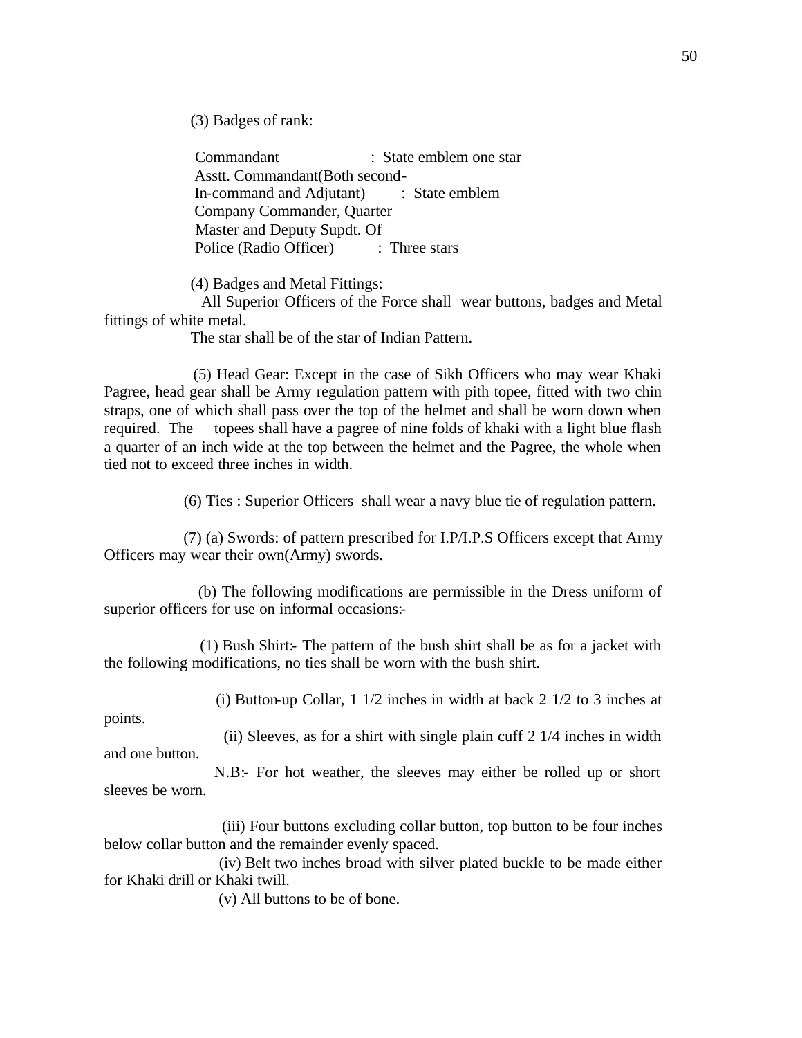(3) Badges of rank:

| | |
|---|---|
| Commandant | : State emblem one star |
| Asstt. Commandant(Both second-In-command and Adjutant) | : State emblem |
| Company Commander, Quarter Master and Deputy Supdt. Of Police (Radio Officer) | : Three stars |

(4) Badges and Metal Fittings:

All Superior Officers of the Force shall wear buttons, badges and Metal fittings of white metal.

The star shall be of the star of Indian Pattern.

(5) Head Gear: Except in the case of Sikh Officers who may wear Khaki Pagree, head gear shall be Army regulation pattern with pith topee, fitted with two chin straps, one of which shall pass over the top of the helmet and shall be worn down when required. The topees shall have a pagree of nine folds of khaki with a light blue flash a quarter of an inch wide at the top between the helmet and the Pagree, the whole when tied not to exceed three inches in width.

(6) Ties : Superior Officers shall wear a navy blue tie of regulation pattern.

(7) (a) Swords: of pattern prescribed for I.P/I.P.S Officers except that Army Officers may wear their own(Army) swords.

(b) The following modifications are permissible in the Dress uniform of superior officers for use on informal occasions:-

(1) Bush Shirt:- The pattern of the bush shirt shall be as for a jacket with the following modifications, no ties shall be worn with the bush shirt.

(i) Button-up Collar, 1 1/2 inches in width at back 2 1/2 to 3 inches at points.

(ii) Sleeves, as for a shirt with single plain cuff 2 1/4 inches in width and one button.

N.B:- For hot weather, the sleeves may either be rolled up or short sleeves be worn.

(iii) Four buttons excluding collar button, top button to be four inches below collar button and the remainder evenly spaced.

(iv) Belt two inches broad with silver plated buckle to be made either for Khaki drill or Khaki twill.

(v) All buttons to be of bone.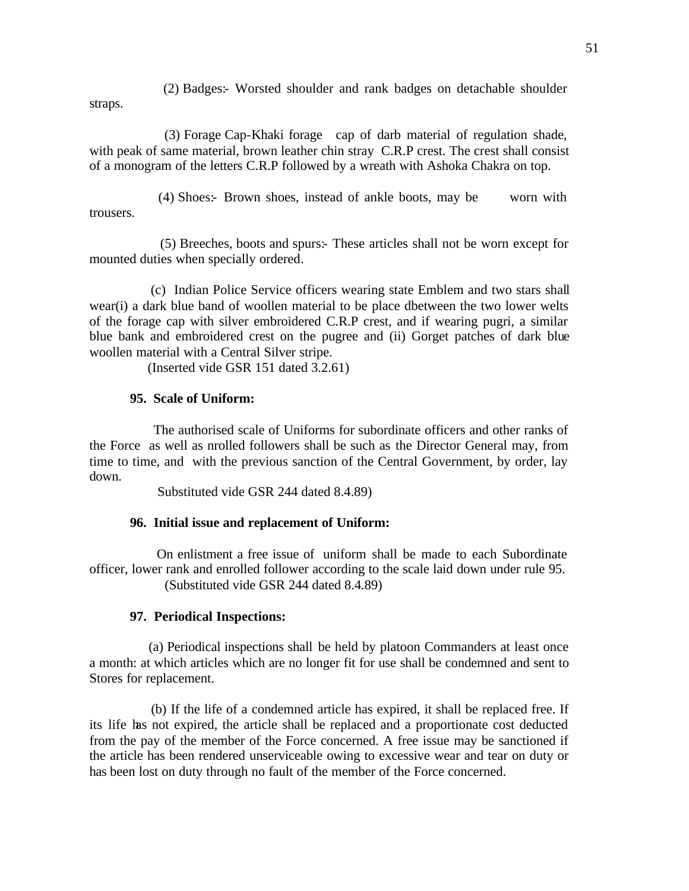(2) Badges:- Worsted shoulder and rank badges on detachable shoulder straps.

(3) Forage Cap-Khaki forage cap of darb material of regulation shade, with peak of same material, brown leather chin stray C.R.P crest. The crest shall consist of a monogram of the letters C.R.P followed by a wreath with Ashoka Chakra on top.

(4) Shoes:- Brown shoes, instead of ankle boots, may be worn with trousers.

(5) Breeches, boots and spurs:- These articles shall not be worn except for mounted duties when specially ordered.

(c) Indian Police Service officers wearing state Emblem and two stars shall wear(i) a dark blue band of woollen material to be place dbetween the two lower welts of the forage cap with silver embroidered C.R.P crest, and if wearing pugri, a similar blue bank and embroidered crest on the pugree and (ii) Gorget patches of dark blue woollen material with a Central Silver stripe.

(Inserted vide GSR 151 dated 3.2.61)

**95. Scale of Uniform:**

The authorised scale of Uniforms for subordinate officers and other ranks of the Force as well as nrolled followers shall be such as the Director General may, from time to time, and with the previous sanction of the Central Government, by order, lay down.

Substituted vide GSR 244 dated 8.4.89)

**96. Initial issue and replacement of Uniform:**

On enlistment a free issue of uniform shall be made to each Subordinate officer, lower rank and enrolled follower according to the scale laid down under rule 95.

(Substituted vide GSR 244 dated 8.4.89)

**97. Periodical Inspections:**

(a) Periodical inspections shall be held by platoon Commanders at least once a month: at which articles which are no longer fit for use shall be condemned and sent to Stores for replacement.

(b) If the life of a condemned article has expired, it shall be replaced free. If its life has not expired, the article shall be replaced and a proportionate cost deducted from the pay of the member of the Force concerned. A free issue may be sanctioned if the article has been rendered unserviceable owing to excessive wear and tear on duty or has been lost on duty through no fault of the member of the Force concerned.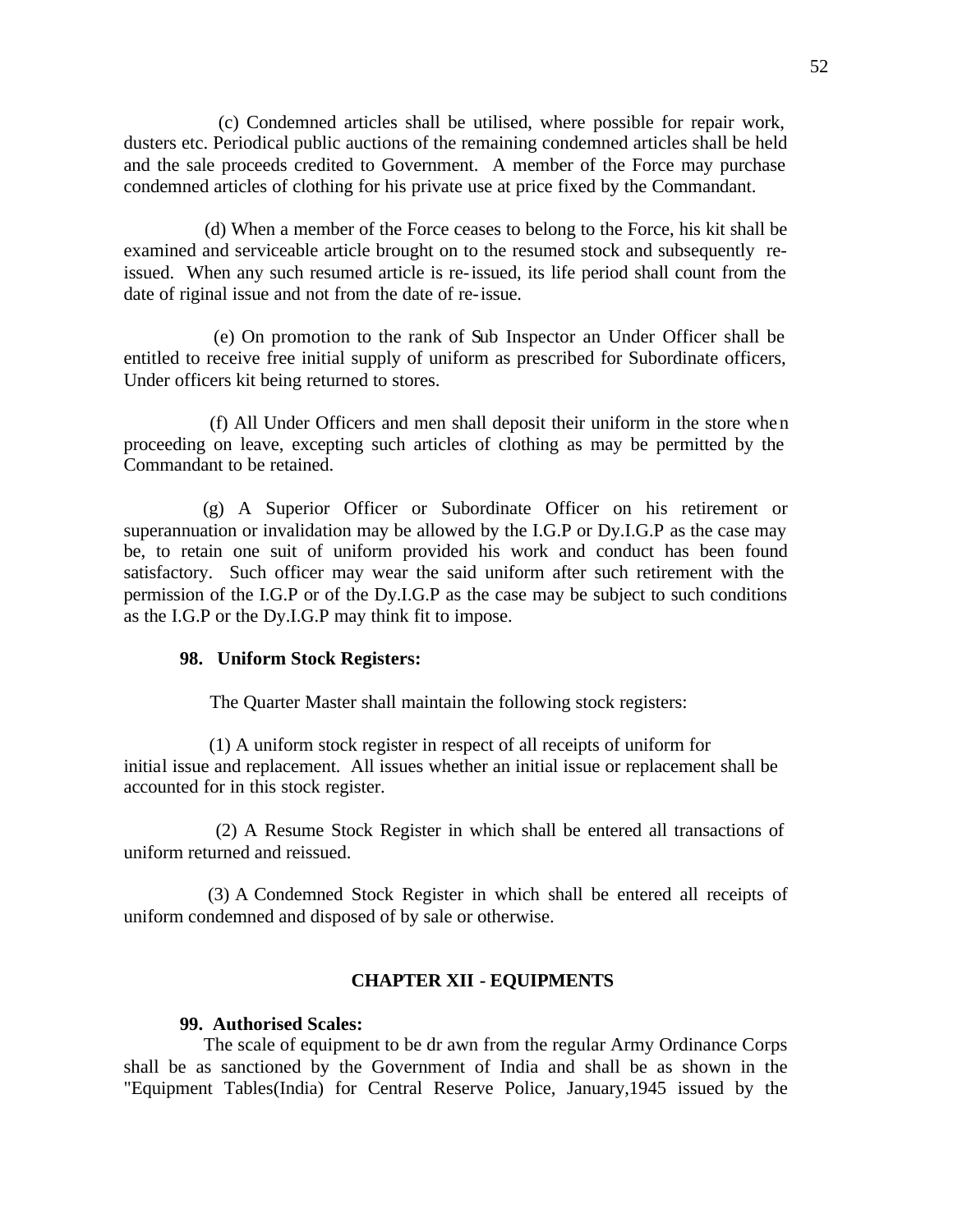(c) Condemned articles shall be utilised, where possible for repair work, dusters etc. Periodical public auctions of the remaining condemned articles shall be held and the sale proceeds credited to Government. A member of the Force may purchase condemned articles of clothing for his private use at price fixed by the Commandant.

(d) When a member of the Force ceases to belong to the Force, his kit shall be examined and serviceable article brought on to the resumed stock and subsequently re-issued. When any such resumed article is re-issued, its life period shall count from the date of riginal issue and not from the date of re-issue.

(e) On promotion to the rank of Sub Inspector an Under Officer shall be entitled to receive free initial supply of uniform as prescribed for Subordinate officers, Under officers kit being returned to stores.

(f) All Under Officers and men shall deposit their uniform in the store when proceeding on leave, excepting such articles of clothing as may be permitted by the Commandant to be retained.

(g) A Superior Officer or Subordinate Officer on his retirement or superannuation or invalidation may be allowed by the I.G.P or Dy.I.G.P as the case may be, to retain one suit of uniform provided his work and conduct has been found satisfactory. Such officer may wear the said uniform after such retirement with the permission of the I.G.P or of the Dy.I.G.P as the case may be subject to such conditions as the I.G.P or the Dy.I.G.P may think fit to impose.

**98. Uniform Stock Registers:**

The Quarter Master shall maintain the following stock registers:

(1) A uniform stock register in respect of all receipts of uniform for initial issue and replacement. All issues whether an initial issue or replacement shall be accounted for in this stock register.

(2) A Resume Stock Register in which shall be entered all transactions of uniform returned and reissued.

(3) A Condemned Stock Register in which shall be entered all receipts of uniform condemned and disposed of by sale or otherwise.

## CHAPTER XII - EQUIPMENTS

**99. Authorised Scales:**

The scale of equipment to be dr awn from the regular Army Ordinance Corps shall be as sanctioned by the Government of India and shall be as shown in the "Equipment Tables(India) for Central Reserve Police, January,1945 issued by the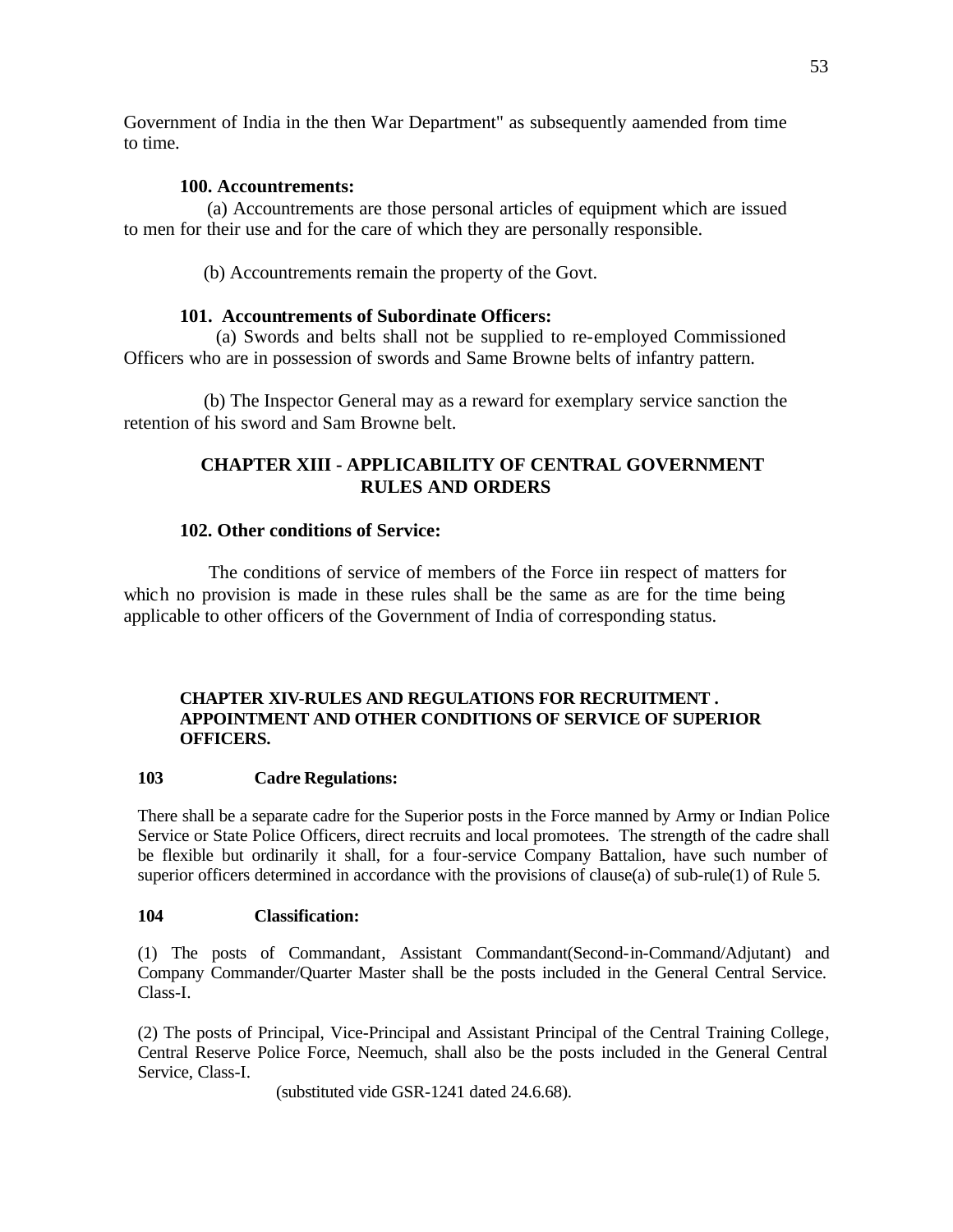Government of India in the then War Department" as subsequently aamended from time to time.

**100. Accountrements:**

(a) Accountrements are those personal articles of equipment which are issued to men for their use and for the care of which they are personally responsible.

(b) Accountrements remain the property of the Govt.

**101. Accountrements of Subordinate Officers:**

(a) Swords and belts shall not be supplied to re-employed Commissioned Officers who are in possession of swords and Same Browne belts of infantry pattern.

(b) The Inspector General may as a reward for exemplary service sanction the retention of his sword and Sam Browne belt.

## CHAPTER XIII - APPLICABILITY OF CENTRAL GOVERNMENT RULES AND ORDERS

**102. Other conditions of Service:**

The conditions of service of members of the Force iin respect of matters for which no provision is made in these rules shall be the same as are for the time being applicable to other officers of the Government of India of corresponding status.

## CHAPTER XIV-RULES AND REGULATIONS FOR RECRUITMENT . APPOINTMENT AND OTHER CONDITIONS OF SERVICE OF SUPERIOR OFFICERS.

**103 Cadre Regulations:**

There shall be a separate cadre for the Superior posts in the Force manned by Army or Indian Police Service or State Police Officers, direct recruits and local promotees. The strength of the cadre shall be flexible but ordinarily it shall, for a four-service Company Battalion, have such number of superior officers determined in accordance with the provisions of clause(a) of sub-rule(1) of Rule 5.

**104 Classification:**

(1) The posts of Commandant, Assistant Commandant(Second-in-Command/Adjutant) and Company Commander/Quarter Master shall be the posts included in the General Central Service. Class-I.

(2) The posts of Principal, Vice-Principal and Assistant Principal of the Central Training College, Central Reserve Police Force, Neemuch, shall also be the posts included in the General Central Service, Class-I.

(substituted vide GSR-1241 dated 24.6.68).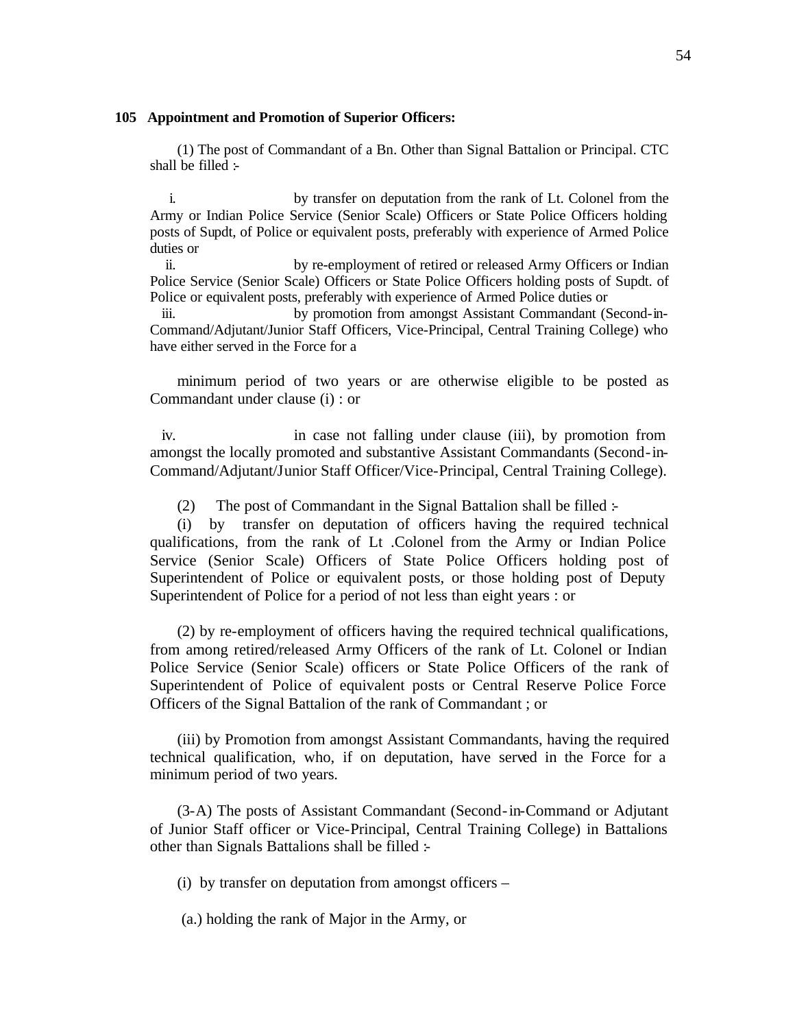**105 Appointment and Promotion of Superior Officers:**

(1) The post of Commandant of a Bn. Other than Signal Battalion or Principal. CTC shall be filled :-

i. by transfer on deputation from the rank of Lt. Colonel from the Army or Indian Police Service (Senior Scale) Officers or State Police Officers holding posts of Supdt, of Police or equivalent posts, preferably with experience of Armed Police duties or

ii. by re-employment of retired or released Army Officers or Indian Police Service (Senior Scale) Officers or State Police Officers holding posts of Supdt. of Police or equivalent posts, preferably with experience of Armed Police duties or

iii. by promotion from amongst Assistant Commandant (Second-in-Command/Adjutant/Junior Staff Officers, Vice-Principal, Central Training College) who have either served in the Force for a

minimum period of two years or are otherwise eligible to be posted as Commandant under clause (i) : or

iv. in case not falling under clause (iii), by promotion from amongst the locally promoted and substantive Assistant Commandants (Second-in-Command/Adjutant/Junior Staff Officer/Vice-Principal, Central Training College).

(2) The post of Commandant in the Signal Battalion shall be filled :-

(i) by transfer on deputation of officers having the required technical qualifications, from the rank of Lt .Colonel from the Army or Indian Police Service (Senior Scale) Officers of State Police Officers holding post of Superintendent of Police or equivalent posts, or those holding post of Deputy Superintendent of Police for a period of not less than eight years : or

(2) by re-employment of officers having the required technical qualifications, from among retired/released Army Officers of the rank of Lt. Colonel or Indian Police Service (Senior Scale) officers or State Police Officers of the rank of Superintendent of Police of equivalent posts or Central Reserve Police Force Officers of the Signal Battalion of the rank of Commandant ; or

(iii) by Promotion from amongst Assistant Commandants, having the required technical qualification, who, if on deputation, have served in the Force for a minimum period of two years.

(3-A) The posts of Assistant Commandant (Second-in-Command or Adjutant of Junior Staff officer or Vice-Principal, Central Training College) in Battalions other than Signals Battalions shall be filled :-

(i) by transfer on deputation from amongst officers –

(a.) holding the rank of Major in the Army, or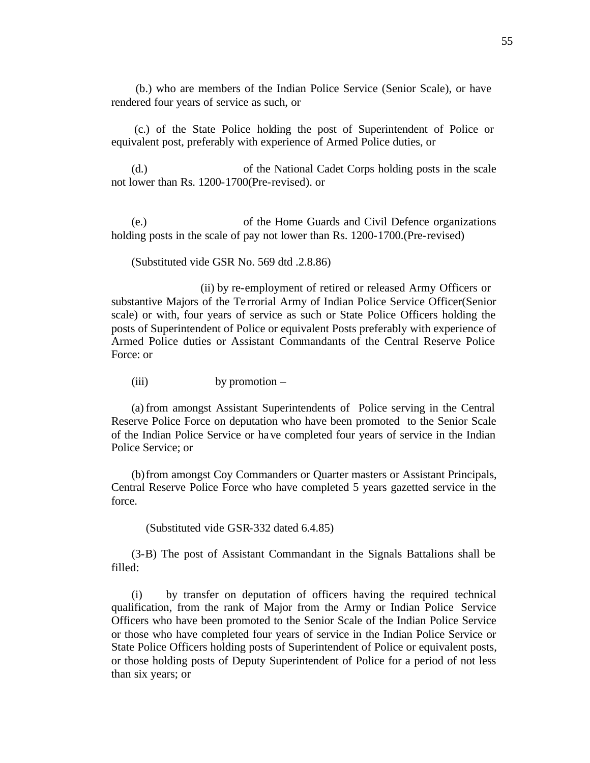(b.) who are members of the Indian Police Service (Senior Scale), or have rendered four years of service as such, or

(c.) of the State Police holding the post of Superintendent of Police or equivalent post, preferably with experience of Armed Police duties, or

(d.) of the National Cadet Corps holding posts in the scale not lower than Rs. 1200-1700(Pre-revised). or

(e.) of the Home Guards and Civil Defence organizations holding posts in the scale of pay not lower than Rs. 1200-1700.(Pre-revised)

(Substituted vide GSR No. 569 dtd .2.8.86)

(ii) by re-employment of retired or released Army Officers or substantive Majors of the Terrorial Army of Indian Police Service Officer(Senior scale) or with, four years of service as such or State Police Officers holding the posts of Superintendent of Police or equivalent Posts preferably with experience of Armed Police duties or Assistant Commandants of the Central Reserve Police Force: or

(iii) by promotion –

(a) from amongst Assistant Superintendents of Police serving in the Central Reserve Police Force on deputation who have been promoted to the Senior Scale of the Indian Police Service or have completed four years of service in the Indian Police Service; or

(b) from amongst Coy Commanders or Quarter masters or Assistant Principals, Central Reserve Police Force who have completed 5 years gazetted service in the force.

(Substituted vide GSR-332 dated 6.4.85)

(3-B) The post of Assistant Commandant in the Signals Battalions shall be filled:

(i) by transfer on deputation of officers having the required technical qualification, from the rank of Major from the Army or Indian Police Service Officers who have been promoted to the Senior Scale of the Indian Police Service or those who have completed four years of service in the Indian Police Service or State Police Officers holding posts of Superintendent of Police or equivalent posts, or those holding posts of Deputy Superintendent of Police for a period of not less than six years; or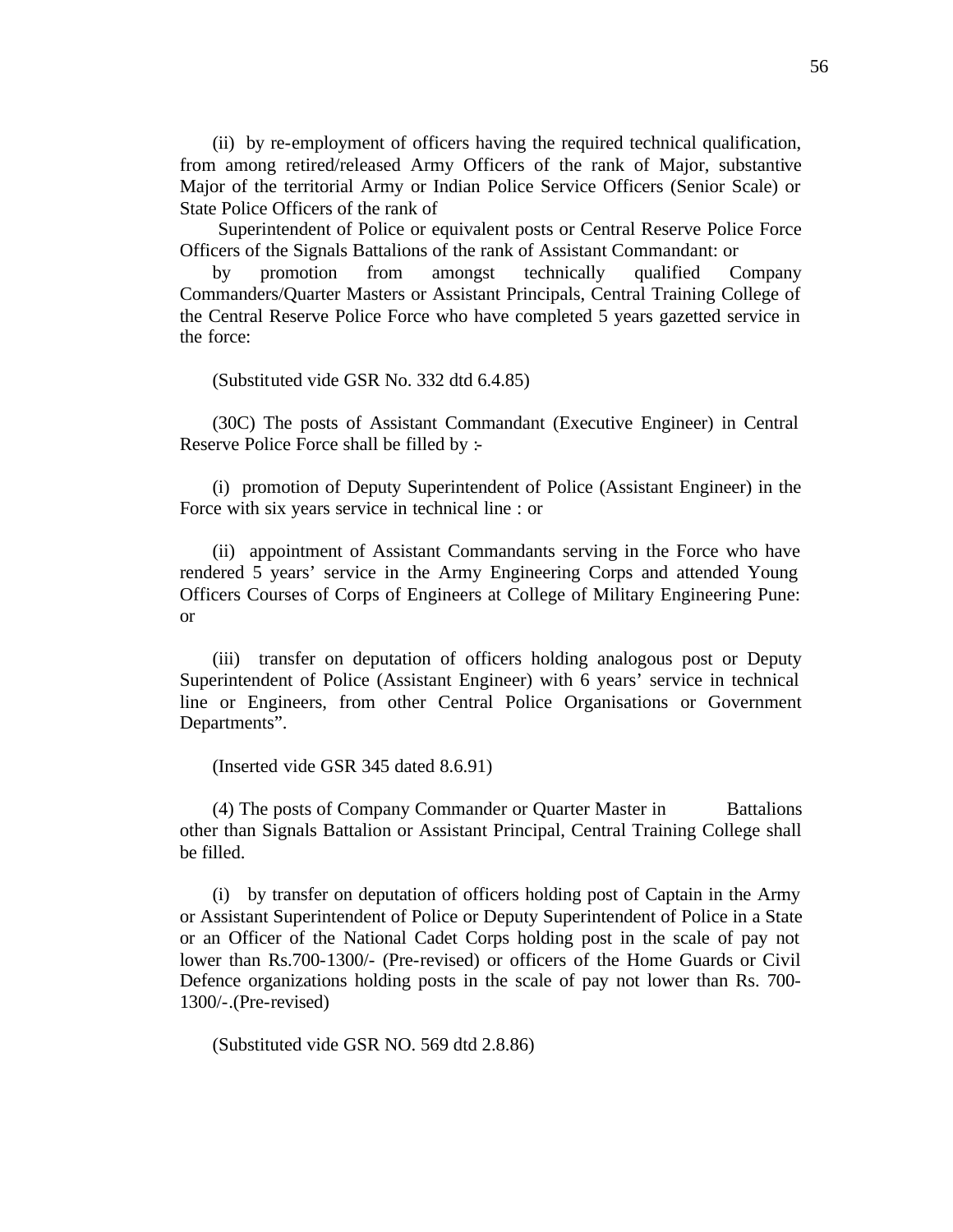(ii) by re-employment of officers having the required technical qualification, from among retired/released Army Officers of the rank of Major, substantive Major of the territorial Army or Indian Police Service Officers (Senior Scale) or State Police Officers of the rank of

Superintendent of Police or equivalent posts or Central Reserve Police Force Officers of the Signals Battalions of the rank of Assistant Commandant: or

by promotion from amongst technically qualified Company Commanders/Quarter Masters or Assistant Principals, Central Training College of the Central Reserve Police Force who have completed 5 years gazetted service in the force:

(Substituted vide GSR No. 332 dtd 6.4.85)

(30C) The posts of Assistant Commandant (Executive Engineer) in Central Reserve Police Force shall be filled by :-

(i) promotion of Deputy Superintendent of Police (Assistant Engineer) in the Force with six years service in technical line : or

(ii) appointment of Assistant Commandants serving in the Force who have rendered 5 years' service in the Army Engineering Corps and attended Young Officers Courses of Corps of Engineers at College of Military Engineering Pune: or

(iii) transfer on deputation of officers holding analogous post or Deputy Superintendent of Police (Assistant Engineer) with 6 years' service in technical line or Engineers, from other Central Police Organisations or Government Departments".

(Inserted vide GSR 345 dated 8.6.91)

(4) The posts of Company Commander or Quarter Master in Battalions other than Signals Battalion or Assistant Principal, Central Training College shall be filled.

(i) by transfer on deputation of officers holding post of Captain in the Army or Assistant Superintendent of Police or Deputy Superintendent of Police in a State or an Officer of the National Cadet Corps holding post in the scale of pay not lower than Rs.700-1300/- (Pre-revised) or officers of the Home Guards or Civil Defence organizations holding posts in the scale of pay not lower than Rs. 700-1300/-.(Pre-revised)

(Substituted vide GSR NO. 569 dtd 2.8.86)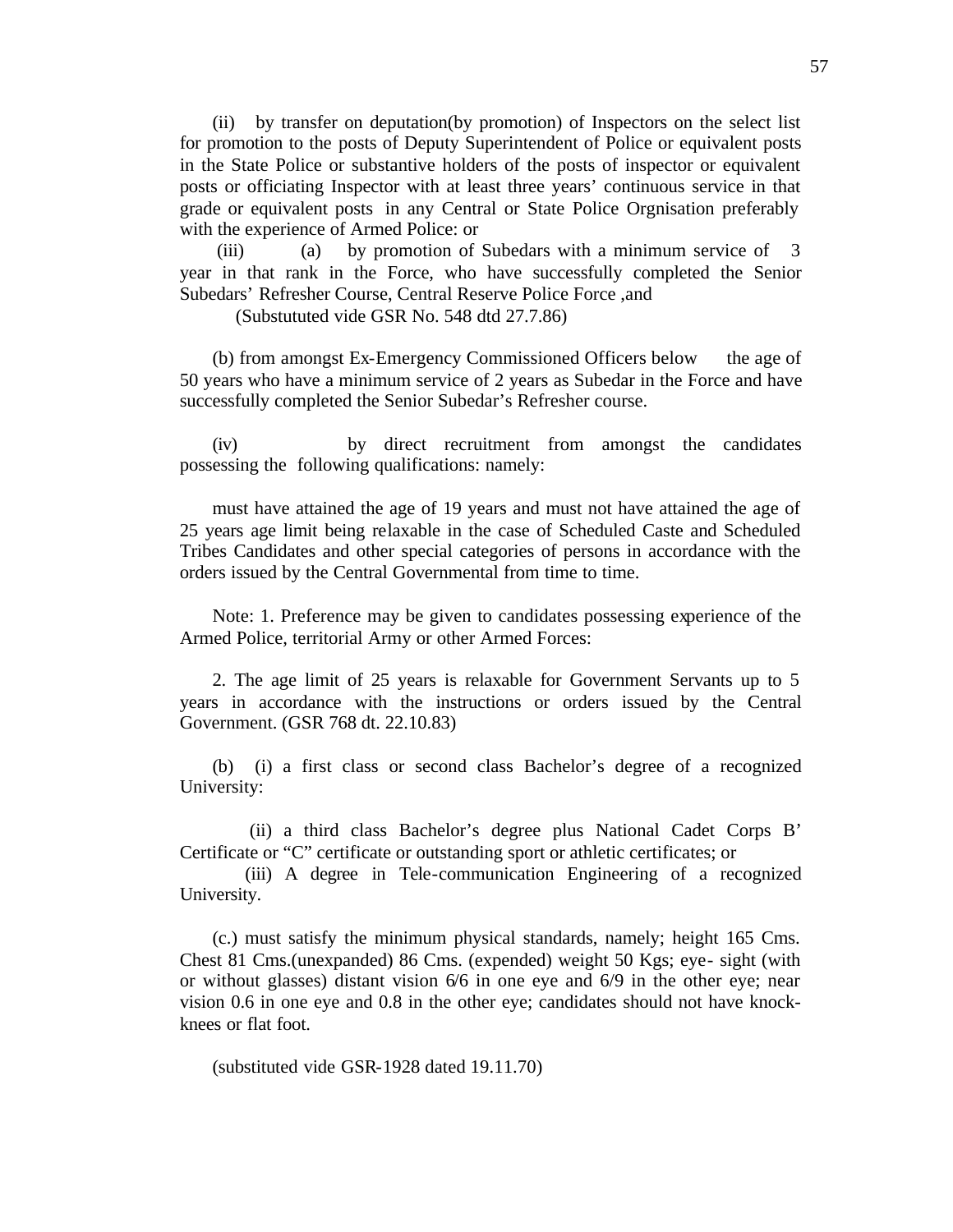(ii) by transfer on deputation(by promotion) of Inspectors on the select list for promotion to the posts of Deputy Superintendent of Police or equivalent posts in the State Police or substantive holders of the posts of inspector or equivalent posts or officiating Inspector with at least three years' continuous service in that grade or equivalent posts in any Central or State Police Orgnisation preferably with the experience of Armed Police: or

(iii) (a) by promotion of Subedars with a minimum service of 3 year in that rank in the Force, who have successfully completed the Senior Subedars' Refresher Course, Central Reserve Police Force ,and

(Substututed vide GSR No. 548 dtd 27.7.86)

(b) from amongst Ex-Emergency Commissioned Officers below the age of 50 years who have a minimum service of 2 years as Subedar in the Force and have successfully completed the Senior Subedar's Refresher course.

(iv) by direct recruitment from amongst the candidates possessing the following qualifications: namely:

must have attained the age of 19 years and must not have attained the age of 25 years age limit being relaxable in the case of Scheduled Caste and Scheduled Tribes Candidates and other special categories of persons in accordance with the orders issued by the Central Governmental from time to time.

Note: 1. Preference may be given to candidates possessing experience of the Armed Police, territorial Army or other Armed Forces:

2. The age limit of 25 years is relaxable for Government Servants up to 5 years in accordance with the instructions or orders issued by the Central Government. (GSR 768 dt. 22.10.83)

(b) (i) a first class or second class Bachelor's degree of a recognized University:

(ii) a third class Bachelor's degree plus National Cadet Corps B' Certificate or "C" certificate or outstanding sport or athletic certificates; or

(iii) A degree in Tele-communication Engineering of a recognized University.

(c.) must satisfy the minimum physical standards, namely; height 165 Cms. Chest 81 Cms.(unexpanded) 86 Cms. (expended) weight 50 Kgs; eye- sight (with or without glasses) distant vision 6/6 in one eye and 6/9 in the other eye; near vision 0.6 in one eye and 0.8 in the other eye; candidates should not have knock-knees or flat foot.

(substituted vide GSR-1928 dated 19.11.70)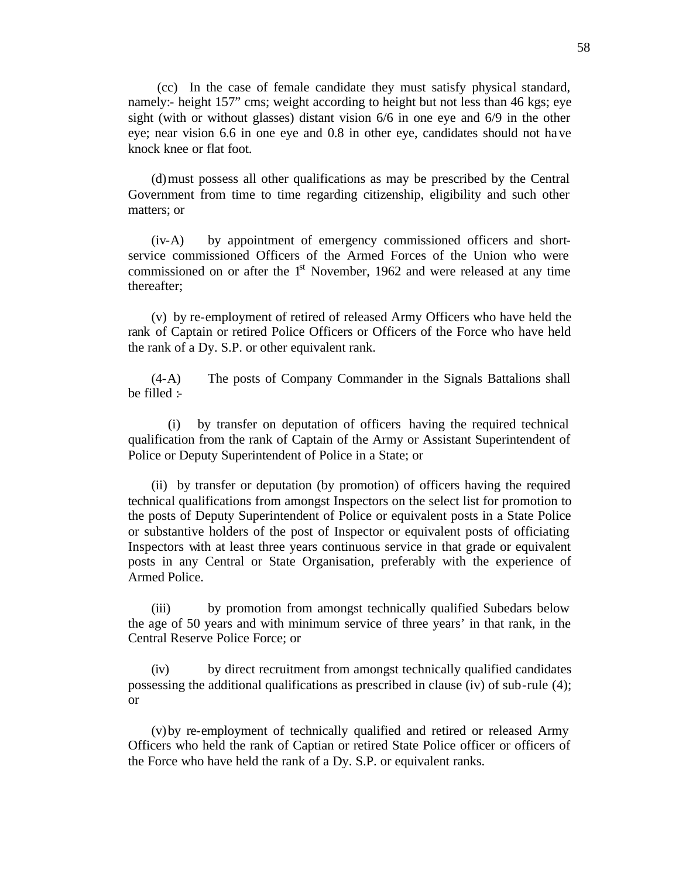(cc) In the case of female candidate they must satisfy physical standard, namely:- height 157" cms; weight according to height but not less than 46 kgs; eye sight (with or without glasses) distant vision 6/6 in one eye and 6/9 in the other eye; near vision 6.6 in one eye and 0.8 in other eye, candidates should not have knock knee or flat foot.

(d) must possess all other qualifications as may be prescribed by the Central Government from time to time regarding citizenship, eligibility and such other matters; or

(iv-A) by appointment of emergency commissioned officers and short-service commissioned Officers of the Armed Forces of the Union who were commissioned on or after the 1st November, 1962 and were released at any time thereafter;

(v) by re-employment of retired of released Army Officers who have held the rank of Captain or retired Police Officers or Officers of the Force who have held the rank of a Dy. S.P. or other equivalent rank.

(4-A) The posts of Company Commander in the Signals Battalions shall be filled :-

(i) by transfer on deputation of officers having the required technical qualification from the rank of Captain of the Army or Assistant Superintendent of Police or Deputy Superintendent of Police in a State; or

(ii) by transfer or deputation (by promotion) of officers having the required technical qualifications from amongst Inspectors on the select list for promotion to the posts of Deputy Superintendent of Police or equivalent posts in a State Police or substantive holders of the post of Inspector or equivalent posts of officiating Inspectors with at least three years continuous service in that grade or equivalent posts in any Central or State Organisation, preferably with the experience of Armed Police.

(iii) by promotion from amongst technically qualified Subedars below the age of 50 years and with minimum service of three years' in that rank, in the Central Reserve Police Force; or

(iv) by direct recruitment from amongst technically qualified candidates possessing the additional qualifications as prescribed in clause (iv) of sub-rule (4); or

(v) by re-employment of technically qualified and retired or released Army Officers who held the rank of Captian or retired State Police officer or officers of the Force who have held the rank of a Dy. S.P. or equivalent ranks.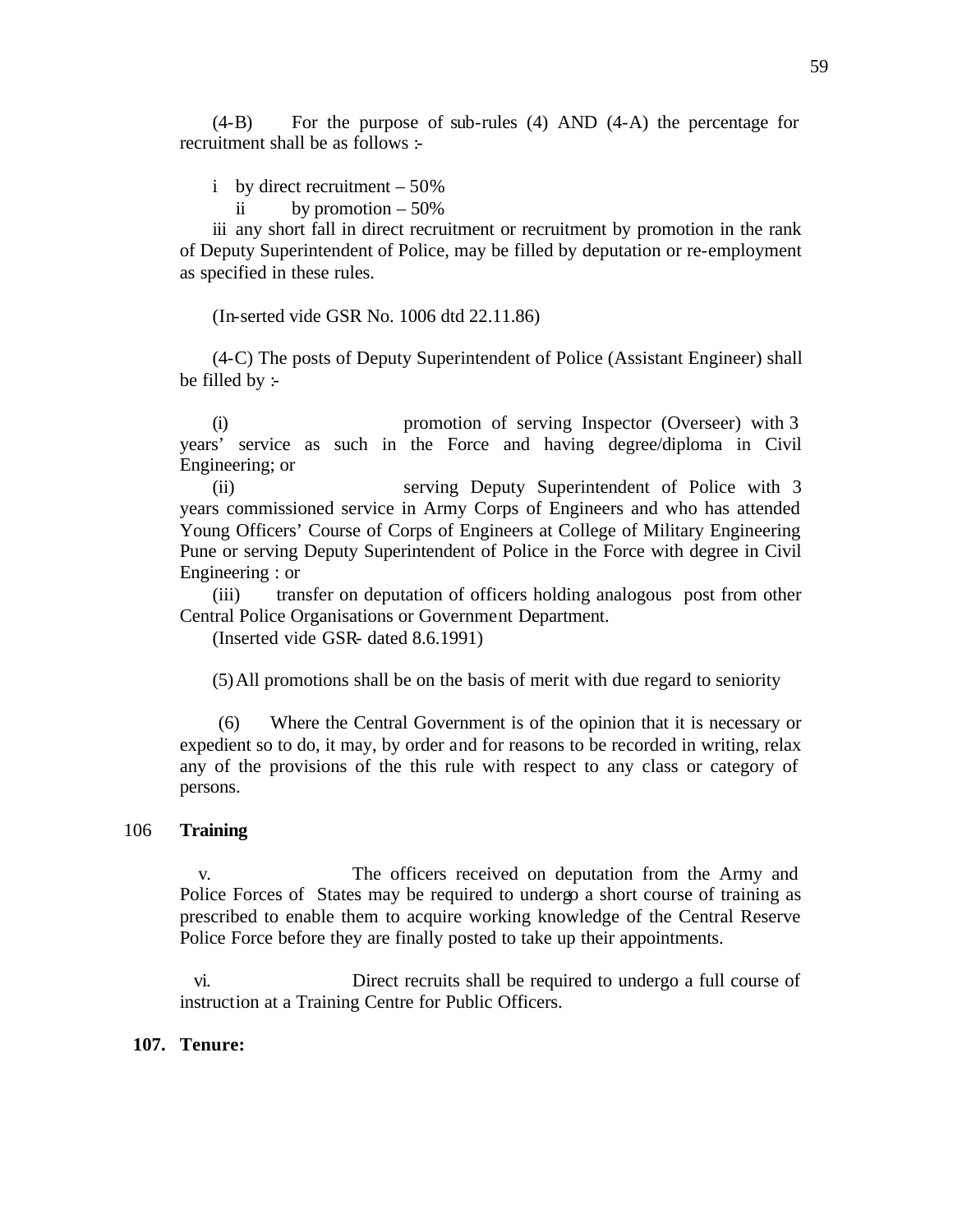(4-B) For the purpose of sub-rules (4) AND (4-A) the percentage for recruitment shall be as follows :-

i by direct recruitment – 50%

ii by promotion – 50%

iii any short fall in direct recruitment or recruitment by promotion in the rank of Deputy Superintendent of Police, may be filled by deputation or re-employment as specified in these rules.

(In-serted vide GSR No. 1006 dtd 22.11.86)

(4-C) The posts of Deputy Superintendent of Police (Assistant Engineer) shall be filled by :-

(i) promotion of serving Inspector (Overseer) with 3 years' service as such in the Force and having degree/diploma in Civil Engineering; or

(ii) serving Deputy Superintendent of Police with 3 years commissioned service in Army Corps of Engineers and who has attended Young Officers' Course of Corps of Engineers at College of Military Engineering Pune or serving Deputy Superintendent of Police in the Force with degree in Civil Engineering : or

(iii) transfer on deputation of officers holding analogous post from other Central Police Organisations or Government Department.

(Inserted vide GSR- dated 8.6.1991)

(5) All promotions shall be on the basis of merit with due regard to seniority

(6) Where the Central Government is of the opinion that it is necessary or expedient so to do, it may, by order and for reasons to be recorded in writing, relax any of the provisions of the this rule with respect to any class or category of persons.

106 **Training**

v. The officers received on deputation from the Army and Police Forces of States may be required to undergo a short course of training as prescribed to enable them to acquire working knowledge of the Central Reserve Police Force before they are finally posted to take up their appointments.

vi. Direct recruits shall be required to undergo a full course of instruction at a Training Centre for Public Officers.

**107. Tenure:**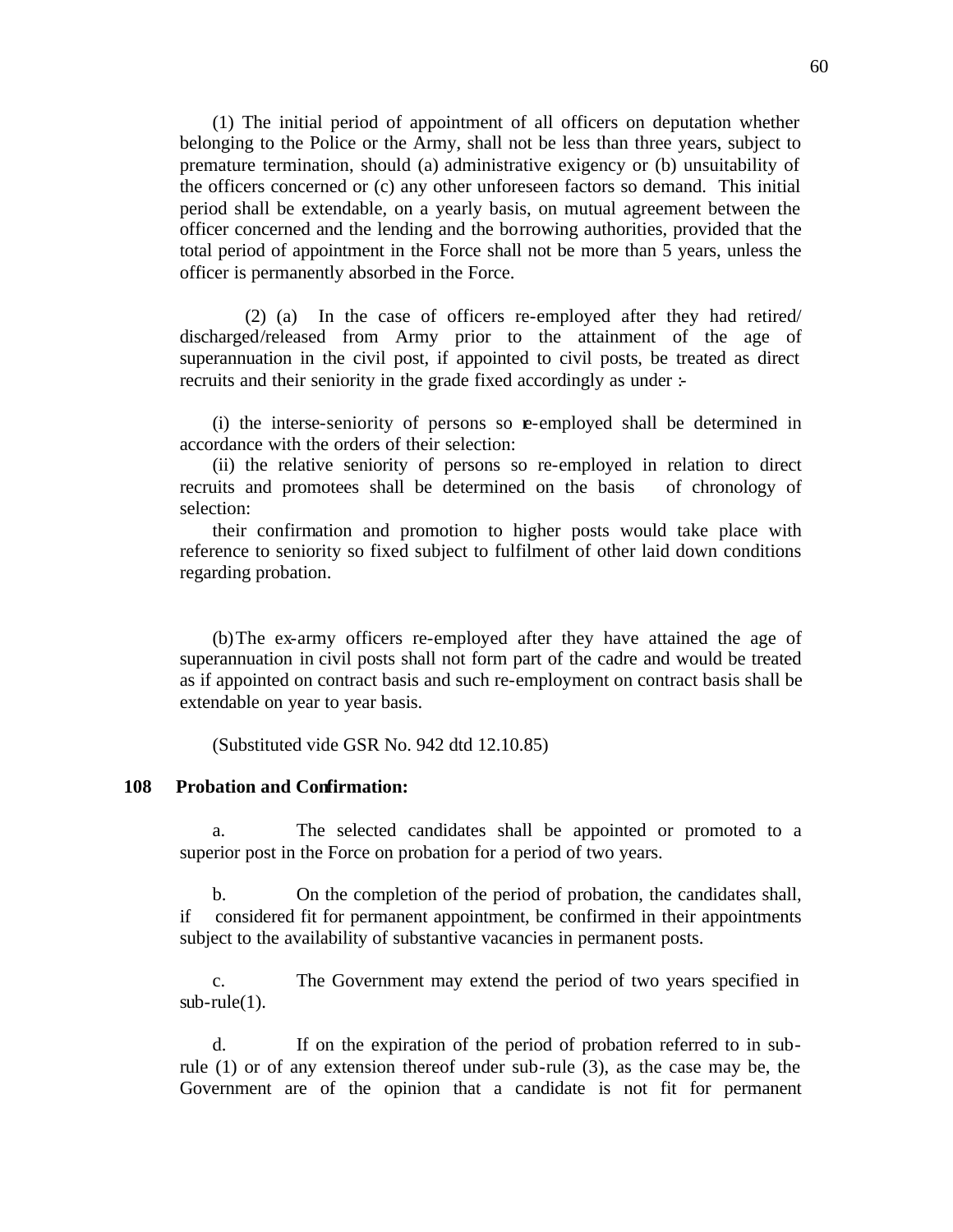(1) The initial period of appointment of all officers on deputation whether belonging to the Police or the Army, shall not be less than three years, subject to premature termination, should (a) administrative exigency or (b) unsuitability of the officers concerned or (c) any other unforeseen factors so demand. This initial period shall be extendable, on a yearly basis, on mutual agreement between the officer concerned and the lending and the borrowing authorities, provided that the total period of appointment in the Force shall not be more than 5 years, unless the officer is permanently absorbed in the Force.

(2) (a) In the case of officers re-employed after they had retired/ discharged/released from Army prior to the attainment of the age of superannuation in the civil post, if appointed to civil posts, be treated as direct recruits and their seniority in the grade fixed accordingly as under :-

(i) the interse-seniority of persons so re-employed shall be determined in accordance with the orders of their selection:

(ii) the relative seniority of persons so re-employed in relation to direct recruits and promotees shall be determined on the basis of chronology of selection:

their confirmation and promotion to higher posts would take place with reference to seniority so fixed subject to fulfilment of other laid down conditions regarding probation.

(b) The ex-army officers re-employed after they have attained the age of superannuation in civil posts shall not form part of the cadre and would be treated as if appointed on contract basis and such re-employment on contract basis shall be extendable on year to year basis.

(Substituted vide GSR No. 942 dtd 12.10.85)

**108 Probation and Confirmation:**

a. The selected candidates shall be appointed or promoted to a superior post in the Force on probation for a period of two years.

b. On the completion of the period of probation, the candidates shall, if considered fit for permanent appointment, be confirmed in their appointments subject to the availability of substantive vacancies in permanent posts.

c. The Government may extend the period of two years specified in sub-rule(1).

d. If on the expiration of the period of probation referred to in sub-rule (1) or of any extension thereof under sub-rule (3), as the case may be, the Government are of the opinion that a candidate is not fit for permanent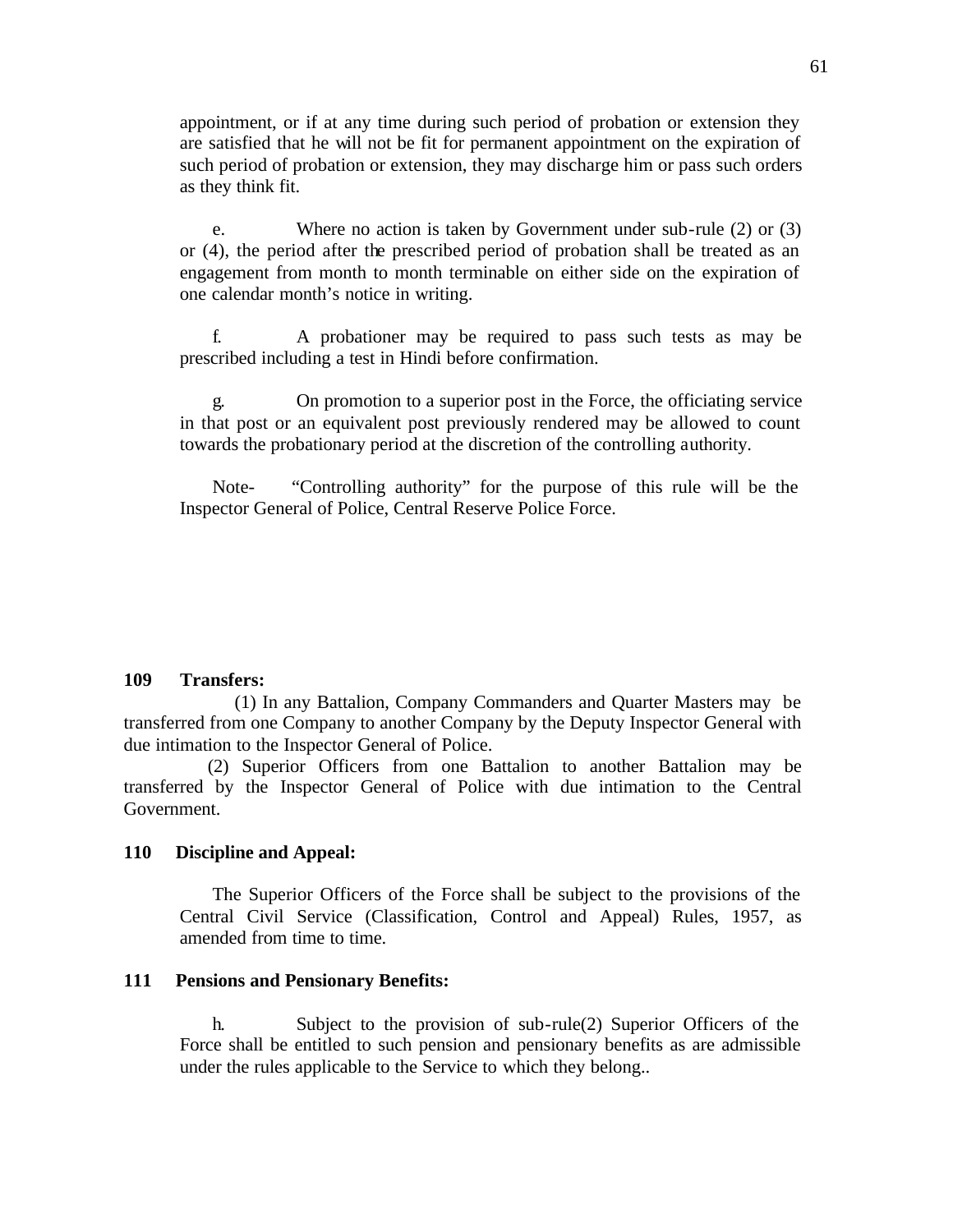appointment, or if at any time during such period of probation or extension they are satisfied that he will not be fit for permanent appointment on the expiration of such period of probation or extension, they may discharge him or pass such orders as they think fit.

e. Where no action is taken by Government under sub-rule (2) or (3) or (4), the period after the prescribed period of probation shall be treated as an engagement from month to month terminable on either side on the expiration of one calendar month's notice in writing.

f. A probationer may be required to pass such tests as may be prescribed including a test in Hindi before confirmation.

g. On promotion to a superior post in the Force, the officiating service in that post or an equivalent post previously rendered may be allowed to count towards the probationary period at the discretion of the controlling authority.

Note- "Controlling authority" for the purpose of this rule will be the Inspector General of Police, Central Reserve Police Force.

**109 Transfers:**

(1) In any Battalion, Company Commanders and Quarter Masters may be transferred from one Company to another Company by the Deputy Inspector General with due intimation to the Inspector General of Police.

(2) Superior Officers from one Battalion to another Battalion may be transferred by the Inspector General of Police with due intimation to the Central Government.

**110 Discipline and Appeal:**

The Superior Officers of the Force shall be subject to the provisions of the Central Civil Service (Classification, Control and Appeal) Rules, 1957, as amended from time to time.

**111 Pensions and Pensionary Benefits:**

h. Subject to the provision of sub-rule(2) Superior Officers of the Force shall be entitled to such pension and pensionary benefits as are admissible under the rules applicable to the Service to which they belong..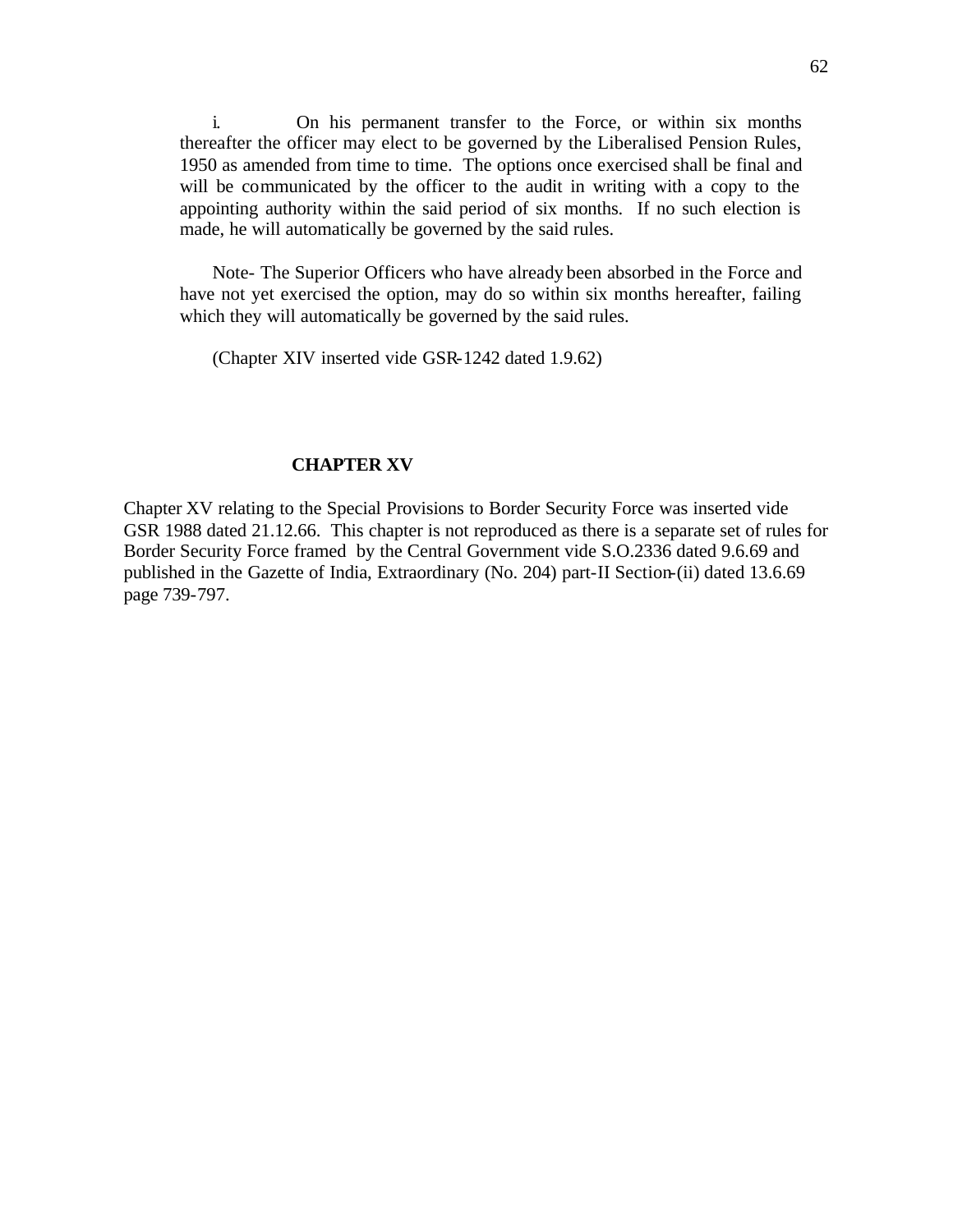i. On his permanent transfer to the Force, or within six months thereafter the officer may elect to be governed by the Liberalised Pension Rules, 1950 as amended from time to time. The options once exercised shall be final and will be communicated by the officer to the audit in writing with a copy to the appointing authority within the said period of six months. If no such election is made, he will automatically be governed by the said rules.

Note- The Superior Officers who have already been absorbed in the Force and have not yet exercised the option, may do so within six months hereafter, failing which they will automatically be governed by the said rules.

(Chapter XIV inserted vide GSR-1242 dated 1.9.62)

## CHAPTER XV

Chapter XV relating to the Special Provisions to Border Security Force was inserted vide GSR 1988 dated 21.12.66. This chapter is not reproduced as there is a separate set of rules for Border Security Force framed by the Central Government vide S.O.2336 dated 9.6.69 and published in the Gazette of India, Extraordinary (No. 204) part-II Section-(ii) dated 13.6.69 page 739-797.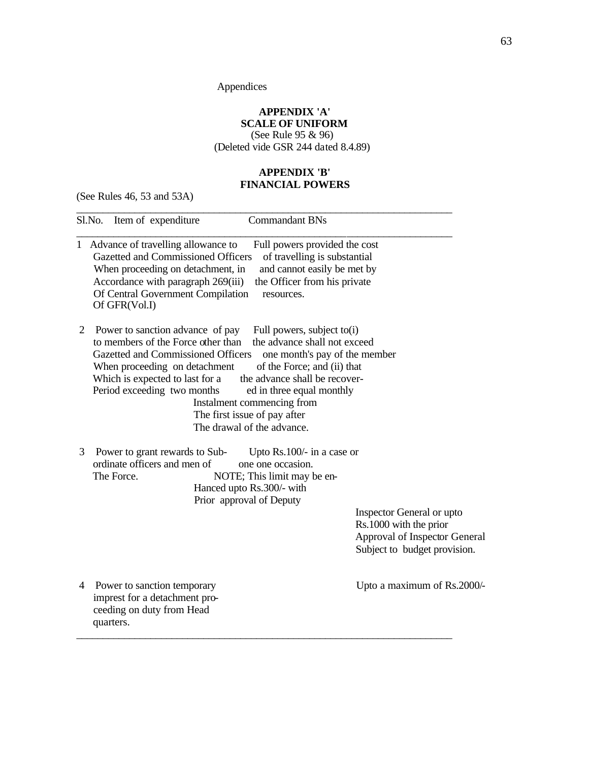Appendices

## APPENDIX 'A'
## SCALE OF UNIFORM

(See Rule 95 & 96)
(Deleted vide GSR 244 dated 8.4.89)

## APPENDIX 'B'
## FINANCIAL POWERS

(See Rules 46, 53 and 53A)

| Sl.No. | Item of expenditure | Commandant BNs |
|---|---|---|
| 1 | Advance of travelling allowance to Gazetted and Commissioned Officers When proceeding on detachment, in Accordance with paragraph 269(iii) Of Central Government Compilation Of GFR(Vol.I) | Full powers provided the cost of travelling is substantial and cannot easily be met by the Officer from his private resources. |
| 2 | Power to sanction advance of pay to members of the Force other than Gazetted and Commissioned Officers When proceeding on detachment Which is expected to last for a Period exceeding two months | Full powers, subject to(i) the advance shall not exceed one month's pay of the member of the Force; and (ii) that the advance shall be recovered in three equal monthly Instalment commencing from The first issue of pay after The drawal of the advance. |
| 3 | Power to grant rewards to Subordinate officers and men of The Force. | Upto Rs.100/- in a case or one one occasion. NOTE; This limit may be enHanced upto Rs.300/- with Prior approval of Deputy Inspector General or upto Rs.1000 with the prior Approval of Inspector General Subject to budget provision. |
| 4 | Power to sanction temporary imprest for a detachment proceeding on duty from Head quarters. | Upto a maximum of Rs.2000/- |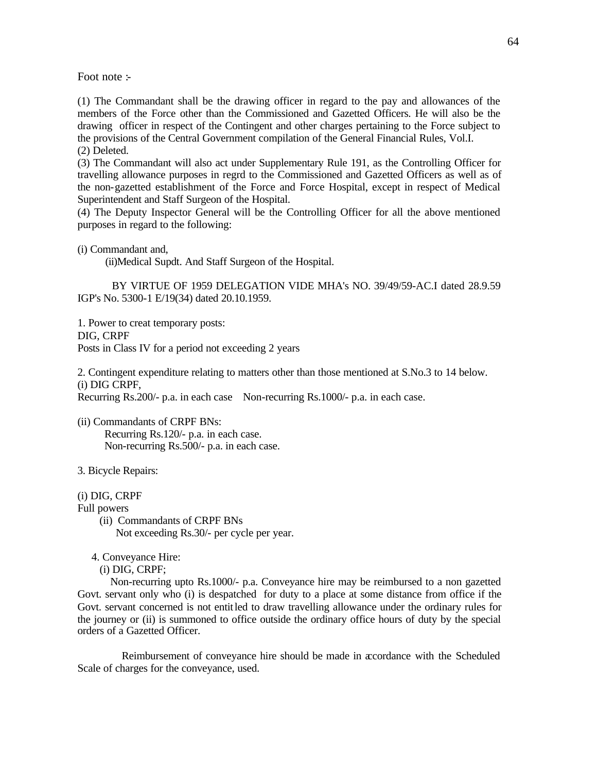Foot note :-

(1) The Commandant shall be the drawing officer in regard to the pay and allowances of the members of the Force other than the Commissioned and Gazetted Officers. He will also be the drawing officer in respect of the Contingent and other charges pertaining to the Force subject to the provisions of the Central Government compilation of the General Financial Rules, Vol.I.
(2) Deleted.
(3) The Commandant will also act under Supplementary Rule 191, as the Controlling Officer for travelling allowance purposes in regrd to the Commissioned and Gazetted Officers as well as of the non-gazetted establishment of the Force and Force Hospital, except in respect of Medical Superintendent and Staff Surgeon of the Hospital.
(4) The Deputy Inspector General will be the Controlling Officer for all the above mentioned purposes in regard to the following:

(i) Commandant and,
(ii)Medical Supdt. And Staff Surgeon of the Hospital.

BY VIRTUE OF 1959 DELEGATION VIDE MHA's NO. 39/49/59-AC.I dated 28.9.59 IGP's No. 5300-1 E/19(34) dated 20.10.1959.

1. Power to creat temporary posts:
DIG, CRPF
Posts in Class IV for a period not exceeding 2 years

2. Contingent expenditure relating to matters other than those mentioned at S.No.3 to 14 below.
(i) DIG CRPF,
Recurring Rs.200/- p.a. in each case Non-recurring Rs.1000/- p.a. in each case.

(ii) Commandants of CRPF BNs:
Recurring Rs.120/- p.a. in each case.
Non-recurring Rs.500/- p.a. in each case.

3. Bicycle Repairs:

(i) DIG, CRPF
Full powers
(ii) Commandants of CRPF BNs
Not exceeding Rs.30/- per cycle per year.

4. Conveyance Hire:
(i) DIG, CRPF;
Non-recurring upto Rs.1000/- p.a. Conveyance hire may be reimbursed to a non gazetted Govt. servant only who (i) is despatched for duty to a place at some distance from office if the Govt. servant concerned is not entitled to draw travelling allowance under the ordinary rules for the journey or (ii) is summoned to office outside the ordinary office hours of duty by the special orders of a Gazetted Officer.

Reimbursement of conveyance hire should be made in accordance with the Scheduled Scale of charges for the conveyance, used.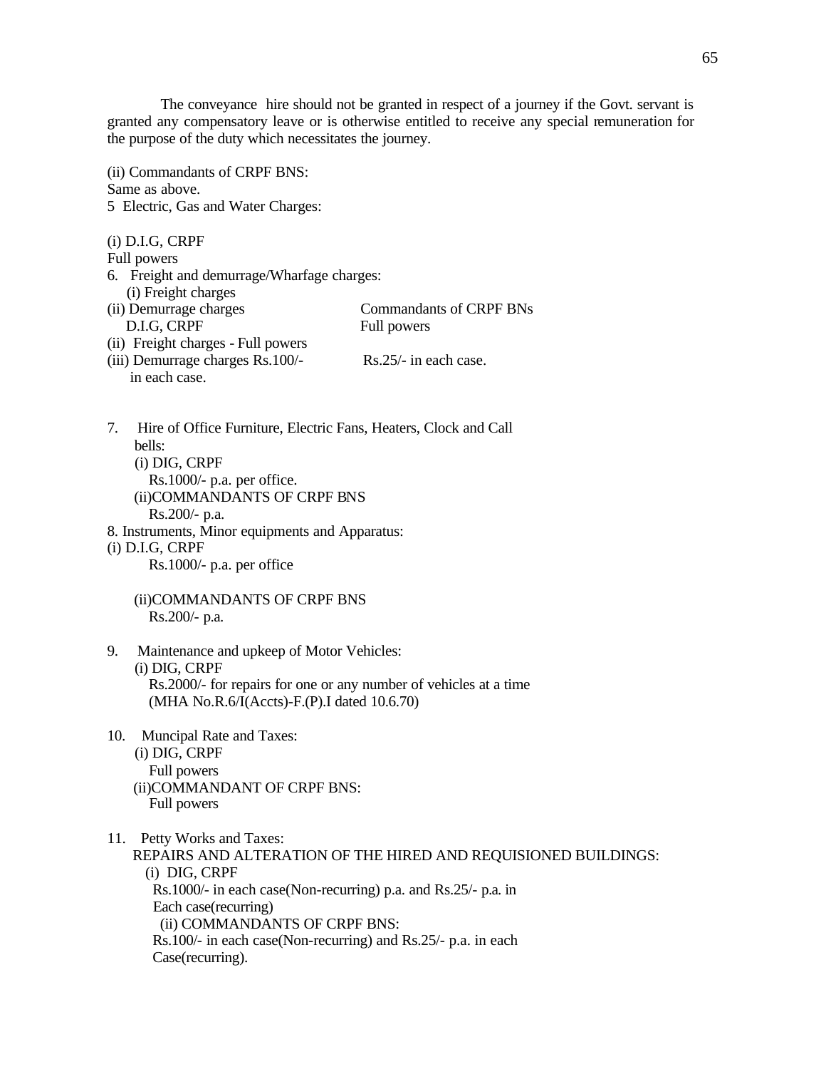The conveyance hire should not be granted in respect of a journey if the Govt. servant is granted any compensatory leave or is otherwise entitled to receive any special remuneration for the purpose of the duty which necessitates the journey.

(ii) Commandants of CRPF BNS:
Same as above.

5 Electric, Gas and Water Charges:

(i) D.I.G, CRPF
Full powers

6. Freight and demurrage/Wharfage charges:
   (i) Freight charges

| (ii) Demurrage charges<br>D.I.G, CRPF | Commandants of CRPF BNs<br>Full powers |
|---|---|
| (ii) Freight charges - Full powers | |
| (iii) Demurrage charges Rs.100/- in each case. | Rs.25/- in each case. |

7. Hire of Office Furniture, Electric Fans, Heaters, Clock and Call bells:
   (i) DIG, CRPF
   Rs.1000/- p.a. per office.
   (ii)COMMANDANTS OF CRPF BNS
   Rs.200/- p.a.

8. Instruments, Minor equipments and Apparatus:
(i) D.I.G, CRPF
   Rs.1000/- p.a. per office

   (ii)COMMANDANTS OF CRPF BNS
   Rs.200/- p.a.

9. Maintenance and upkeep of Motor Vehicles:
   (i) DIG, CRPF
   Rs.2000/- for repairs for one or any number of vehicles at a time
   (MHA No.R.6/I(Accts)-F.(P).I dated 10.6.70)

10. Muncipal Rate and Taxes:
   (i) DIG, CRPF
   Full powers
   (ii)COMMANDANT OF CRPF BNS:
   Full powers

11. Petty Works and Taxes:
   REPAIRS AND ALTERATION OF THE HIRED AND REQUISIONED BUILDINGS:
   (i) DIG, CRPF
   Rs.1000/- in each case(Non-recurring) p.a. and Rs.25/- p.a. in Each case(recurring)
   (ii) COMMANDANTS OF CRPF BNS:
   Rs.100/- in each case(Non-recurring) and Rs.25/- p.a. in each Case(recurring).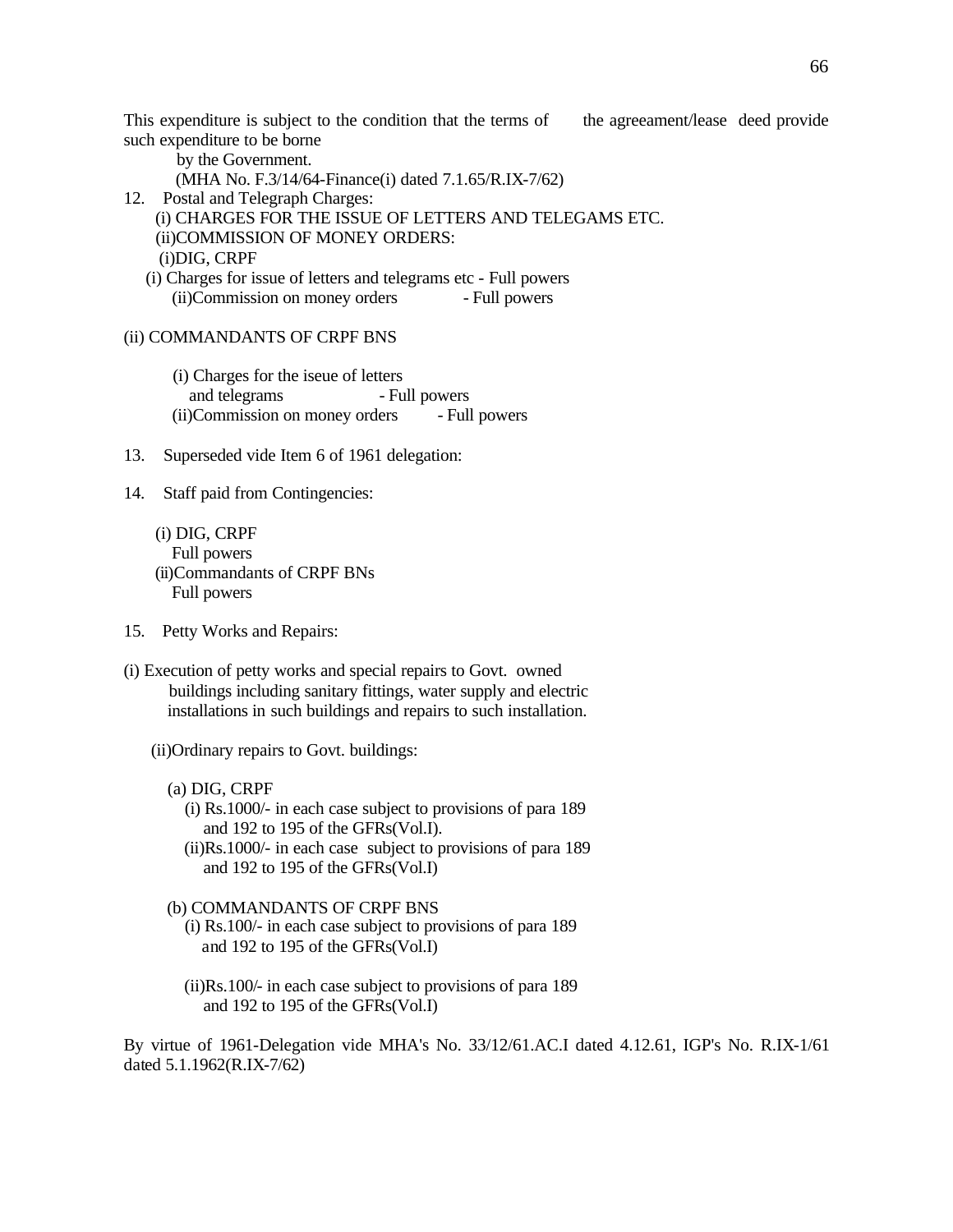This expenditure is subject to the condition that the terms of the agreeament/lease deed provide such expenditure to be borne by the Government.

(MHA No. F.3/14/64-Finance(i) dated 7.1.65/R.IX-7/62)

12. Postal and Telegraph Charges:

(i) CHARGES FOR THE ISSUE OF LETTERS AND TELEGAMS ETC.
(ii)COMMISSION OF MONEY ORDERS:

(i)DIG, CRPF

(i) Charges for issue of letters and telegrams etc - Full powers
(ii)Commission on money orders - Full powers

(ii) COMMANDANTS OF CRPF BNS

(i) Charges for the iseue of letters and telegrams - Full powers
(ii)Commission on money orders - Full powers

13. Superseded vide Item 6 of 1961 delegation:

14. Staff paid from Contingencies:

(i) DIG, CRPF
Full powers
(ii)Commandants of CRPF BNs
Full powers

15. Petty Works and Repairs:

(i) Execution of petty works and special repairs to Govt. owned buildings including sanitary fittings, water supply and electric installations in such buildings and repairs to such installation.

(ii)Ordinary repairs to Govt. buildings:

(a) DIG, CRPF

(i) Rs.1000/- in each case subject to provisions of para 189 and 192 to 195 of the GFRs(Vol.I).
(ii)Rs.1000/- in each case subject to provisions of para 189 and 192 to 195 of the GFRs(Vol.I)

(b) COMMANDANTS OF CRPF BNS

(i) Rs.100/- in each case subject to provisions of para 189 and 192 to 195 of the GFRs(Vol.I)

(ii)Rs.100/- in each case subject to provisions of para 189 and 192 to 195 of the GFRs(Vol.I)

By virtue of 1961-Delegation vide MHA's No. 33/12/61.AC.I dated 4.12.61, IGP's No. R.IX-1/61 dated 5.1.1962(R.IX-7/62)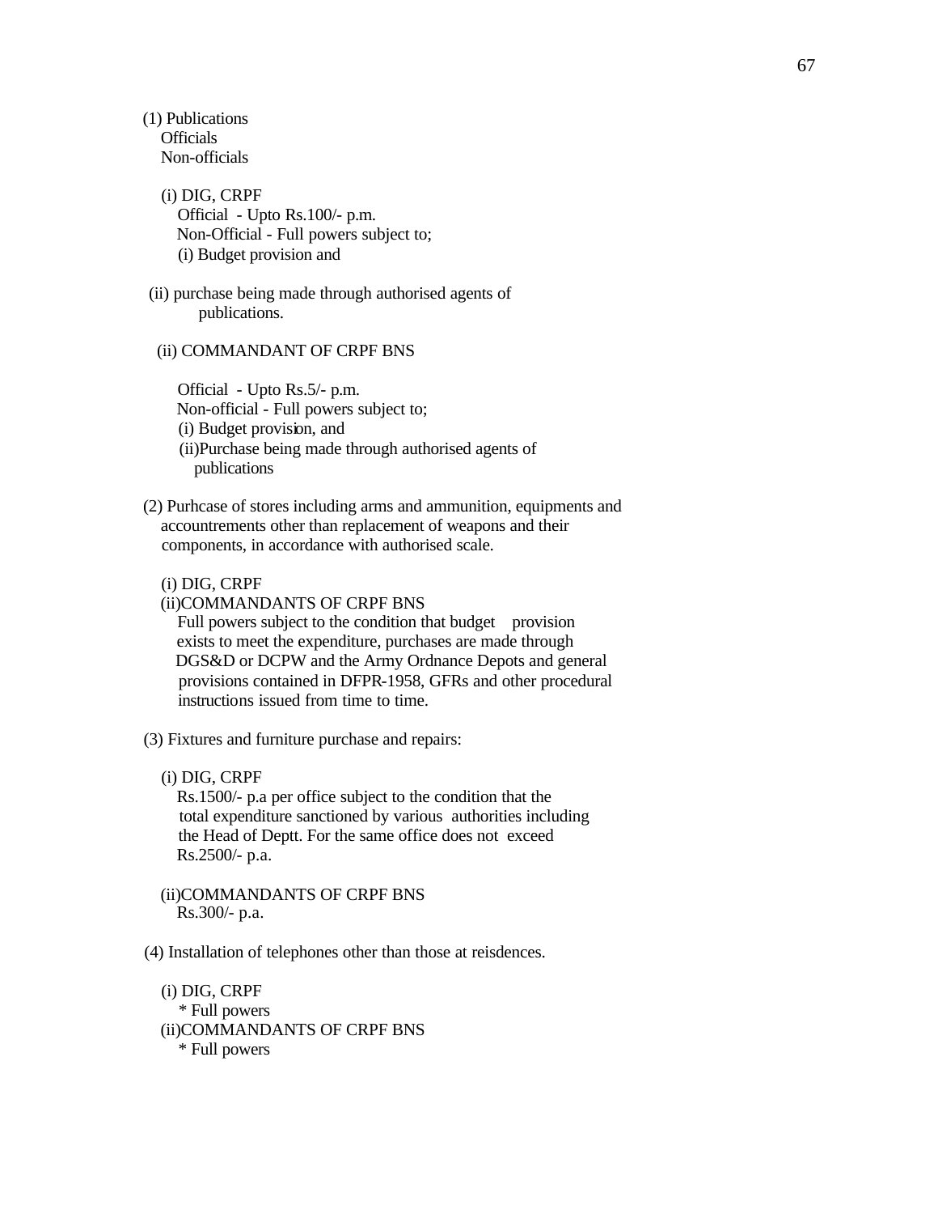(1) Publications
Officials
Non-officials

(i) DIG, CRPF
Official - Upto Rs.100/- p.m.
Non-Official - Full powers subject to;
(i) Budget provision and

(ii) purchase being made through authorised agents of publications.

(ii) COMMANDANT OF CRPF BNS

Official - Upto Rs.5/- p.m.
Non-official - Full powers subject to;
(i) Budget provision, and
(ii)Purchase being made through authorised agents of publications

(2) Purhcase of stores including arms and ammunition, equipments and accountrements other than replacement of weapons and their components, in accordance with authorised scale.

(i) DIG, CRPF
(ii)COMMANDANTS OF CRPF BNS
Full powers subject to the condition that budget provision exists to meet the expenditure, purchases are made through DGS&D or DCPW and the Army Ordnance Depots and general provisions contained in DFPR-1958, GFRs and other procedural instructions issued from time to time.

(3) Fixtures and furniture purchase and repairs:

(i) DIG, CRPF
Rs.1500/- p.a per office subject to the condition that the total expenditure sanctioned by various authorities including the Head of Deptt. For the same office does not exceed Rs.2500/- p.a.

(ii)COMMANDANTS OF CRPF BNS
Rs.300/- p.a.

(4) Installation of telephones other than those at reisdences.

(i) DIG, CRPF
* Full powers
(ii)COMMANDANTS OF CRPF BNS
* Full powers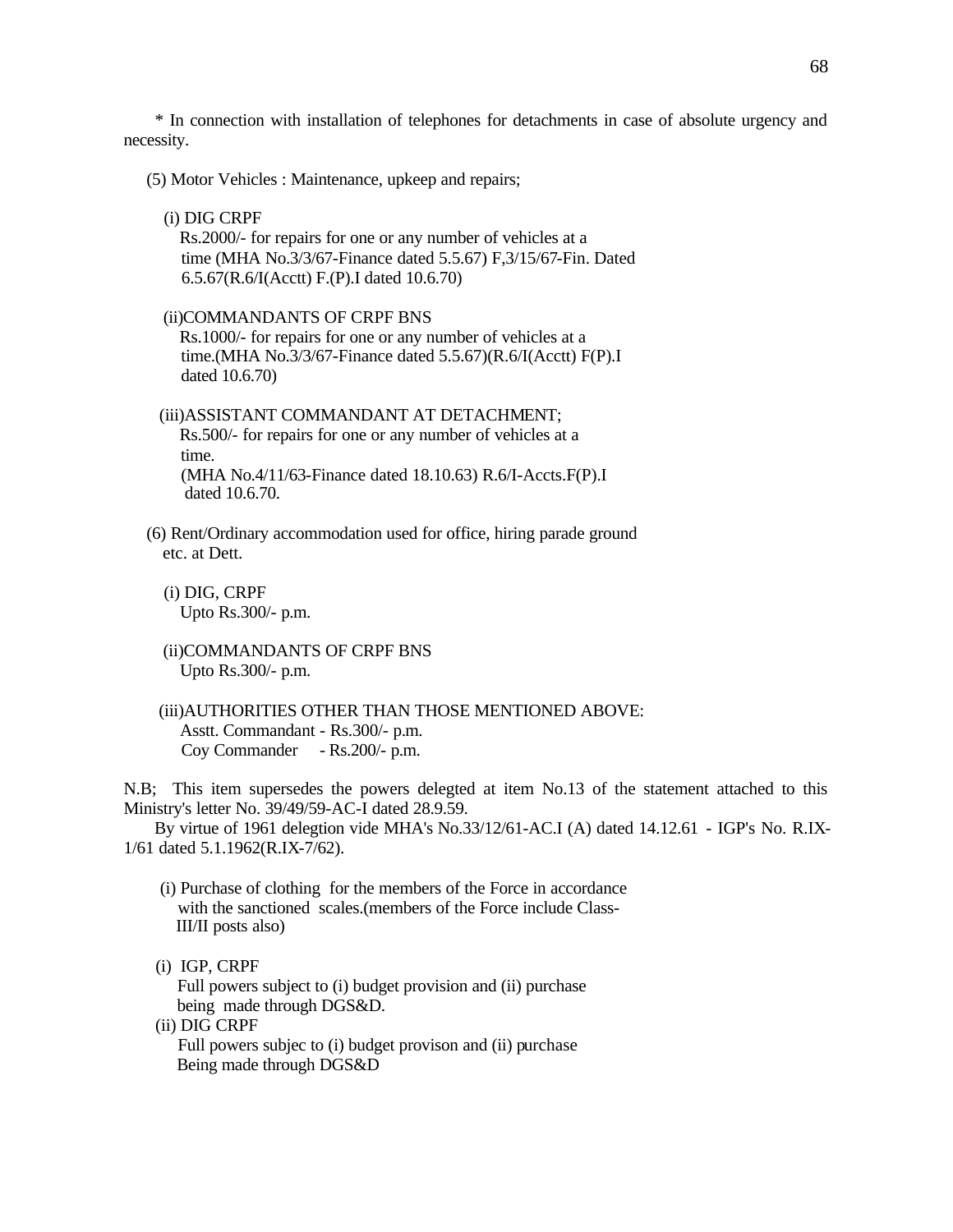\* In connection with installation of telephones for detachments in case of absolute urgency and necessity.

(5) Motor Vehicles : Maintenance, upkeep and repairs;

(i) DIG CRPF
Rs.2000/- for repairs for one or any number of vehicles at a time (MHA No.3/3/67-Finance dated 5.5.67) F,3/15/67-Fin. Dated 6.5.67(R.6/I(Acctt) F.(P).I dated 10.6.70)

(ii)COMMANDANTS OF CRPF BNS
Rs.1000/- for repairs for one or any number of vehicles at a time.(MHA No.3/3/67-Finance dated 5.5.67)(R.6/I(Acctt) F(P).I dated 10.6.70)

(iii)ASSISTANT COMMANDANT AT DETACHMENT;
Rs.500/- for repairs for one or any number of vehicles at a time.
(MHA No.4/11/63-Finance dated 18.10.63) R.6/I-Accts.F(P).I dated 10.6.70.

(6) Rent/Ordinary accommodation used for office, hiring parade ground etc. at Dett.

(i) DIG, CRPF
Upto Rs.300/- p.m.

(ii)COMMANDANTS OF CRPF BNS
Upto Rs.300/- p.m.

(iii)AUTHORITIES OTHER THAN THOSE MENTIONED ABOVE:
Asstt. Commandant - Rs.300/- p.m.
Coy Commander - Rs.200/- p.m.

N.B; This item supersedes the powers delegted at item No.13 of the statement attached to this Ministry's letter No. 39/49/59-AC-I dated 28.9.59.

By virtue of 1961 delegtion vide MHA's No.33/12/61-AC.I (A) dated 14.12.61 - IGP's No. R.IX-1/61 dated 5.1.1962(R.IX-7/62).

(i) Purchase of clothing for the members of the Force in accordance with the sanctioned scales.(members of the Force include Class-III/II posts also)

(i) IGP, CRPF
Full powers subject to (i) budget provision and (ii) purchase being made through DGS&D.

(ii) DIG CRPF
Full powers subjec to (i) budget provison and (ii) purchase Being made through DGS&D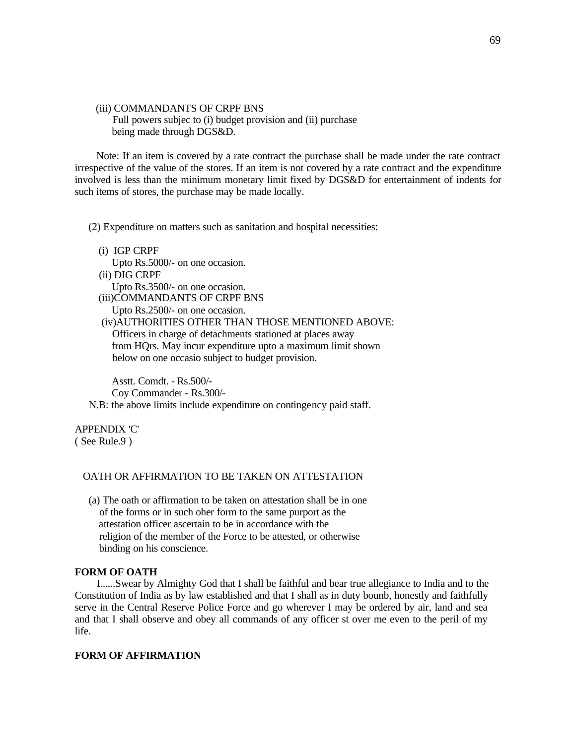(iii) COMMANDANTS OF CRPF BNS

Full powers subjec to (i) budget provision and (ii) purchase being made through DGS&D.

Note: If an item is covered by a rate contract the purchase shall be made under the rate contract irrespective of the value of the stores. If an item is not covered by a rate contract and the expenditure involved is less than the minimum monetary limit fixed by DGS&D for entertainment of indents for such items of stores, the purchase may be made locally.

(2) Expenditure on matters such as sanitation and hospital necessities:

(i) IGP CRPF

Upto Rs.5000/- on one occasion.

(ii) DIG CRPF

Upto Rs.3500/- on one occasion.

(iii)COMMANDANTS OF CRPF BNS

Upto Rs.2500/- on one occasion.

(iv)AUTHORITIES OTHER THAN THOSE MENTIONED ABOVE:

Officers in charge of detachments stationed at places away from HQrs. May incur expenditure upto a maximum limit shown below on one occasio subject to budget provision.

Asstt. Comdt. - Rs.500/-

Coy Commander - Rs.300/-

N.B: the above limits include expenditure on contingency paid staff.

APPENDIX 'C'

( See Rule.9 )

OATH OR AFFIRMATION TO BE TAKEN ON ATTESTATION

(a) The oath or affirmation to be taken on attestation shall be in one of the forms or in such oher form to the same purport as the attestation officer ascertain to be in accordance with the religion of the member of the Force to be attested, or otherwise binding on his conscience.

**FORM OF OATH**

I......Swear by Almighty God that I shall be faithful and bear true allegiance to India and to the Constitution of India as by law established and that I shall as in duty bounb, honestly and faithfully serve in the Central Reserve Police Force and go wherever I may be ordered by air, land and sea and that I shall observe and obey all commands of any officer st over me even to the peril of my life.

**FORM OF AFFIRMATION**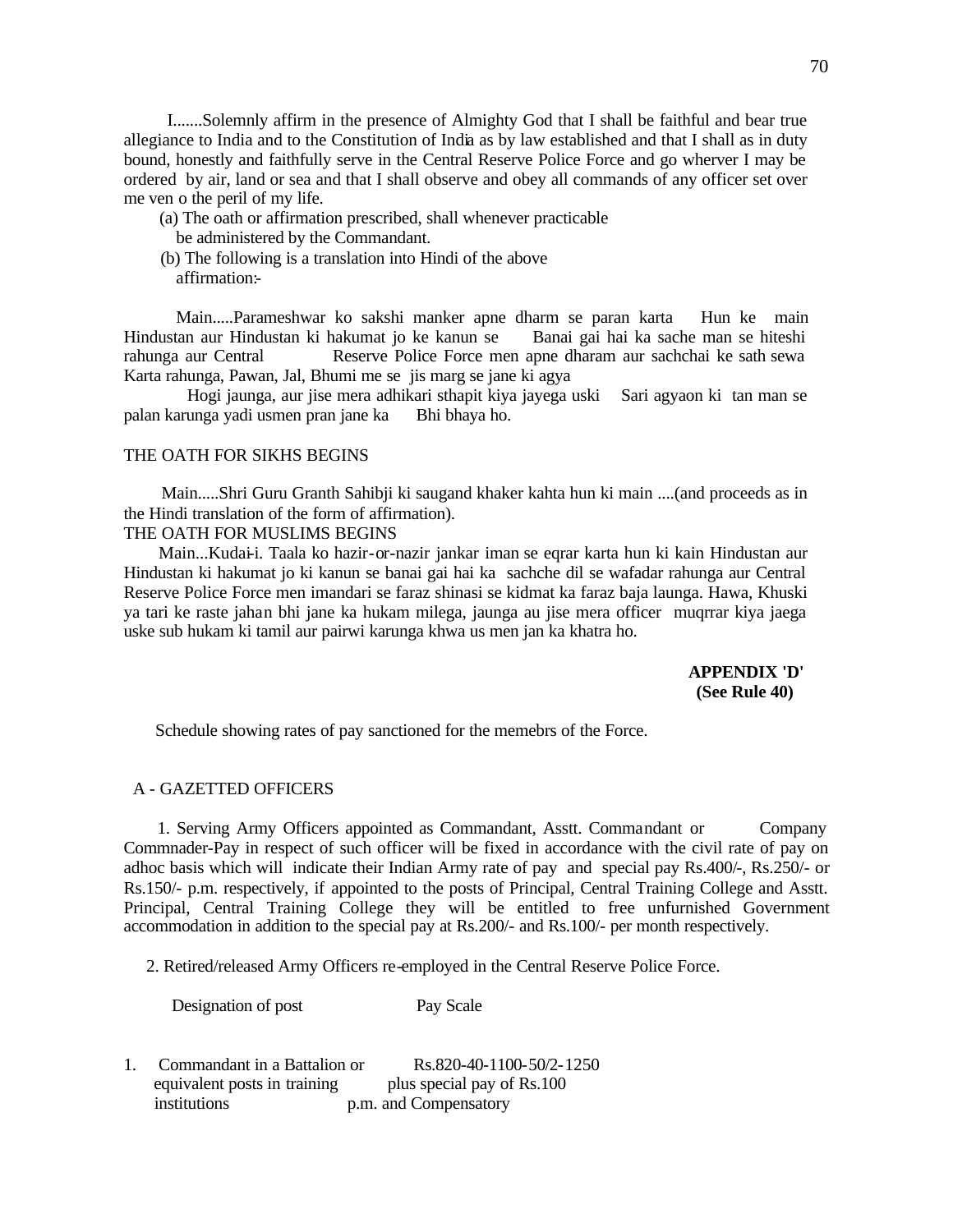I.......Solemnly affirm in the presence of Almighty God that I shall be faithful and bear true allegiance to India and to the Constitution of India as by law established and that I shall as in duty bound, honestly and faithfully serve in the Central Reserve Police Force and go wherver I may be ordered by air, land or sea and that I shall observe and obey all commands of any officer set over me ven o the peril of my life.

(a) The oath or affirmation prescribed, shall whenever practicable be administered by the Commandant.

(b) The following is a translation into Hindi of the above affirmation:-

Main.....Parameshwar ko sakshi manker apne dharm se paran karta Hun ke main Hindustan aur Hindustan ki hakumat jo ke kanun se Banai gai hai ka sache man se hiteshi rahunga aur Central Reserve Police Force men apne dharam aur sachchai ke sath sewa Karta rahunga, Pawan, Jal, Bhumi me se jis marg se jane ki agya Hogi jaunga, aur jise mera adhikari sthapit kiya jayega uski Sari agyaon ki tan man se palan karunga yadi usmen pran jane ka Bhi bhaya ho.

THE OATH FOR SIKHS BEGINS

Main.....Shri Guru Granth Sahibji ki saugand khaker kahta hun ki main ....(and proceeds as in the Hindi translation of the form of affirmation).

THE OATH FOR MUSLIMS BEGINS

Main...Kudai-i. Taala ko hazir-or-nazir jankar iman se eqrar karta hun ki kain Hindustan aur Hindustan ki hakumat jo ki kanun se banai gai hai ka sachche dil se wafadar rahunga aur Central Reserve Police Force men imandari se faraz shinasi se kidmat ka faraz baja launga. Hawa, Khuski ya tari ke raste jahan bhi jane ka hukam milega, jaunga au jise mera officer muqrrar kiya jaega uske sub hukam ki tamil aur pairwi karunga khwa us men jan ka khatra ho.

**APPENDIX 'D'**
**(See Rule 40)**

Schedule showing rates of pay sanctioned for the memebrs of the Force.

A - GAZETTED OFFICERS

1. Serving Army Officers appointed as Commandant, Asstt. Commandant or Company Commnader-Pay in respect of such officer will be fixed in accordance with the civil rate of pay on adhoc basis which will indicate their Indian Army rate of pay and special pay Rs.400/-, Rs.250/- or Rs.150/- p.m. respectively, if appointed to the posts of Principal, Central Training College and Asstt. Principal, Central Training College they will be entitled to free unfurnished Government accommodation in addition to the special pay at Rs.200/- and Rs.100/- per month respectively.

2. Retired/released Army Officers re-employed in the Central Reserve Police Force.

| | Designation of post | Pay Scale |
|---|---|---|
| 1. | Commandant in a Battalion or equivalent posts in training institutions | Rs.820-40-1100-50/2-1250 plus special pay of Rs.100 p.m. and Compensatory |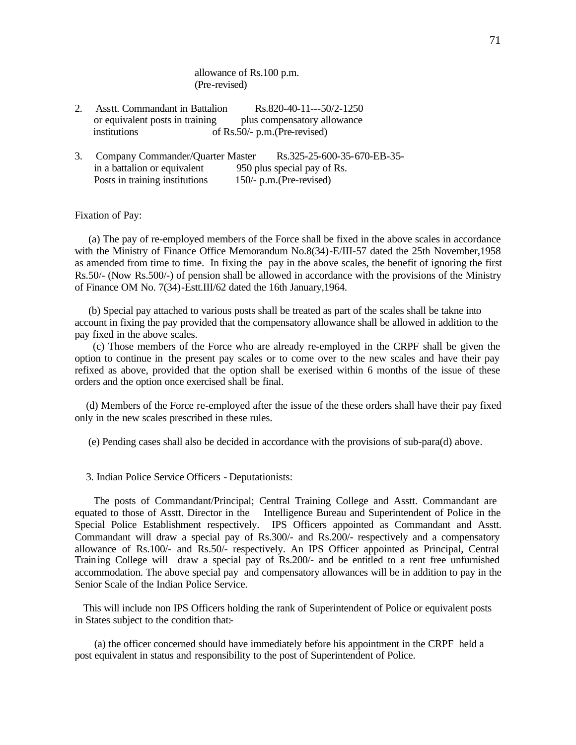allowance of Rs.100 p.m. (Pre-revised)

| | | |
|---|---|---|
| 2. | Asstt. Commandant in Battalion or equivalent posts in training institutions | Rs.820-40-11---50/2-1250 plus compensatory allowance of Rs.50/- p.m.(Pre-revised) |
| 3. | Company Commander/Quarter Master in a battalion or equivalent Posts in training institutions | Rs.325-25-600-35-670-EB-35-950 plus special pay of Rs. 150/- p.m.(Pre-revised) |

Fixation of Pay:

(a) The pay of re-employed members of the Force shall be fixed in the above scales in accordance with the Ministry of Finance Office Memorandum No.8(34)-E/III-57 dated the 25th November,1958 as amended from time to time. In fixing the pay in the above scales, the benefit of ignoring the first Rs.50/- (Now Rs.500/-) of pension shall be allowed in accordance with the provisions of the Ministry of Finance OM No. 7(34)-Estt.III/62 dated the 16th January,1964.

(b) Special pay attached to various posts shall be treated as part of the scales shall be takne into account in fixing the pay provided that the compensatory allowance shall be allowed in addition to the pay fixed in the above scales.

(c) Those members of the Force who are already re-employed in the CRPF shall be given the option to continue in the present pay scales or to come over to the new scales and have their pay refixed as above, provided that the option shall be exerised within 6 months of the issue of these orders and the option once exercised shall be final.

(d) Members of the Force re-employed after the issue of the these orders shall have their pay fixed only in the new scales prescribed in these rules.

(e) Pending cases shall also be decided in accordance with the provisions of sub-para(d) above.

3. Indian Police Service Officers - Deputationists:

The posts of Commandant/Principal; Central Training College and Asstt. Commandant are equated to those of Asstt. Director in the Intelligence Bureau and Superintendent of Police in the Special Police Establishment respectively. IPS Officers appointed as Commandant and Asstt. Commandant will draw a special pay of Rs.300/- and Rs.200/- respectively and a compensatory allowance of Rs.100/- and Rs.50/- respectively. An IPS Officer appointed as Principal, Central Training College will draw a special pay of Rs.200/- and be entitled to a rent free unfurnished accommodation. The above special pay and compensatory allowances will be in addition to pay in the Senior Scale of the Indian Police Service.

This will include non IPS Officers holding the rank of Superintendent of Police or equivalent posts in States subject to the condition that:-

(a) the officer concerned should have immediately before his appointment in the CRPF held a post equivalent in status and responsibility to the post of Superintendent of Police.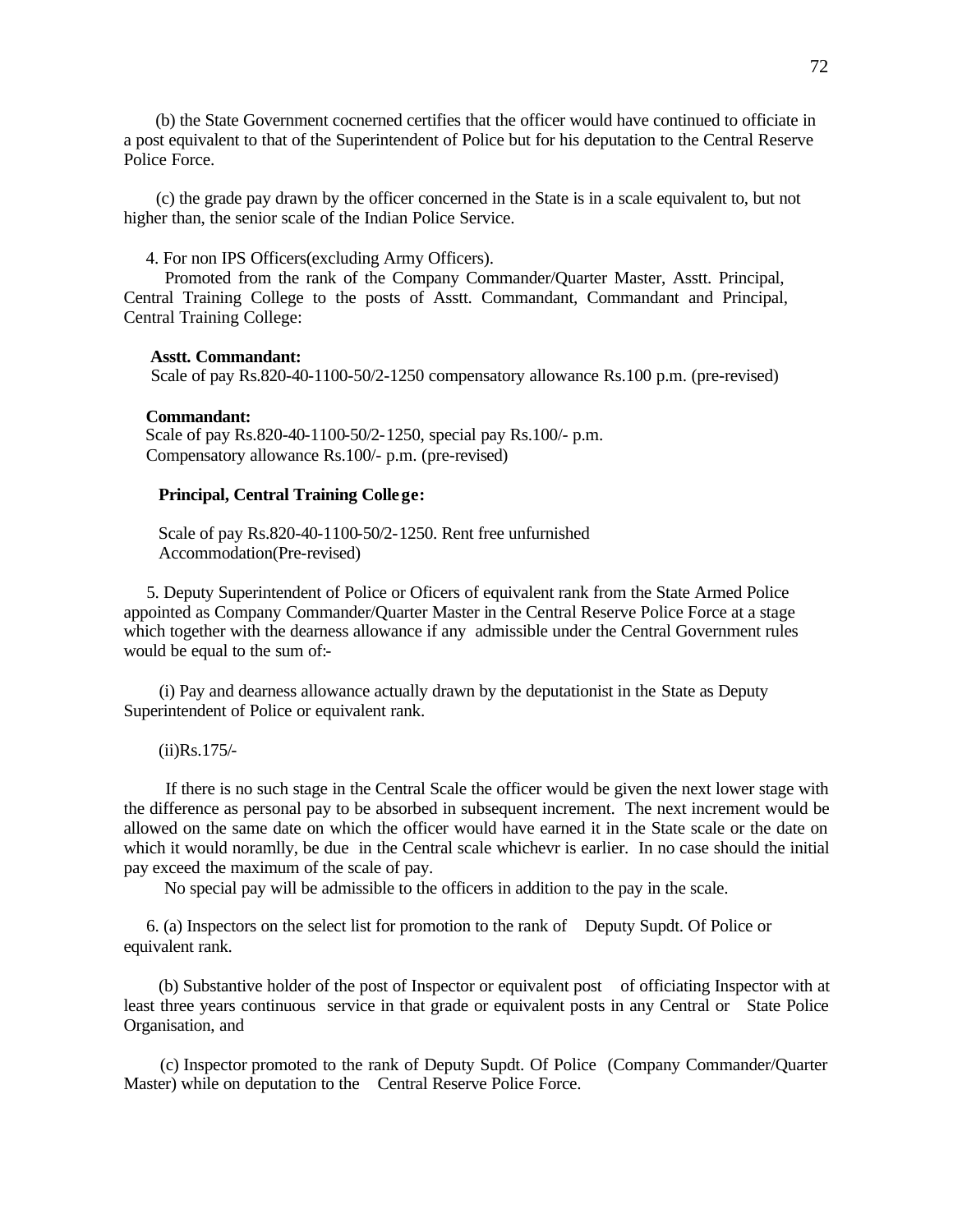(b) the State Government cocnerned certifies that the officer would have continued to officiate in a post equivalent to that of the Superintendent of Police but for his deputation to the Central Reserve Police Force.

(c) the grade pay drawn by the officer concerned in the State is in a scale equivalent to, but not higher than, the senior scale of the Indian Police Service.

4. For non IPS Officers(excluding Army Officers).

Promoted from the rank of the Company Commander/Quarter Master, Asstt. Principal, Central Training College to the posts of Asstt. Commandant, Commandant and Principal, Central Training College:

**Asstt. Commandant:**
Scale of pay Rs.820-40-1100-50/2-1250 compensatory allowance Rs.100 p.m. (pre-revised)

**Commandant:**
Scale of pay Rs.820-40-1100-50/2-1250, special pay Rs.100/- p.m.
Compensatory allowance Rs.100/- p.m. (pre-revised)

**Principal, Central Training College:**

Scale of pay Rs.820-40-1100-50/2-1250. Rent free unfurnished Accommodation(Pre-revised)

5. Deputy Superintendent of Police or Oficers of equivalent rank from the State Armed Police appointed as Company Commander/Quarter Master in the Central Reserve Police Force at a stage which together with the dearness allowance if any admissible under the Central Government rules would be equal to the sum of:-

(i) Pay and dearness allowance actually drawn by the deputationist in the State as Deputy Superintendent of Police or equivalent rank.

(ii)Rs.175/-

If there is no such stage in the Central Scale the officer would be given the next lower stage with the difference as personal pay to be absorbed in subsequent increment. The next increment would be allowed on the same date on which the officer would have earned it in the State scale or the date on which it would noramlly, be due in the Central scale whichevr is earlier. In no case should the initial pay exceed the maximum of the scale of pay.

No special pay will be admissible to the officers in addition to the pay in the scale.

6. (a) Inspectors on the select list for promotion to the rank of Deputy Supdt. Of Police or equivalent rank.

(b) Substantive holder of the post of Inspector or equivalent post of officiating Inspector with at least three years continuous service in that grade or equivalent posts in any Central or State Police Organisation, and

(c) Inspector promoted to the rank of Deputy Supdt. Of Police (Company Commander/Quarter Master) while on deputation to the Central Reserve Police Force.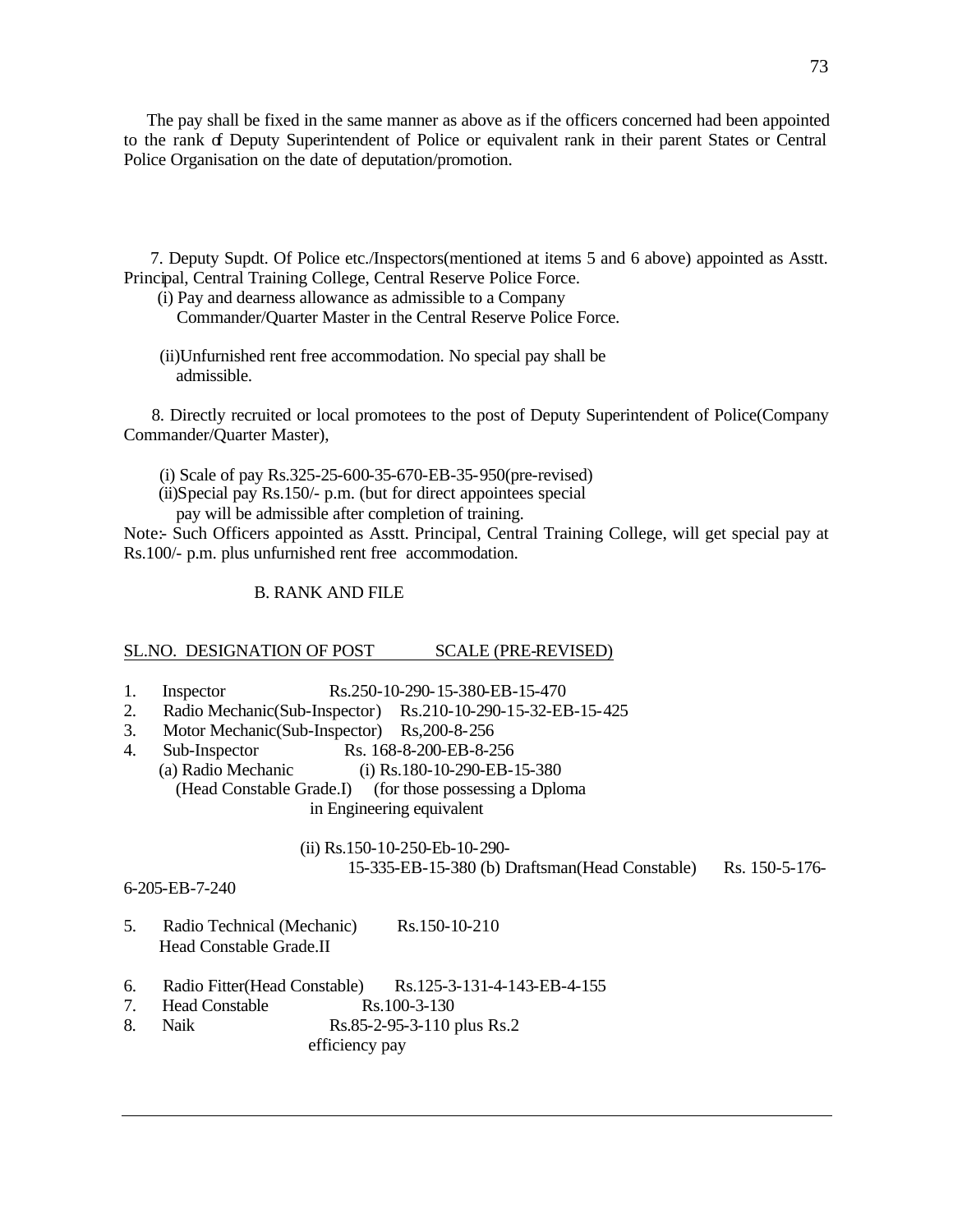The pay shall be fixed in the same manner as above as if the officers concerned had been appointed to the rank of Deputy Superintendent of Police or equivalent rank in their parent States or Central Police Organisation on the date of deputation/promotion.

7. Deputy Supdt. Of Police etc./Inspectors(mentioned at items 5 and 6 above) appointed as Asstt. Principal, Central Training College, Central Reserve Police Force.

(i) Pay and dearness allowance as admissible to a Company Commander/Quarter Master in the Central Reserve Police Force.

(ii)Unfurnished rent free accommodation. No special pay shall be admissible.

8. Directly recruited or local promotees to the post of Deputy Superintendent of Police(Company Commander/Quarter Master),

(i) Scale of pay Rs.325-25-600-35-670-EB-35-950(pre-revised)

(ii)Special pay Rs.150/- p.m. (but for direct appointees special pay will be admissible after completion of training.

Note:- Such Officers appointed as Asstt. Principal, Central Training College, will get special pay at Rs.100/- p.m. plus unfurnished rent free accommodation.

B. RANK AND FILE

| SL.NO. | DESIGNATION OF POST | SCALE (PRE-REVISED) |
|---|---|---|
| 1. | Inspector | Rs.250-10-290-15-380-EB-15-470 |
| 2. | Radio Mechanic(Sub-Inspector) | Rs.210-10-290-15-32-EB-15-425 |
| 3. | Motor Mechanic(Sub-Inspector) | Rs,200-8-256 |
| 4. | Sub-Inspector | Rs. 168-8-200-EB-8-256 |
| | (a) Radio Mechanic (Head Constable Grade.I) | (i) Rs.180-10-290-EB-15-380 (for those possessing a Dploma in Engineering equivalent |
| | | (ii) Rs.150-10-250-Eb-10-290-15-335-EB-15-380 |
| | (b) Draftsman(Head Constable) | Rs. 150-5-176-6-205-EB-7-240 |
| 5. | Radio Technical (Mechanic) Head Constable Grade.II | Rs.150-10-210 |
| 6. | Radio Fitter(Head Constable) | Rs.125-3-131-4-143-EB-4-155 |
| 7. | Head Constable | Rs.100-3-130 |
| 8. | Naik | Rs.85-2-95-3-110 plus Rs.2 efficiency pay |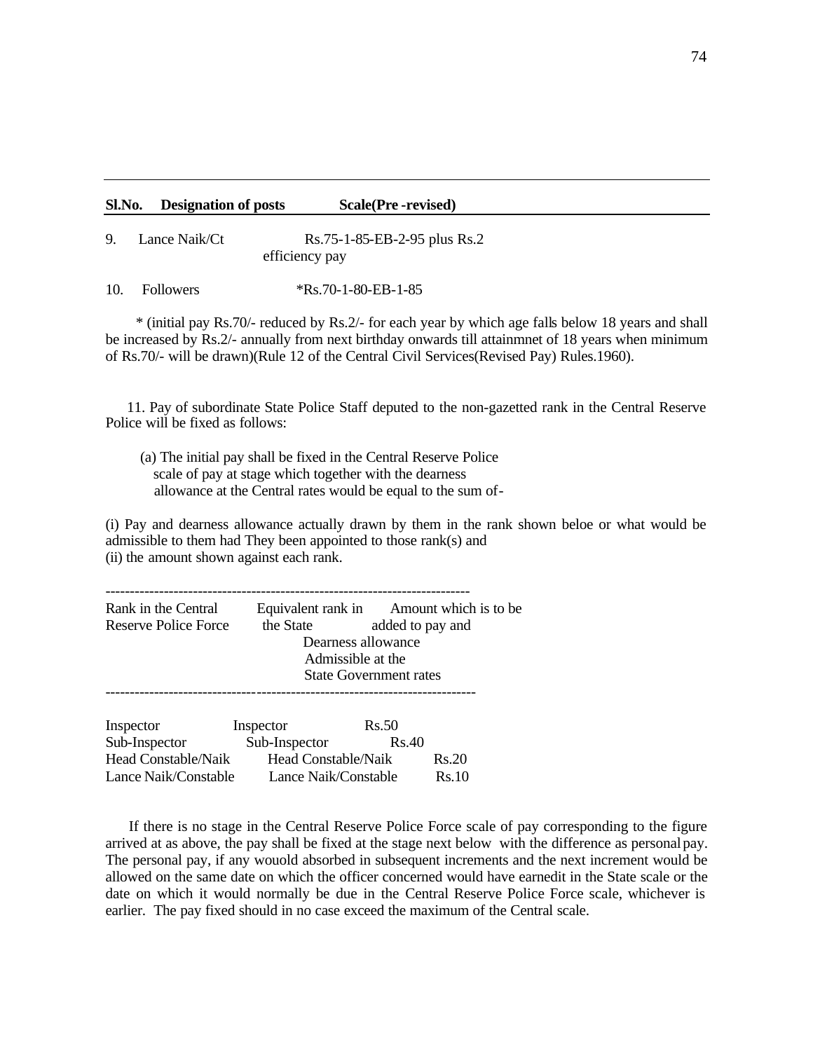| Sl.No. | Designation of posts | Scale(Pre -revised) |
|---|---|---|
| 9. | Lance Naik/Ct | Rs.75-1-85-EB-2-95 plus Rs.2 efficiency pay |
| 10. | Followers | *Rs.70-1-80-EB-1-85 |

\* (initial pay Rs.70/- reduced by Rs.2/- for each year by which age falls below 18 years and shall be increased by Rs.2/- annually from next birthday onwards till attainmnet of 18 years when minimum of Rs.70/- will be drawn)(Rule 12 of the Central Civil Services(Revised Pay) Rules.1960).

11. Pay of subordinate State Police Staff deputed to the non-gazetted rank in the Central Reserve Police will be fixed as follows:

(a) The initial pay shall be fixed in the Central Reserve Police scale of pay at stage which together with the dearness allowance at the Central rates would be equal to the sum of-

(i) Pay and dearness allowance actually drawn by them in the rank shown beloe or what would be admissible to them had They been appointed to those rank(s) and
(ii) the amount shown against each rank.

| Rank in the Central Reserve Police Force | Equivalent rank in the State | Amount which is to be added to pay and Dearness allowance Admissible at the State Government rates |
|---|---|---|
| Inspector | Inspector | Rs.50 |
| Sub-Inspector | Sub-Inspector | Rs.40 |
| Head Constable/Naik | Head Constable/Naik | Rs.20 |
| Lance Naik/Constable | Lance Naik/Constable | Rs.10 |

If there is no stage in the Central Reserve Police Force scale of pay corresponding to the figure arrived at as above, the pay shall be fixed at the stage next below with the difference as personal pay. The personal pay, if any wouold absorbed in subsequent increments and the next increment would be allowed on the same date on which the officer concerned would have earnedit in the State scale or the date on which it would normally be due in the Central Reserve Police Force scale, whichever is earlier. The pay fixed should in no case exceed the maximum of the Central scale.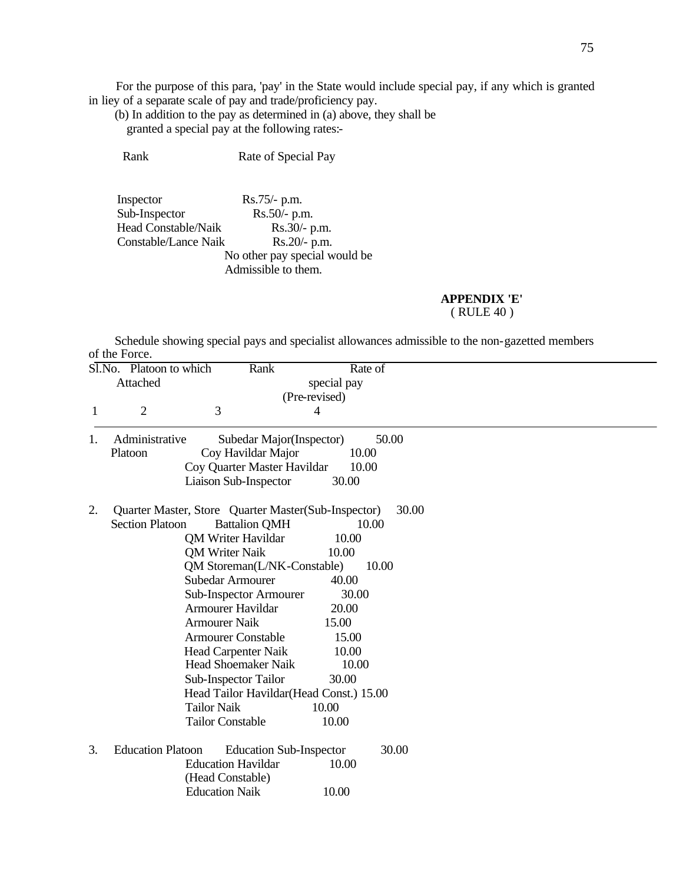For the purpose of this para, 'pay' in the State would include special pay, if any which is granted in liey of a separate scale of pay and trade/proficiency pay.

(b) In addition to the pay as determined in (a) above, they shall be granted a special pay at the following rates:-

| Rank | Rate of Special Pay |
|---|---|
| Inspector | Rs.75/- p.m. |
| Sub-Inspector | Rs.50/- p.m. |
| Head Constable/Naik | Rs.30/- p.m. |
| Constable/Lance Naik | Rs.20/- p.m. |

No other pay special would be Admissible to them.

**APPENDIX 'E'**
( RULE 40 )

Schedule showing special pays and specialist allowances admissible to the non-gazetted members of the Force.

| Sl.No. | Platoon to which Attached | Rank | Rate of special pay (Pre-revised) |
|---|---|---|---|
| 1 | 2 | 3 | 4 |
| 1. | Administrative Platoon | Subedar Major(Inspector) | 50.00 |
| | | Coy Havildar Major | 10.00 |
| | | Coy Quarter Master Havildar | 10.00 |
| | | Liaison Sub-Inspector | 30.00 |
| 2. | Quarter Master, Store Section Platoon | Quarter Master(Sub-Inspector) | 30.00 |
| | | Battalion QMH | 10.00 |
| | | QM Writer Havildar | 10.00 |
| | | QM Writer Naik | 10.00 |
| | | QM Storeman(L/NK-Constable) | 10.00 |
| | | Subedar Armourer | 40.00 |
| | | Sub-Inspector Armourer | 30.00 |
| | | Armourer Havildar | 20.00 |
| | | Armourer Naik | 15.00 |
| | | Armourer Constable | 15.00 |
| | | Head Carpenter Naik | 10.00 |
| | | Head Shoemaker Naik | 10.00 |
| | | Sub-Inspector Tailor | 30.00 |
| | | Head Tailor Havildar(Head Const.) | 15.00 |
| | | Tailor Naik | 10.00 |
| | | Tailor Constable | 10.00 |
| 3. | Education Platoon | Education Sub-Inspector | 30.00 |
| | | Education Havildar (Head Constable) | 10.00 |
| | | Education Naik | 10.00 |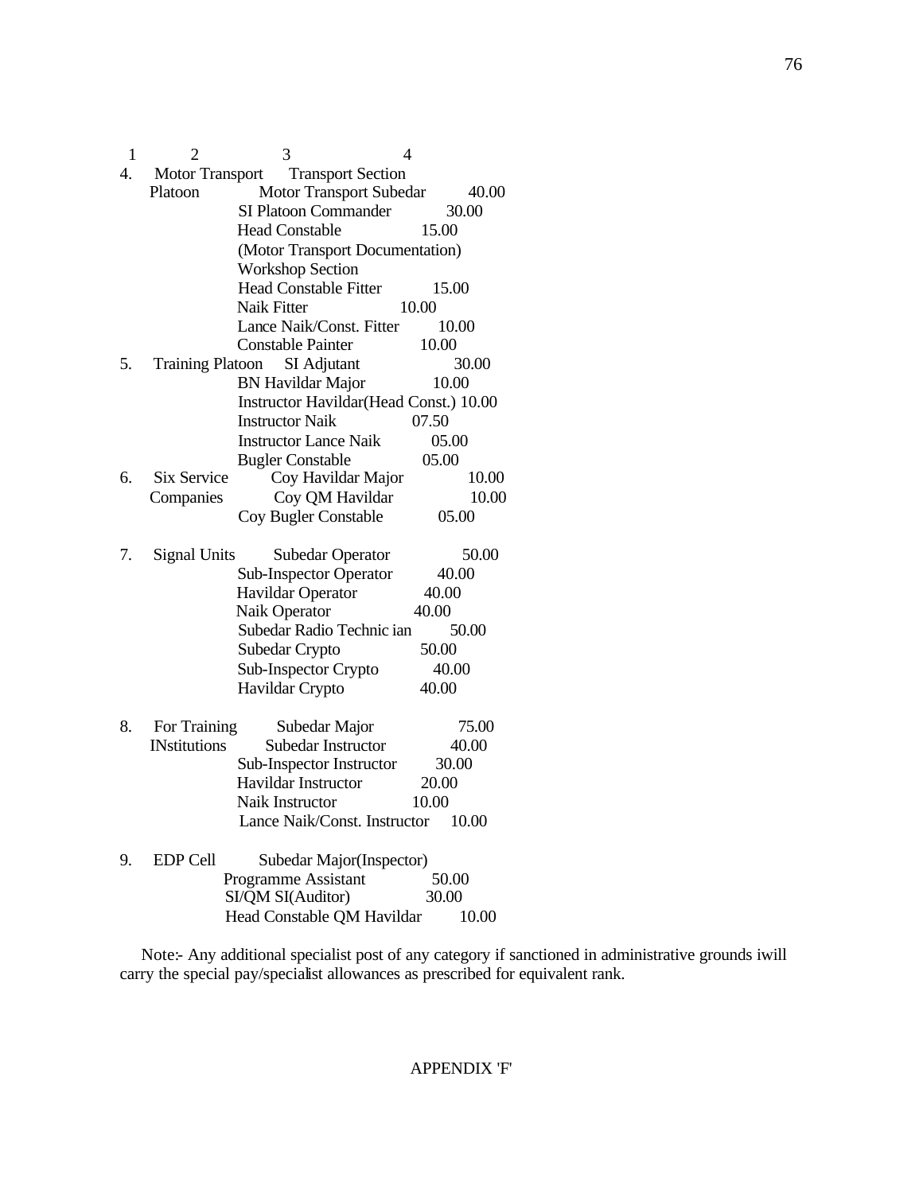| 1 | 2 | 3 | 4 |
|---|---|---|---|
| 4. | Motor Transport Platoon | Transport Section | |
| | | Motor Transport Subedar | 40.00 |
| | | SI Platoon Commander | 30.00 |
| | | Head Constable (Motor Transport Documentation) | 15.00 |
| | | Workshop Section | |
| | | Head Constable Fitter | 15.00 |
| | | Naik Fitter | 10.00 |
| | | Lance Naik/Const. Fitter | 10.00 |
| | | Constable Painter | 10.00 |
| 5. | Training Platoon | SI Adjutant | 30.00 |
| | | BN Havildar Major | 10.00 |
| | | Instructor Havildar(Head Const.) | 10.00 |
| | | Instructor Naik | 07.50 |
| | | Instructor Lance Naik | 05.00 |
| | | Bugler Constable | 05.00 |
| 6. | Six Service Companies | Coy Havildar Major | 10.00 |
| | | Coy QM Havildar | 10.00 |
| | | Coy Bugler Constable | 05.00 |
| 7. | Signal Units | Subedar Operator | 50.00 |
| | | Sub-Inspector Operator | 40.00 |
| | | Havildar Operator | 40.00 |
| | | Naik Operator | 40.00 |
| | | Subedar Radio Technic ian | 50.00 |
| | | Subedar Crypto | 50.00 |
| | | Sub-Inspector Crypto | 40.00 |
| | | Havildar Crypto | 40.00 |
| 8. | For Training INstitutions | Subedar Major | 75.00 |
| | | Subedar Instructor | 40.00 |
| | | Sub-Inspector Instructor | 30.00 |
| | | Havildar Instructor | 20.00 |
| | | Naik Instructor | 10.00 |
| | | Lance Naik/Const. Instructor | 10.00 |
| 9. | EDP Cell | Subedar Major(Inspector) | |
| | | Programme Assistant | 50.00 |
| | | SI/QM SI(Auditor) | 30.00 |
| | | Head Constable QM Havildar | 10.00 |

Note:- Any additional specialist post of any category if sanctioned in administrative grounds iwill carry the special pay/specialist allowances as prescribed for equivalent rank.

APPENDIX 'F'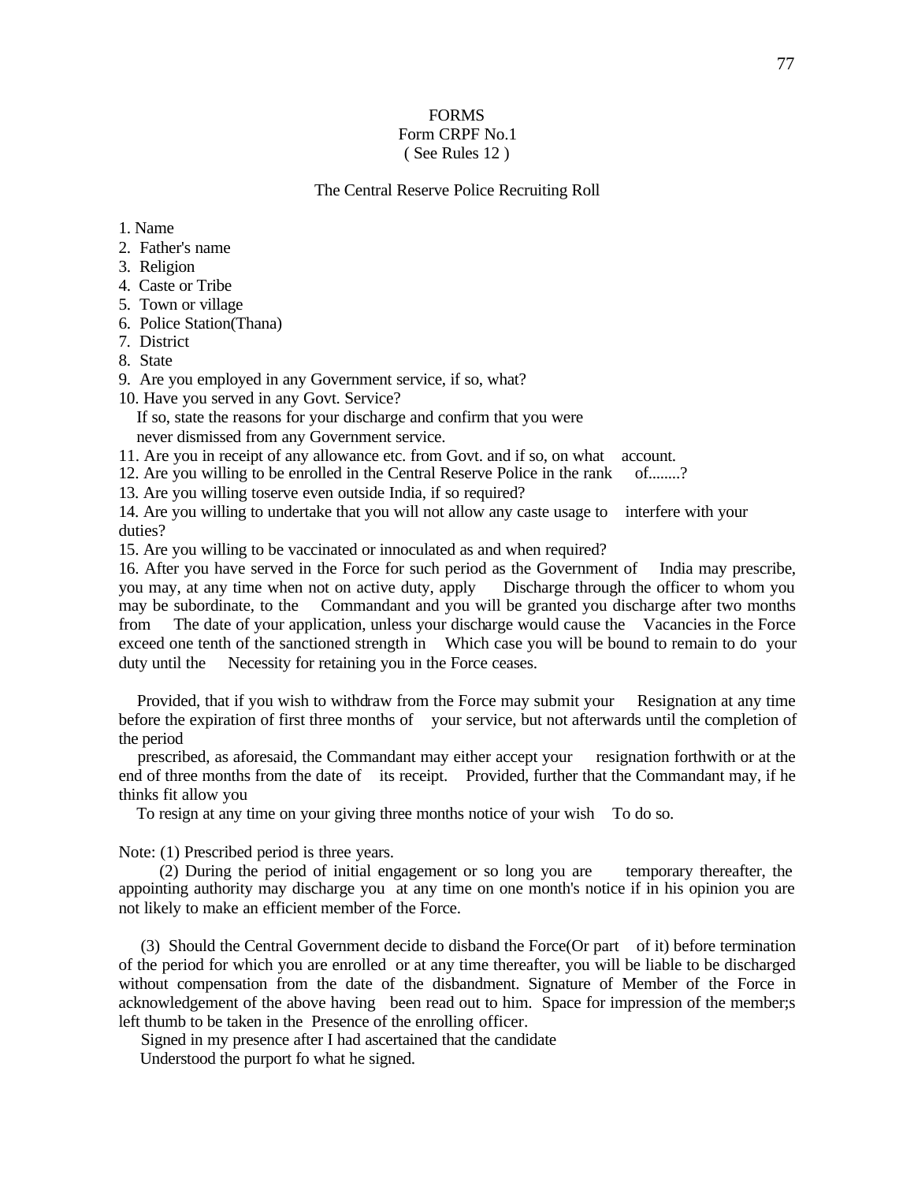# FORMS

## Form CRPF No.1

( See Rules 12 )

### The Central Reserve Police Recruiting Roll

1. Name
2. Father's name
3. Religion
4. Caste or Tribe
5. Town or village
6. Police Station(Thana)
7. District
8. State
9. Are you employed in any Government service, if so, what?
10. Have you served in any Govt. Service?
    If so, state the reasons for your discharge and confirm that you were never dismissed from any Government service.
11. Are you in receipt of any allowance etc. from Govt. and if so, on what account.
12. Are you willing to be enrolled in the Central Reserve Police in the rank of........?
13. Are you willing toserve even outside India, if so required?
14. Are you willing to undertake that you will not allow any caste usage to interfere with your duties?
15. Are you willing to be vaccinated or innoculated as and when required?
16. After you have served in the Force for such period as the Government of India may prescribe, you may, at any time when not on active duty, apply Discharge through the officer to whom you may be subordinate, to the Commandant and you will be granted you discharge after two months from The date of your application, unless your discharge would cause the Vacancies in the Force exceed one tenth of the sanctioned strength in Which case you will be bound to remain to do your duty until the Necessity for retaining you in the Force ceases.

Provided, that if you wish to withdraw from the Force may submit your Resignation at any time before the expiration of first three months of your service, but not afterwards until the completion of the period

prescribed, as aforesaid, the Commandant may either accept your resignation forthwith or at the end of three months from the date of its receipt. Provided, further that the Commandant may, if he thinks fit allow you

To resign at any time on your giving three months notice of your wish To do so.

Note: (1) Prescribed period is three years.

(2) During the period of initial engagement or so long you are temporary thereafter, the appointing authority may discharge you at any time on one month's notice if in his opinion you are not likely to make an efficient member of the Force.

(3) Should the Central Government decide to disband the Force(Or part of it) before termination of the period for which you are enrolled or at any time thereafter, you will be liable to be discharged without compensation from the date of the disbandment. Signature of Member of the Force in acknowledgement of the above having been read out to him. Space for impression of the member;s left thumb to be taken in the Presence of the enrolling officer.

Signed in my presence after I had ascertained that the candidate Understood the purport fo what he signed.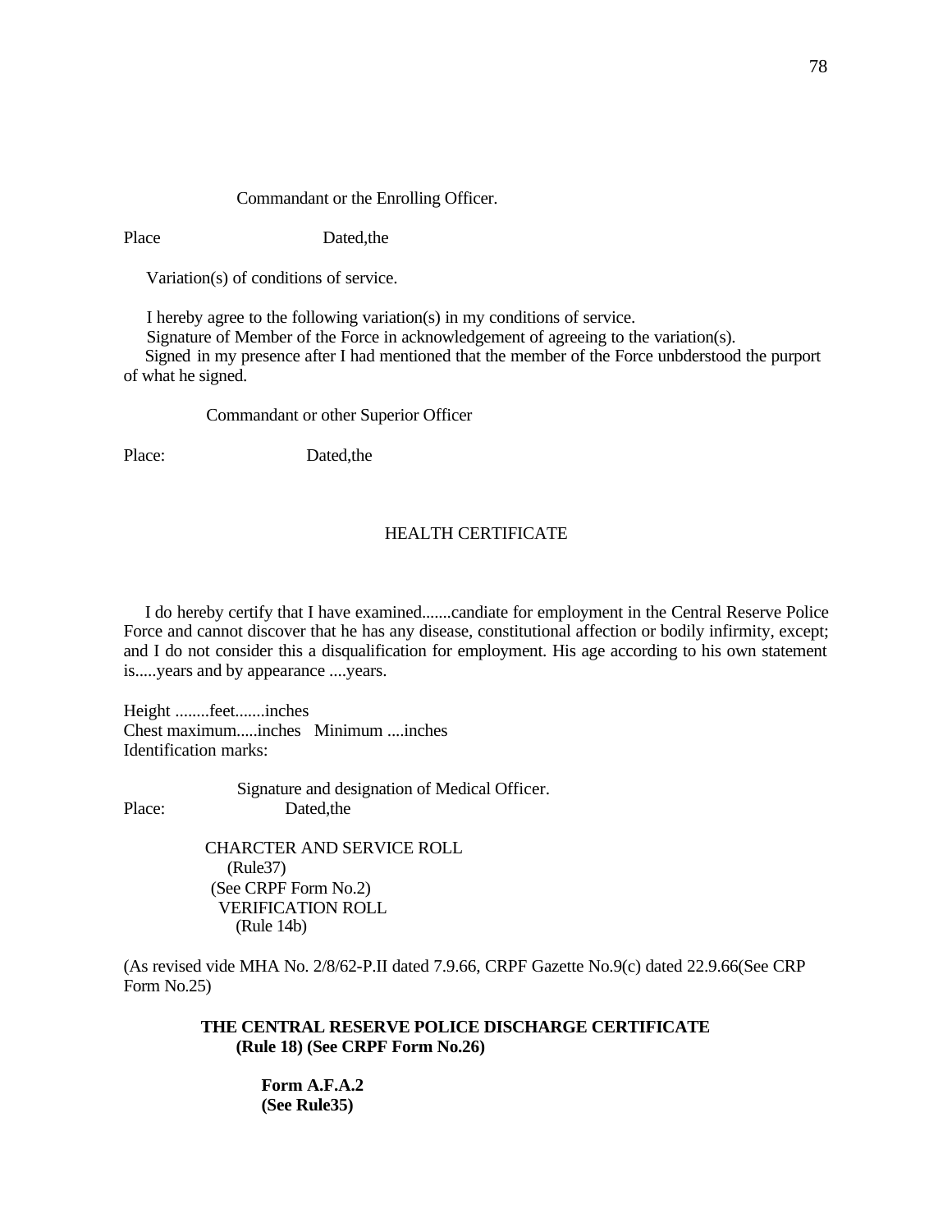Commandant or the Enrolling Officer.

Place Dated,the

Variation(s) of conditions of service.

I hereby agree to the following variation(s) in my conditions of service.
Signature of Member of the Force in acknowledgement of agreeing to the variation(s).
Signed in my presence after I had mentioned that the member of the Force unbderstood the purport of what he signed.

Commandant or other Superior Officer

Place: Dated,the

HEALTH CERTIFICATE

I do hereby certify that I have examined.......candiate for employment in the Central Reserve Police Force and cannot discover that he has any disease, constitutional affection or bodily infirmity, except; and I do not consider this a disqualification for employment. His age according to his own statement is.....years and by appearance ....years.

Height ........feet.......inches
Chest maximum.....inches Minimum ....inches
Identification marks:

Signature and designation of Medical Officer.
Place: Dated,the

CHARCTER AND SERVICE ROLL
(Rule37)
(See CRPF Form No.2)
VERIFICATION ROLL
(Rule 14b)

(As revised vide MHA No. 2/8/62-P.II dated 7.9.66, CRPF Gazette No.9(c) dated 22.9.66(See CRP Form No.25)

**THE CENTRAL RESERVE POLICE DISCHARGE CERTIFICATE**
**(Rule 18) (See CRPF Form No.26)**

**Form A.F.A.2**
**(See Rule35)**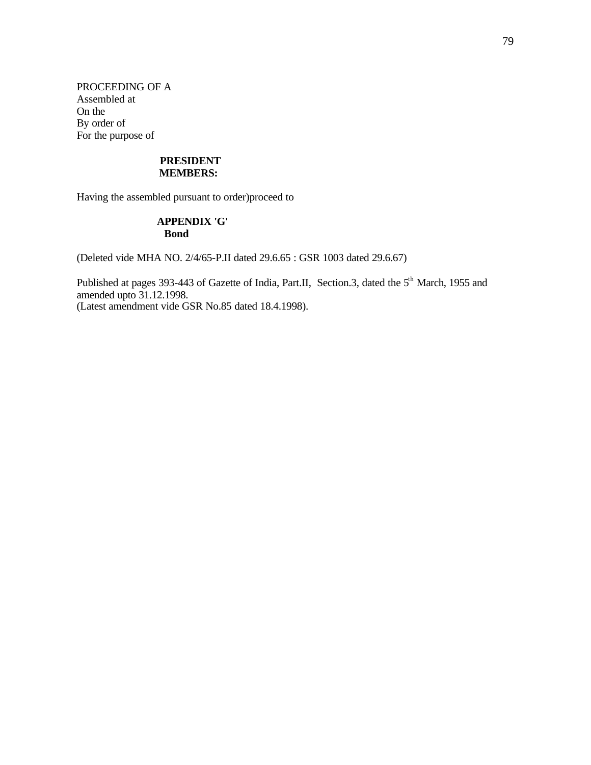PROCEEDING OF A
Assembled at
On the
By order of
For the purpose of

**PRESIDENT**
**MEMBERS:**

Having the assembled pursuant to order)proceed to

## APPENDIX 'G'
### Bond

(Deleted vide MHA NO. 2/4/65-P.II dated 29.6.65 : GSR 1003 dated 29.6.67)

Published at pages 393-443 of Gazette of India, Part.II, Section.3, dated the 5th March, 1955 and amended upto 31.12.1998.
(Latest amendment vide GSR No.85 dated 18.4.1998).